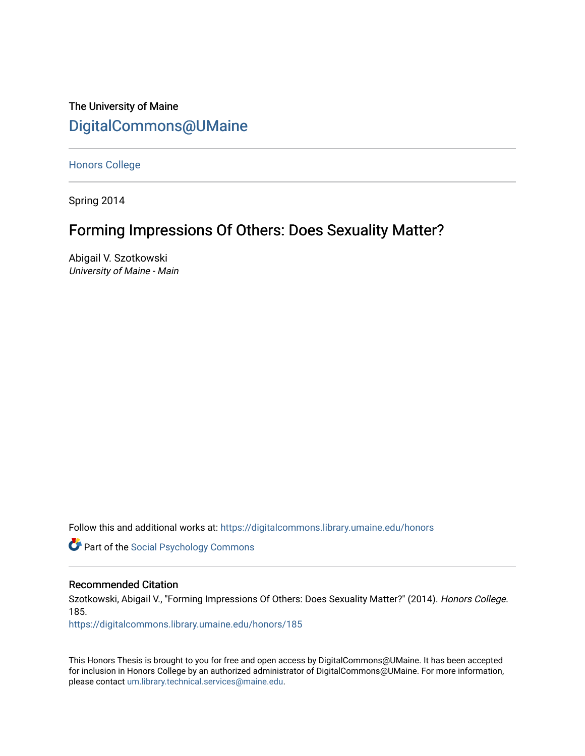The University of Maine

DigitalCommons@UMaine

Honors College

Spring 2014

# Forming Impressions Of Others: Does Sexuality Matter?

Abigail V. Szotkowski
*University of Maine - Main*

Follow this and additional works at: https://digitalcommons.library.umaine.edu/honors

Part of the Social Psychology Commons

## Recommended Citation

Szotkowski, Abigail V., "Forming Impressions Of Others: Does Sexuality Matter?" (2014). *Honors College*. 185.
https://digitalcommons.library.umaine.edu/honors/185

This Honors Thesis is brought to you for free and open access by DigitalCommons@UMaine. It has been accepted for inclusion in Honors College by an authorized administrator of DigitalCommons@UMaine. For more information, please contact um.library.technical.services@maine.edu.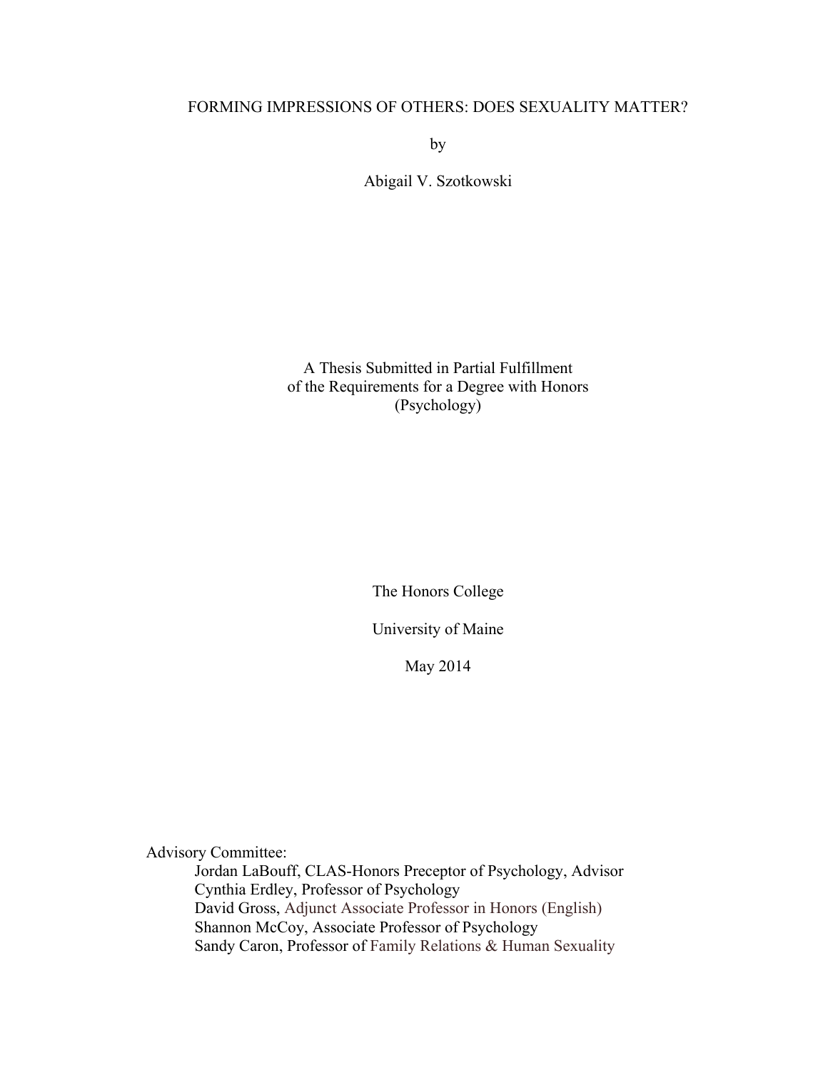# FORMING IMPRESSIONS OF OTHERS: DOES SEXUALITY MATTER?

by

Abigail V. Szotkowski

A Thesis Submitted in Partial Fulfillment
of the Requirements for a Degree with Honors
(Psychology)

The Honors College

University of Maine

May 2014

Advisory Committee:

Jordan LaBouff, CLAS-Honors Preceptor of Psychology, Advisor
Cynthia Erdley, Professor of Psychology
David Gross, Adjunct Associate Professor in Honors (English)
Shannon McCoy, Associate Professor of Psychology
Sandy Caron, Professor of Family Relations & Human Sexuality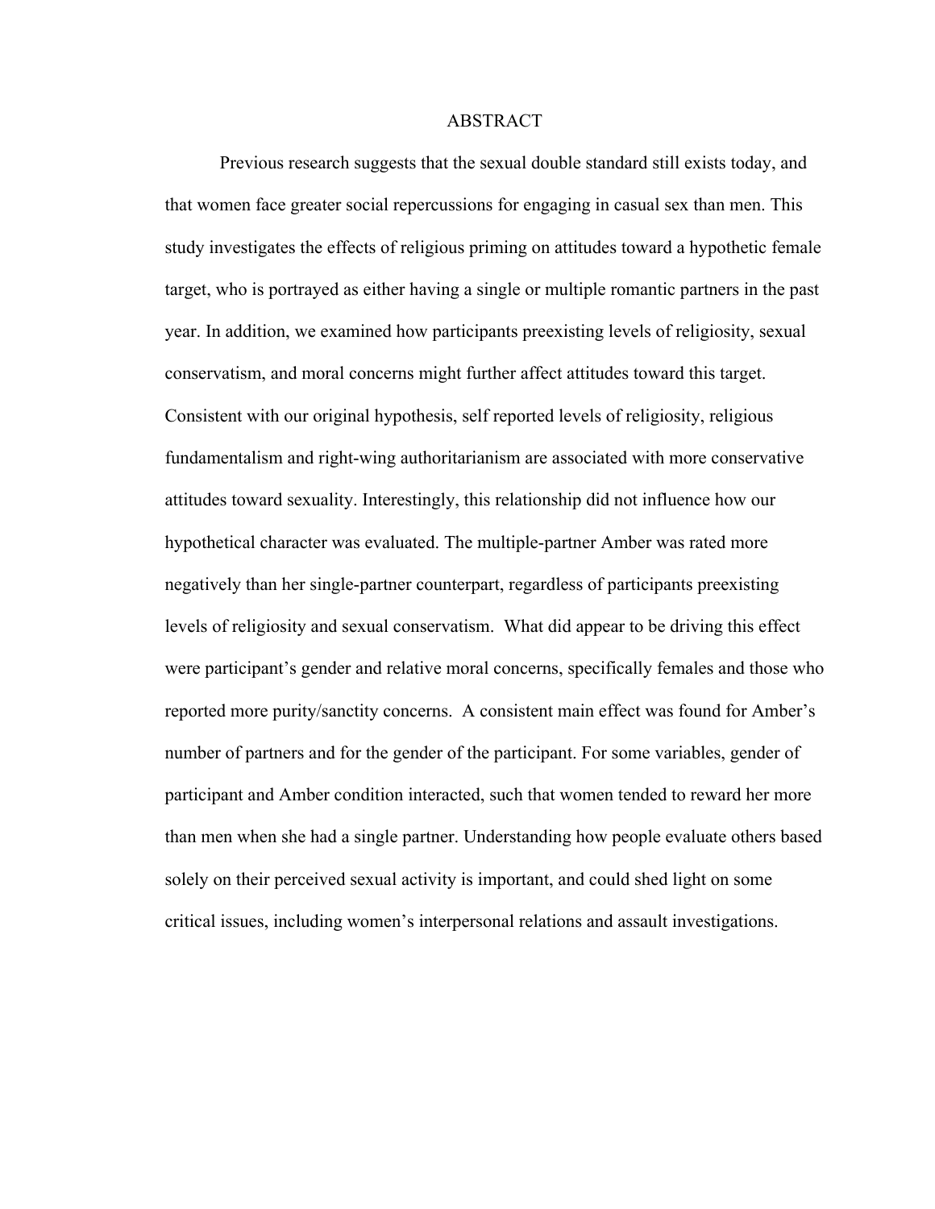# ABSTRACT

Previous research suggests that the sexual double standard still exists today, and that women face greater social repercussions for engaging in casual sex than men. This study investigates the effects of religious priming on attitudes toward a hypothetic female target, who is portrayed as either having a single or multiple romantic partners in the past year. In addition, we examined how participants preexisting levels of religiosity, sexual conservatism, and moral concerns might further affect attitudes toward this target. Consistent with our original hypothesis, self reported levels of religiosity, religious fundamentalism and right-wing authoritarianism are associated with more conservative attitudes toward sexuality. Interestingly, this relationship did not influence how our hypothetical character was evaluated. The multiple-partner Amber was rated more negatively than her single-partner counterpart, regardless of participants preexisting levels of religiosity and sexual conservatism. What did appear to be driving this effect were participant's gender and relative moral concerns, specifically females and those who reported more purity/sanctity concerns. A consistent main effect was found for Amber's number of partners and for the gender of the participant. For some variables, gender of participant and Amber condition interacted, such that women tended to reward her more than men when she had a single partner. Understanding how people evaluate others based solely on their perceived sexual activity is important, and could shed light on some critical issues, including women's interpersonal relations and assault investigations.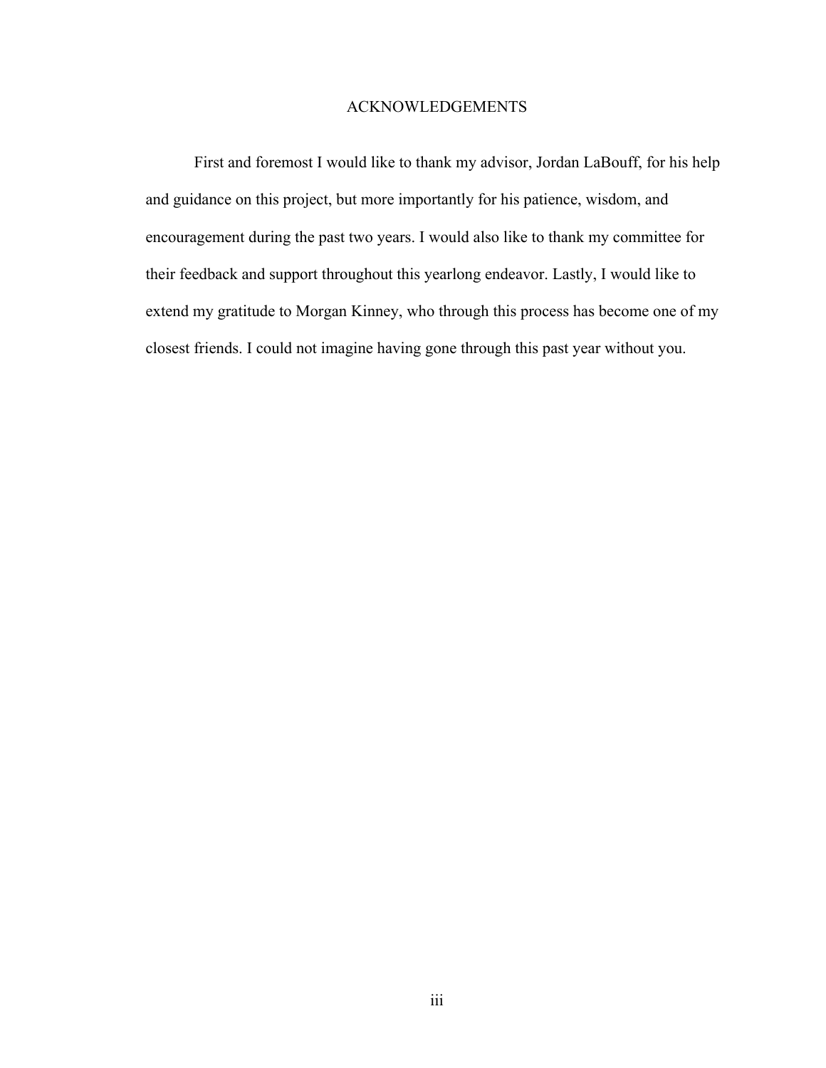# ACKNOWLEDGEMENTS

First and foremost I would like to thank my advisor, Jordan LaBouff, for his help and guidance on this project, but more importantly for his patience, wisdom, and encouragement during the past two years. I would also like to thank my committee for their feedback and support throughout this yearlong endeavor. Lastly, I would like to extend my gratitude to Morgan Kinney, who through this process has become one of my closest friends. I could not imagine having gone through this past year without you.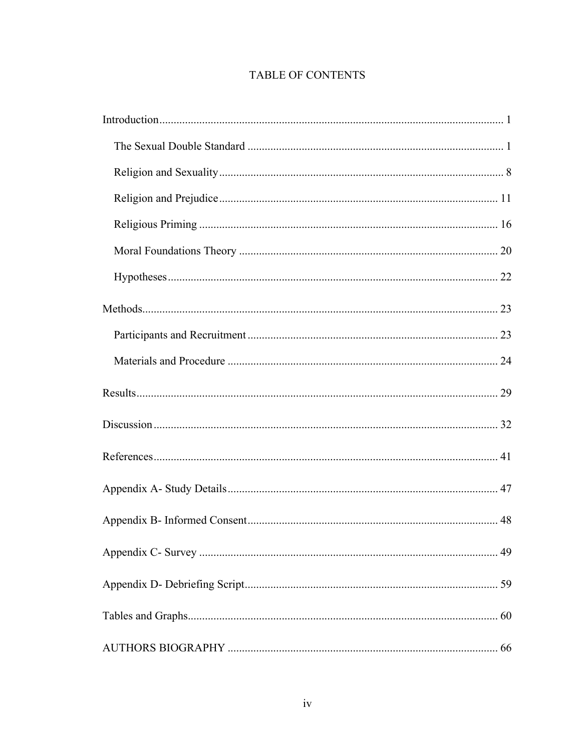# TABLE OF CONTENTS

Introduction ..... 1

- The Sexual Double Standard ..... 1
- Religion and Sexuality ..... 8
- Religion and Prejudice ..... 11
- Religious Priming ..... 16
- Moral Foundations Theory ..... 20
- Hypotheses ..... 22

Methods ..... 23

- Participants and Recruitment ..... 23
- Materials and Procedure ..... 24

Results ..... 29

Discussion ..... 32

References ..... 41

Appendix A- Study Details ..... 47

Appendix B- Informed Consent ..... 48

Appendix C- Survey ..... 49

Appendix D- Debriefing Script ..... 59

Tables and Graphs ..... 60

AUTHORS BIOGRAPHY ..... 66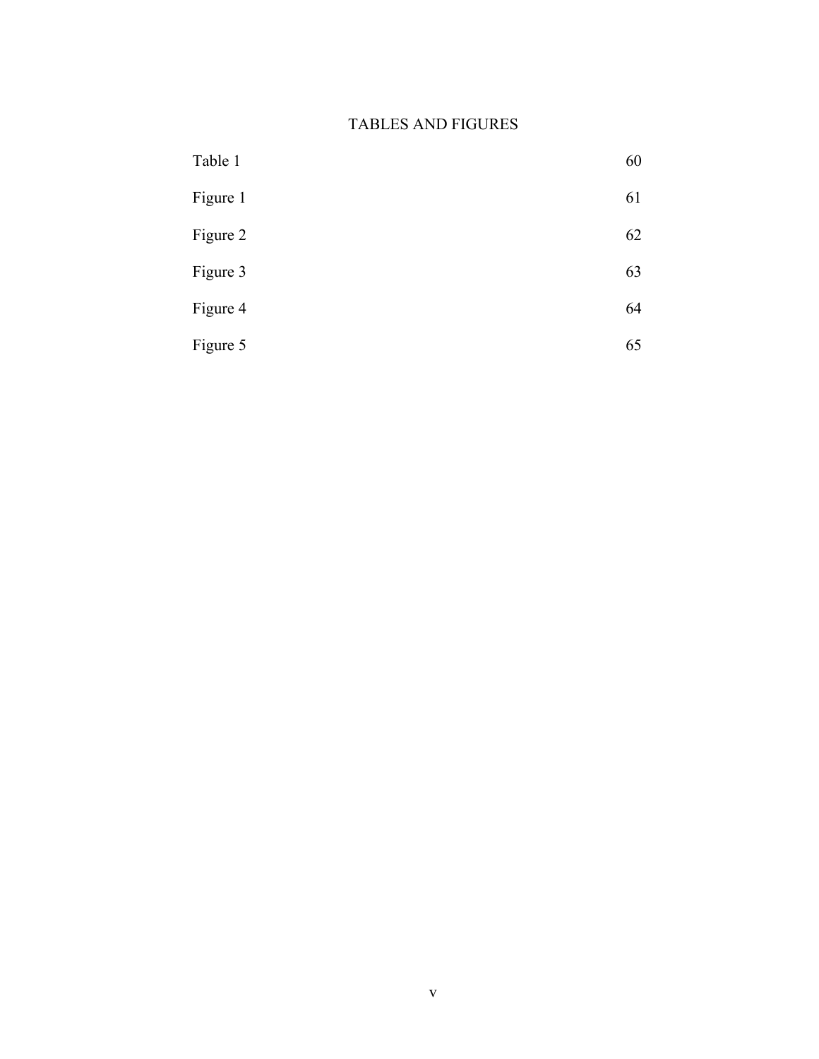# TABLES AND FIGURES

| | |
|---|---|
| Table 1 | 60 |
| Figure 1 | 61 |
| Figure 2 | 62 |
| Figure 3 | 63 |
| Figure 4 | 64 |
| Figure 5 | 65 |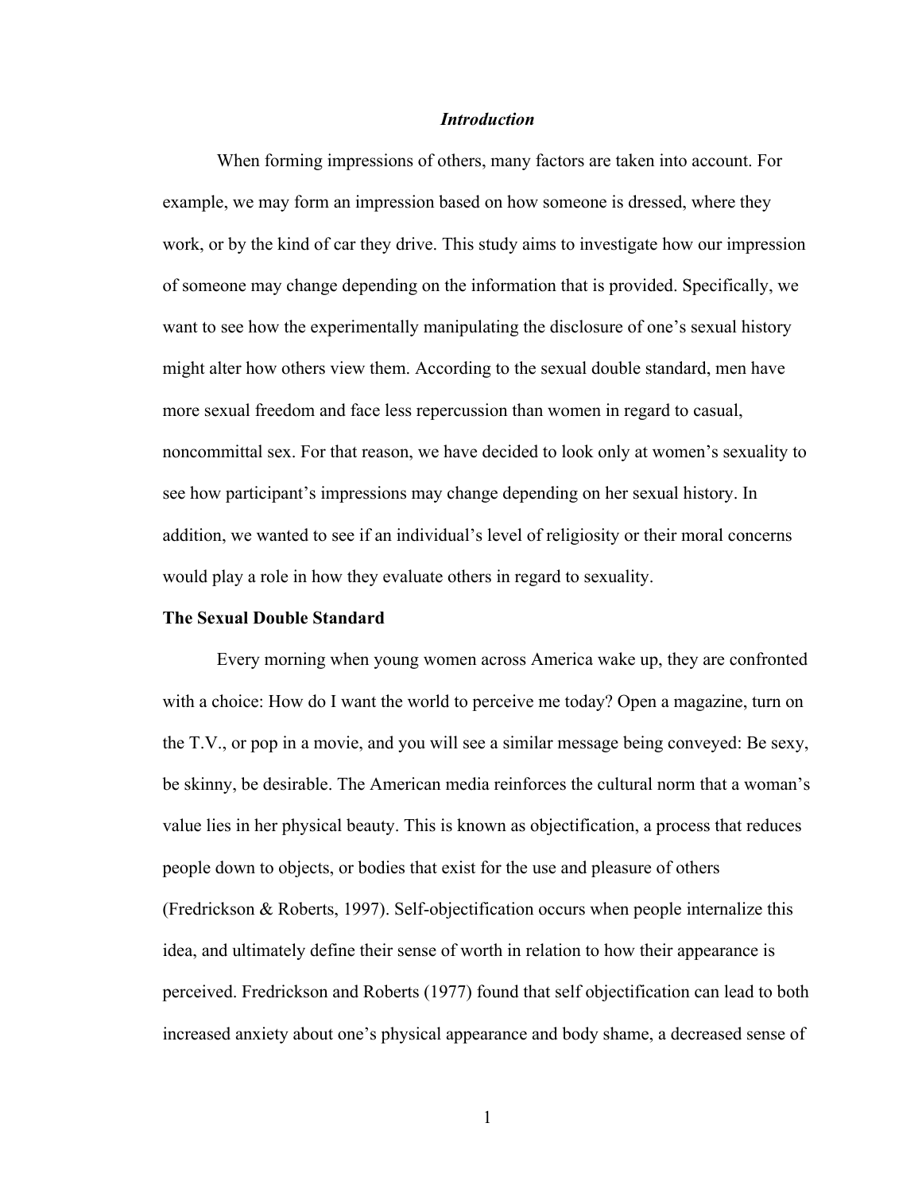## *Introduction*

When forming impressions of others, many factors are taken into account. For example, we may form an impression based on how someone is dressed, where they work, or by the kind of car they drive. This study aims to investigate how our impression of someone may change depending on the information that is provided. Specifically, we want to see how the experimentally manipulating the disclosure of one's sexual history might alter how others view them. According to the sexual double standard, men have more sexual freedom and face less repercussion than women in regard to casual, noncommittal sex. For that reason, we have decided to look only at women's sexuality to see how participant's impressions may change depending on her sexual history. In addition, we wanted to see if an individual's level of religiosity or their moral concerns would play a role in how they evaluate others in regard to sexuality.

### The Sexual Double Standard

Every morning when young women across America wake up, they are confronted with a choice: How do I want the world to perceive me today? Open a magazine, turn on the T.V., or pop in a movie, and you will see a similar message being conveyed: Be sexy, be skinny, be desirable. The American media reinforces the cultural norm that a woman's value lies in her physical beauty. This is known as objectification, a process that reduces people down to objects, or bodies that exist for the use and pleasure of others (Fredrickson & Roberts, 1997). Self-objectification occurs when people internalize this idea, and ultimately define their sense of worth in relation to how their appearance is perceived. Fredrickson and Roberts (1977) found that self objectification can lead to both increased anxiety about one's physical appearance and body shame, a decreased sense of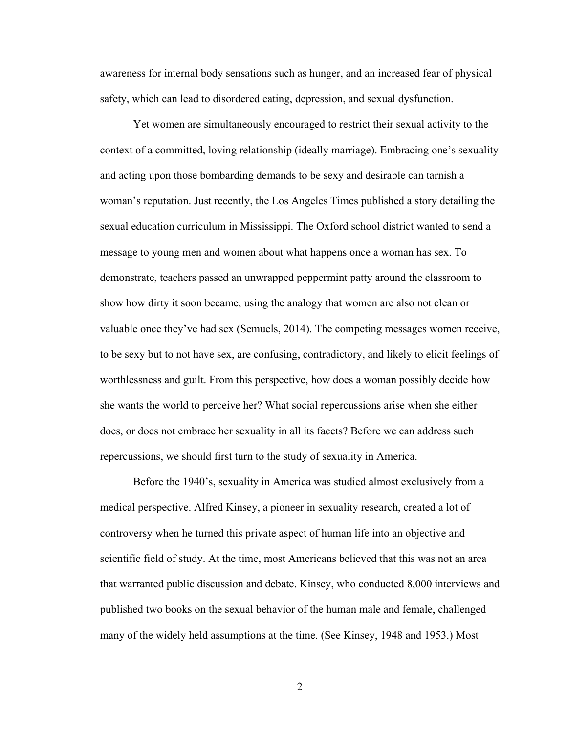awareness for internal body sensations such as hunger, and an increased fear of physical safety, which can lead to disordered eating, depression, and sexual dysfunction.

Yet women are simultaneously encouraged to restrict their sexual activity to the context of a committed, loving relationship (ideally marriage). Embracing one's sexuality and acting upon those bombarding demands to be sexy and desirable can tarnish a woman's reputation. Just recently, the Los Angeles Times published a story detailing the sexual education curriculum in Mississippi. The Oxford school district wanted to send a message to young men and women about what happens once a woman has sex. To demonstrate, teachers passed an unwrapped peppermint patty around the classroom to show how dirty it soon became, using the analogy that women are also not clean or valuable once they've had sex (Semuels, 2014). The competing messages women receive, to be sexy but to not have sex, are confusing, contradictory, and likely to elicit feelings of worthlessness and guilt. From this perspective, how does a woman possibly decide how she wants the world to perceive her? What social repercussions arise when she either does, or does not embrace her sexuality in all its facets? Before we can address such repercussions, we should first turn to the study of sexuality in America.

Before the 1940's, sexuality in America was studied almost exclusively from a medical perspective. Alfred Kinsey, a pioneer in sexuality research, created a lot of controversy when he turned this private aspect of human life into an objective and scientific field of study. At the time, most Americans believed that this was not an area that warranted public discussion and debate. Kinsey, who conducted 8,000 interviews and published two books on the sexual behavior of the human male and female, challenged many of the widely held assumptions at the time. (See Kinsey, 1948 and 1953.) Most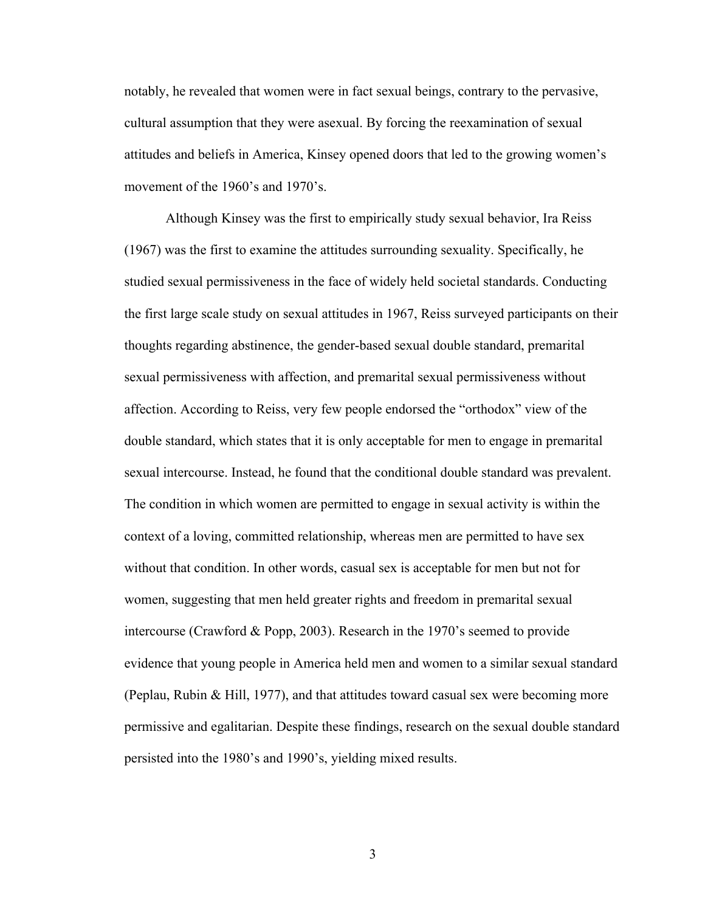notably, he revealed that women were in fact sexual beings, contrary to the pervasive, cultural assumption that they were asexual. By forcing the reexamination of sexual attitudes and beliefs in America, Kinsey opened doors that led to the growing women's movement of the 1960's and 1970's.

Although Kinsey was the first to empirically study sexual behavior, Ira Reiss (1967) was the first to examine the attitudes surrounding sexuality. Specifically, he studied sexual permissiveness in the face of widely held societal standards. Conducting the first large scale study on sexual attitudes in 1967, Reiss surveyed participants on their thoughts regarding abstinence, the gender-based sexual double standard, premarital sexual permissiveness with affection, and premarital sexual permissiveness without affection. According to Reiss, very few people endorsed the "orthodox" view of the double standard, which states that it is only acceptable for men to engage in premarital sexual intercourse. Instead, he found that the conditional double standard was prevalent. The condition in which women are permitted to engage in sexual activity is within the context of a loving, committed relationship, whereas men are permitted to have sex without that condition. In other words, casual sex is acceptable for men but not for women, suggesting that men held greater rights and freedom in premarital sexual intercourse (Crawford & Popp, 2003). Research in the 1970's seemed to provide evidence that young people in America held men and women to a similar sexual standard (Peplau, Rubin & Hill, 1977), and that attitudes toward casual sex were becoming more permissive and egalitarian. Despite these findings, research on the sexual double standard persisted into the 1980's and 1990's, yielding mixed results.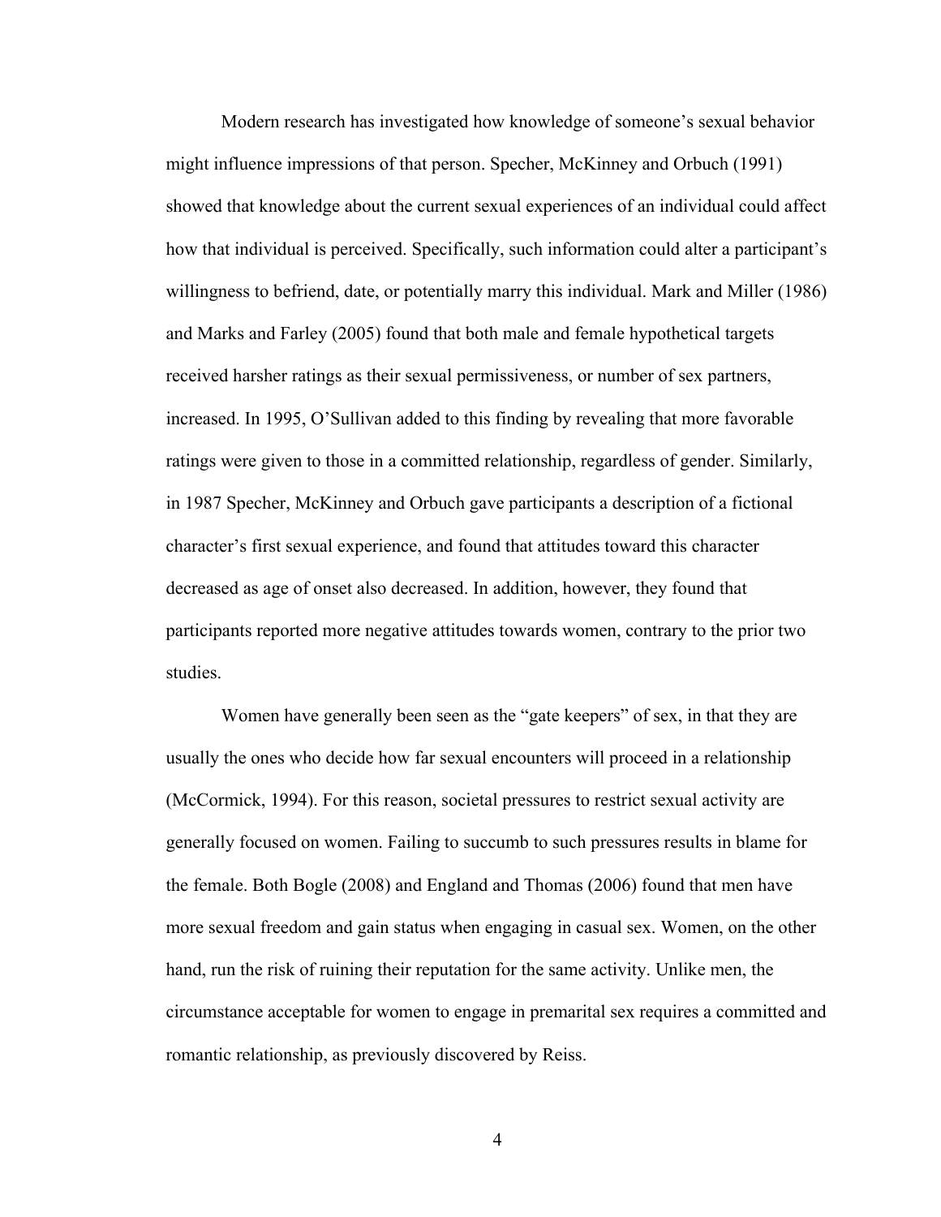Modern research has investigated how knowledge of someone's sexual behavior might influence impressions of that person. Specher, McKinney and Orbuch (1991) showed that knowledge about the current sexual experiences of an individual could affect how that individual is perceived. Specifically, such information could alter a participant's willingness to befriend, date, or potentially marry this individual. Mark and Miller (1986) and Marks and Farley (2005) found that both male and female hypothetical targets received harsher ratings as their sexual permissiveness, or number of sex partners, increased. In 1995, O'Sullivan added to this finding by revealing that more favorable ratings were given to those in a committed relationship, regardless of gender. Similarly, in 1987 Specher, McKinney and Orbuch gave participants a description of a fictional character's first sexual experience, and found that attitudes toward this character decreased as age of onset also decreased. In addition, however, they found that participants reported more negative attitudes towards women, contrary to the prior two studies.

Women have generally been seen as the "gate keepers" of sex, in that they are usually the ones who decide how far sexual encounters will proceed in a relationship (McCormick, 1994). For this reason, societal pressures to restrict sexual activity are generally focused on women. Failing to succumb to such pressures results in blame for the female. Both Bogle (2008) and England and Thomas (2006) found that men have more sexual freedom and gain status when engaging in casual sex. Women, on the other hand, run the risk of ruining their reputation for the same activity. Unlike men, the circumstance acceptable for women to engage in premarital sex requires a committed and romantic relationship, as previously discovered by Reiss.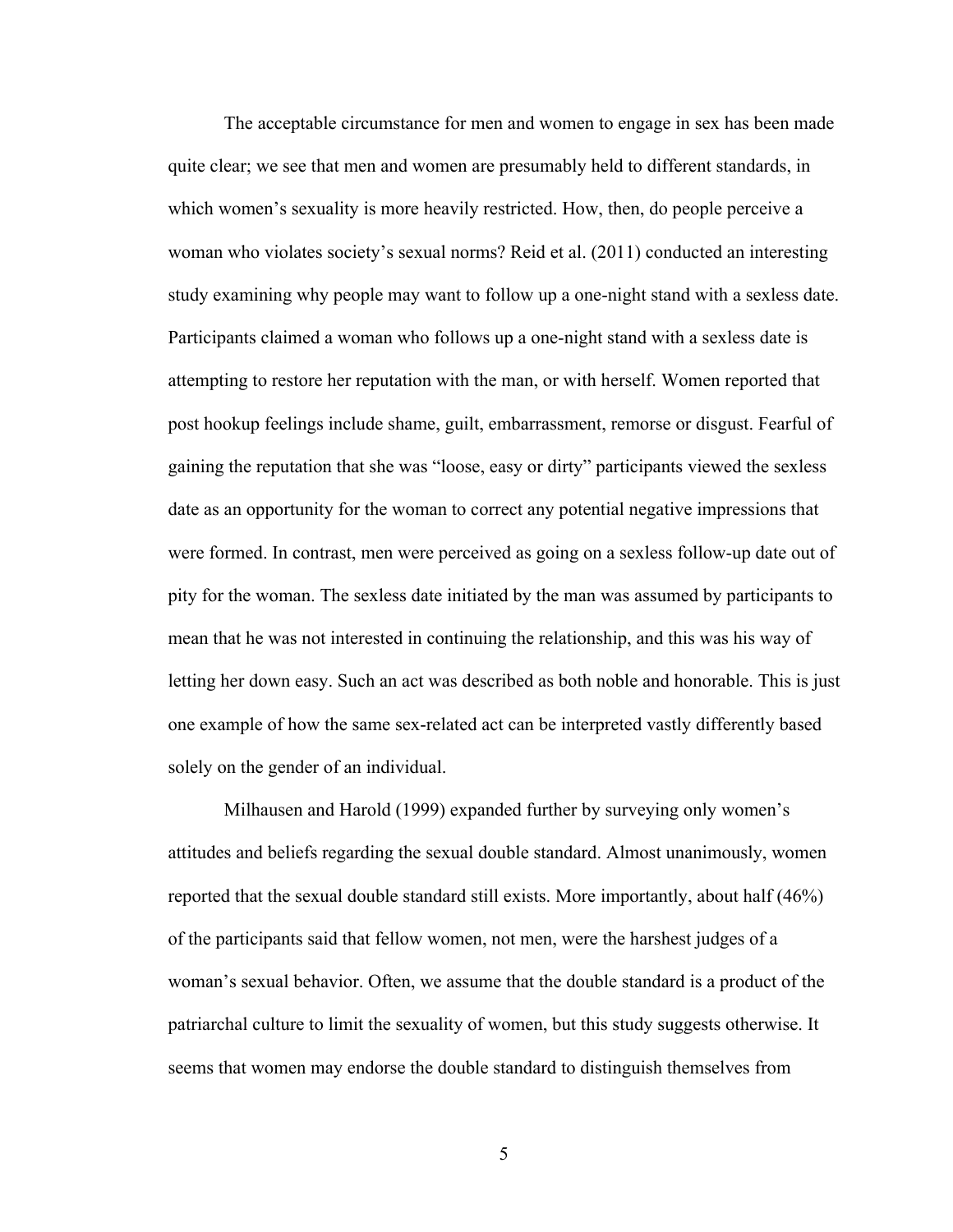The acceptable circumstance for men and women to engage in sex has been made quite clear; we see that men and women are presumably held to different standards, in which women's sexuality is more heavily restricted. How, then, do people perceive a woman who violates society's sexual norms? Reid et al. (2011) conducted an interesting study examining why people may want to follow up a one-night stand with a sexless date. Participants claimed a woman who follows up a one-night stand with a sexless date is attempting to restore her reputation with the man, or with herself. Women reported that post hookup feelings include shame, guilt, embarrassment, remorse or disgust. Fearful of gaining the reputation that she was "loose, easy or dirty" participants viewed the sexless date as an opportunity for the woman to correct any potential negative impressions that were formed. In contrast, men were perceived as going on a sexless follow-up date out of pity for the woman. The sexless date initiated by the man was assumed by participants to mean that he was not interested in continuing the relationship, and this was his way of letting her down easy. Such an act was described as both noble and honorable. This is just one example of how the same sex-related act can be interpreted vastly differently based solely on the gender of an individual.

Milhausen and Harold (1999) expanded further by surveying only women's attitudes and beliefs regarding the sexual double standard. Almost unanimously, women reported that the sexual double standard still exists. More importantly, about half (46%) of the participants said that fellow women, not men, were the harshest judges of a woman's sexual behavior. Often, we assume that the double standard is a product of the patriarchal culture to limit the sexuality of women, but this study suggests otherwise. It seems that women may endorse the double standard to distinguish themselves from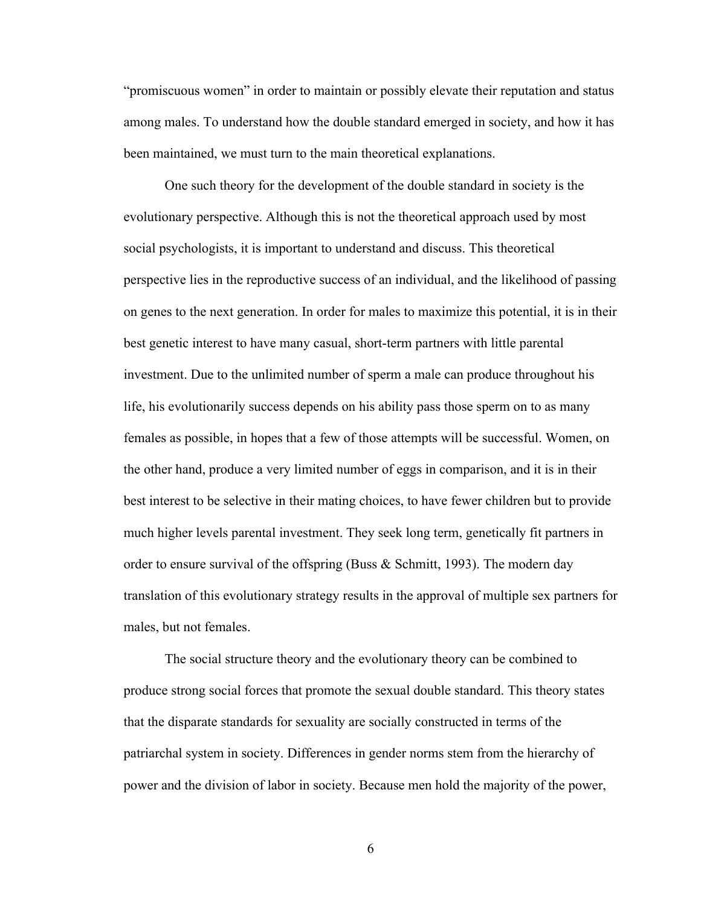"promiscuous women" in order to maintain or possibly elevate their reputation and status among males. To understand how the double standard emerged in society, and how it has been maintained, we must turn to the main theoretical explanations.

One such theory for the development of the double standard in society is the evolutionary perspective. Although this is not the theoretical approach used by most social psychologists, it is important to understand and discuss. This theoretical perspective lies in the reproductive success of an individual, and the likelihood of passing on genes to the next generation. In order for males to maximize this potential, it is in their best genetic interest to have many casual, short-term partners with little parental investment. Due to the unlimited number of sperm a male can produce throughout his life, his evolutionarily success depends on his ability pass those sperm on to as many females as possible, in hopes that a few of those attempts will be successful. Women, on the other hand, produce a very limited number of eggs in comparison, and it is in their best interest to be selective in their mating choices, to have fewer children but to provide much higher levels parental investment. They seek long term, genetically fit partners in order to ensure survival of the offspring (Buss & Schmitt, 1993). The modern day translation of this evolutionary strategy results in the approval of multiple sex partners for males, but not females.

The social structure theory and the evolutionary theory can be combined to produce strong social forces that promote the sexual double standard. This theory states that the disparate standards for sexuality are socially constructed in terms of the patriarchal system in society. Differences in gender norms stem from the hierarchy of power and the division of labor in society. Because men hold the majority of the power,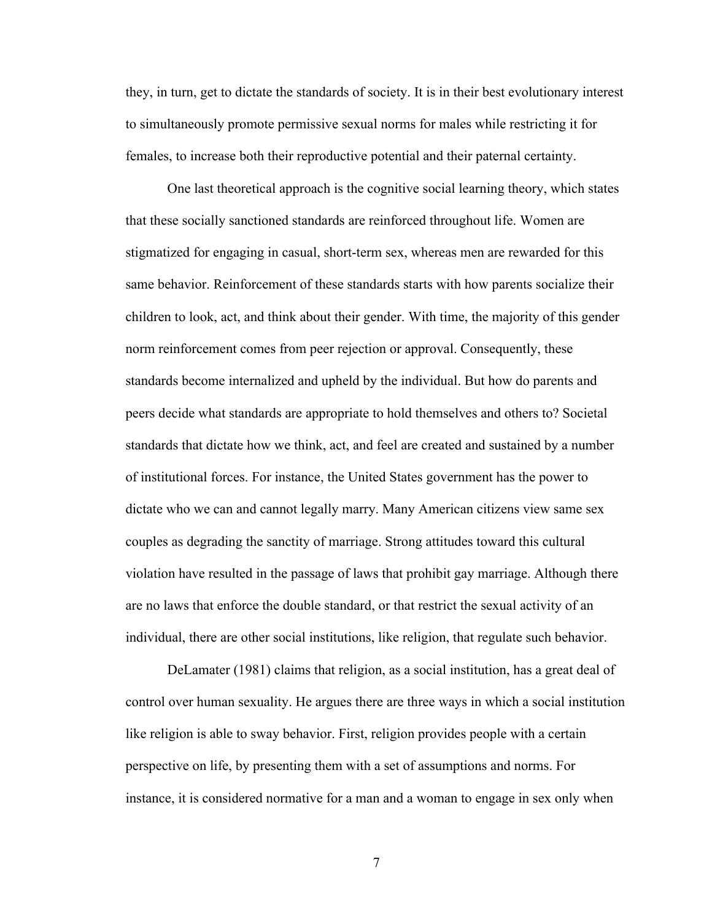they, in turn, get to dictate the standards of society. It is in their best evolutionary interest to simultaneously promote permissive sexual norms for males while restricting it for females, to increase both their reproductive potential and their paternal certainty.

One last theoretical approach is the cognitive social learning theory, which states that these socially sanctioned standards are reinforced throughout life. Women are stigmatized for engaging in casual, short-term sex, whereas men are rewarded for this same behavior. Reinforcement of these standards starts with how parents socialize their children to look, act, and think about their gender. With time, the majority of this gender norm reinforcement comes from peer rejection or approval. Consequently, these standards become internalized and upheld by the individual. But how do parents and peers decide what standards are appropriate to hold themselves and others to? Societal standards that dictate how we think, act, and feel are created and sustained by a number of institutional forces. For instance, the United States government has the power to dictate who we can and cannot legally marry. Many American citizens view same sex couples as degrading the sanctity of marriage. Strong attitudes toward this cultural violation have resulted in the passage of laws that prohibit gay marriage. Although there are no laws that enforce the double standard, or that restrict the sexual activity of an individual, there are other social institutions, like religion, that regulate such behavior.

DeLamater (1981) claims that religion, as a social institution, has a great deal of control over human sexuality. He argues there are three ways in which a social institution like religion is able to sway behavior. First, religion provides people with a certain perspective on life, by presenting them with a set of assumptions and norms. For instance, it is considered normative for a man and a woman to engage in sex only when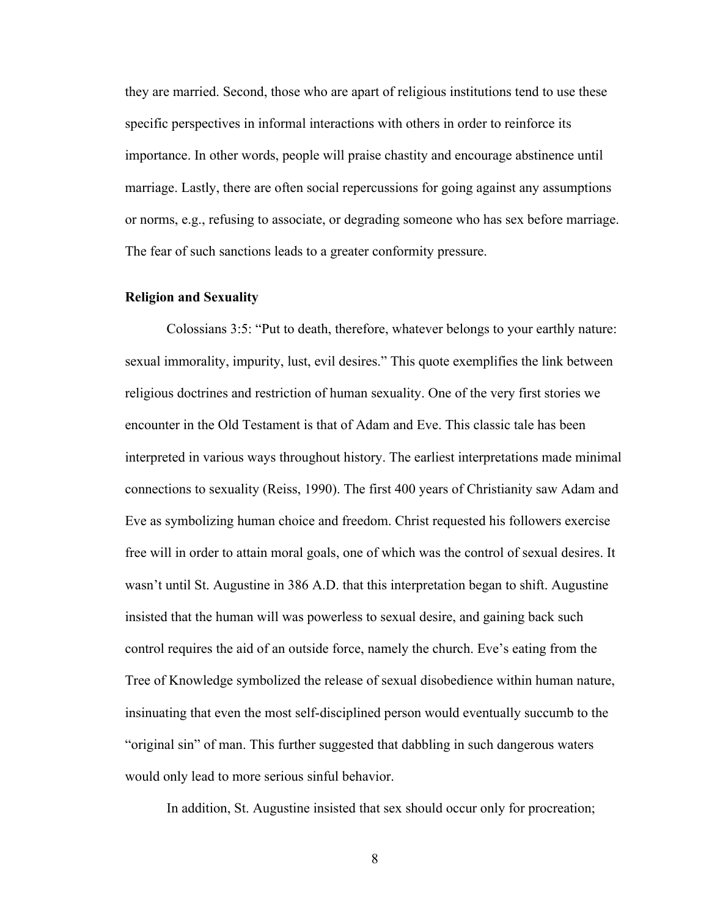they are married. Second, those who are apart of religious institutions tend to use these specific perspectives in informal interactions with others in order to reinforce its importance. In other words, people will praise chastity and encourage abstinence until marriage. Lastly, there are often social repercussions for going against any assumptions or norms, e.g., refusing to associate, or degrading someone who has sex before marriage. The fear of such sanctions leads to a greater conformity pressure.

**Religion and Sexuality**

Colossians 3:5: "Put to death, therefore, whatever belongs to your earthly nature: sexual immorality, impurity, lust, evil desires." This quote exemplifies the link between religious doctrines and restriction of human sexuality. One of the very first stories we encounter in the Old Testament is that of Adam and Eve. This classic tale has been interpreted in various ways throughout history. The earliest interpretations made minimal connections to sexuality (Reiss, 1990). The first 400 years of Christianity saw Adam and Eve as symbolizing human choice and freedom. Christ requested his followers exercise free will in order to attain moral goals, one of which was the control of sexual desires. It wasn't until St. Augustine in 386 A.D. that this interpretation began to shift. Augustine insisted that the human will was powerless to sexual desire, and gaining back such control requires the aid of an outside force, namely the church. Eve's eating from the Tree of Knowledge symbolized the release of sexual disobedience within human nature, insinuating that even the most self-disciplined person would eventually succumb to the "original sin" of man. This further suggested that dabbling in such dangerous waters would only lead to more serious sinful behavior.

In addition, St. Augustine insisted that sex should occur only for procreation;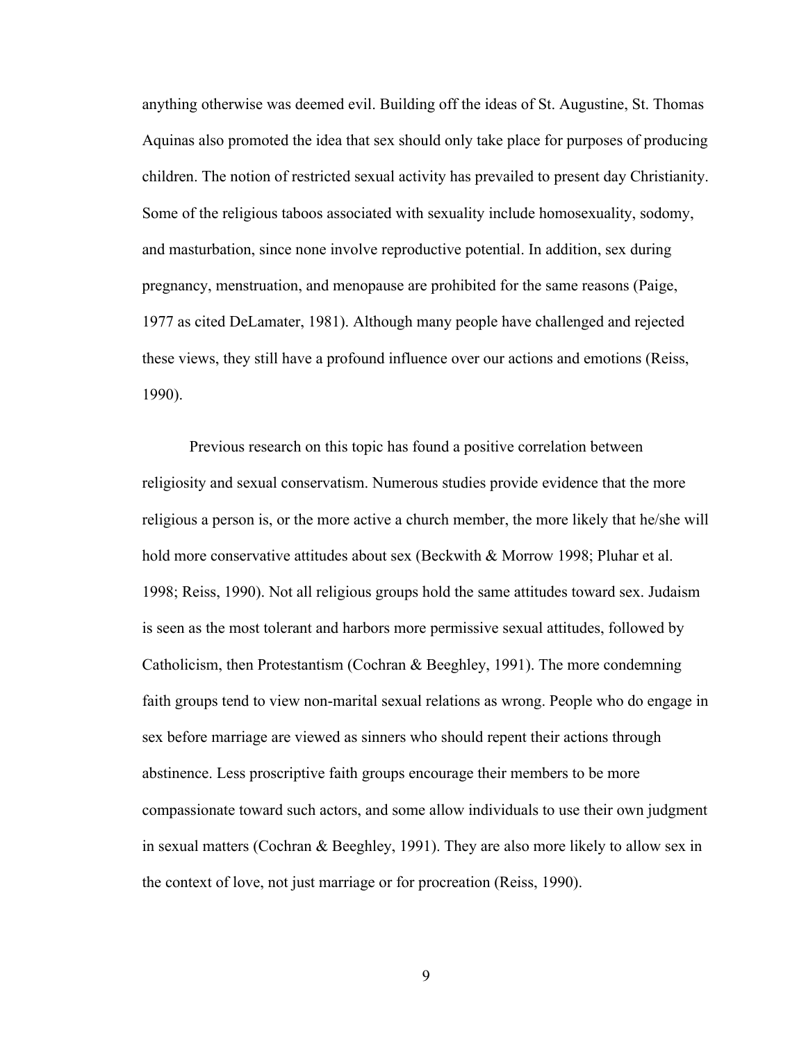anything otherwise was deemed evil. Building off the ideas of St. Augustine, St. Thomas Aquinas also promoted the idea that sex should only take place for purposes of producing children. The notion of restricted sexual activity has prevailed to present day Christianity. Some of the religious taboos associated with sexuality include homosexuality, sodomy, and masturbation, since none involve reproductive potential. In addition, sex during pregnancy, menstruation, and menopause are prohibited for the same reasons (Paige, 1977 as cited DeLamater, 1981). Although many people have challenged and rejected these views, they still have a profound influence over our actions and emotions (Reiss, 1990).

Previous research on this topic has found a positive correlation between religiosity and sexual conservatism. Numerous studies provide evidence that the more religious a person is, or the more active a church member, the more likely that he/she will hold more conservative attitudes about sex (Beckwith & Morrow 1998; Pluhar et al. 1998; Reiss, 1990). Not all religious groups hold the same attitudes toward sex. Judaism is seen as the most tolerant and harbors more permissive sexual attitudes, followed by Catholicism, then Protestantism (Cochran & Beeghley, 1991). The more condemning faith groups tend to view non-marital sexual relations as wrong. People who do engage in sex before marriage are viewed as sinners who should repent their actions through abstinence. Less proscriptive faith groups encourage their members to be more compassionate toward such actors, and some allow individuals to use their own judgment in sexual matters (Cochran & Beeghley, 1991). They are also more likely to allow sex in the context of love, not just marriage or for procreation (Reiss, 1990).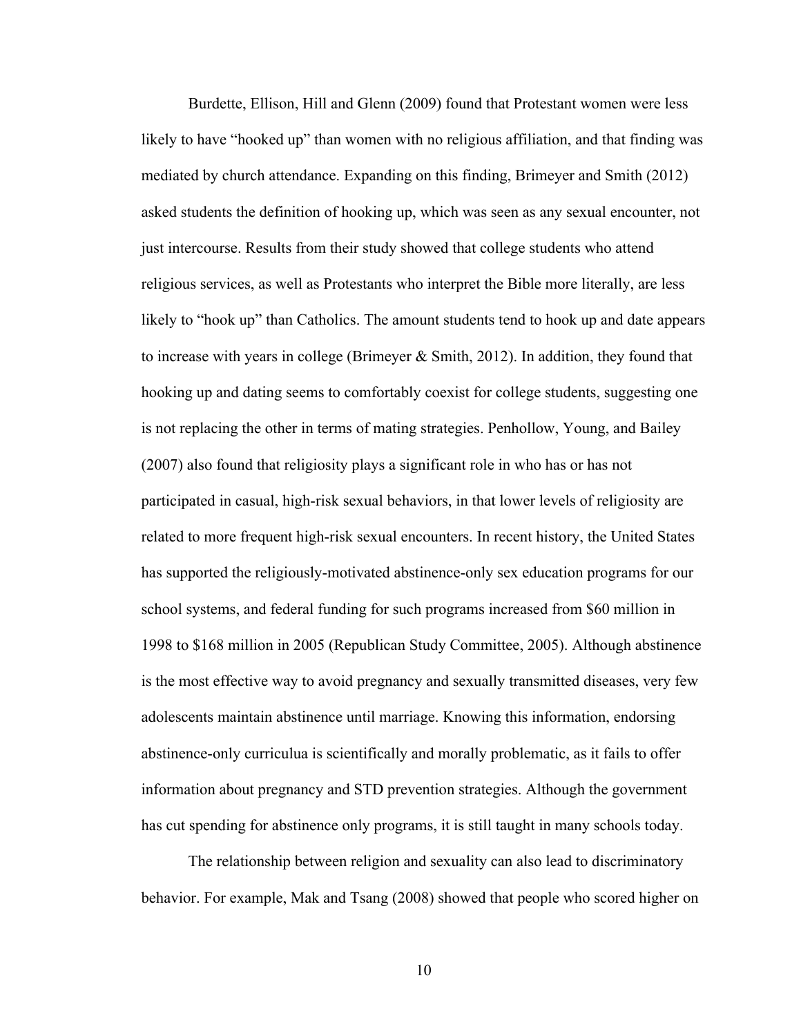Burdette, Ellison, Hill and Glenn (2009) found that Protestant women were less likely to have "hooked up" than women with no religious affiliation, and that finding was mediated by church attendance. Expanding on this finding, Brimeyer and Smith (2012) asked students the definition of hooking up, which was seen as any sexual encounter, not just intercourse. Results from their study showed that college students who attend religious services, as well as Protestants who interpret the Bible more literally, are less likely to "hook up" than Catholics. The amount students tend to hook up and date appears to increase with years in college (Brimeyer & Smith, 2012). In addition, they found that hooking up and dating seems to comfortably coexist for college students, suggesting one is not replacing the other in terms of mating strategies. Penhollow, Young, and Bailey (2007) also found that religiosity plays a significant role in who has or has not participated in casual, high-risk sexual behaviors, in that lower levels of religiosity are related to more frequent high-risk sexual encounters. In recent history, the United States has supported the religiously-motivated abstinence-only sex education programs for our school systems, and federal funding for such programs increased from $60 million in 1998 to $168 million in 2005 (Republican Study Committee, 2005). Although abstinence is the most effective way to avoid pregnancy and sexually transmitted diseases, very few adolescents maintain abstinence until marriage. Knowing this information, endorsing abstinence-only curriculua is scientifically and morally problematic, as it fails to offer information about pregnancy and STD prevention strategies. Although the government has cut spending for abstinence only programs, it is still taught in many schools today.

The relationship between religion and sexuality can also lead to discriminatory behavior. For example, Mak and Tsang (2008) showed that people who scored higher on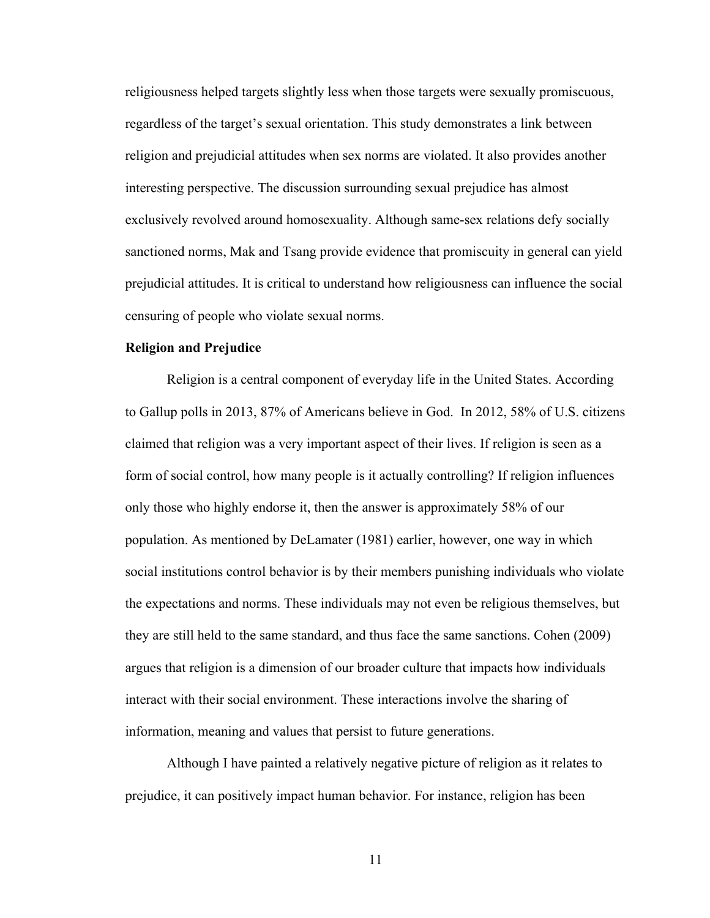religiousness helped targets slightly less when those targets were sexually promiscuous, regardless of the target's sexual orientation. This study demonstrates a link between religion and prejudicial attitudes when sex norms are violated. It also provides another interesting perspective. The discussion surrounding sexual prejudice has almost exclusively revolved around homosexuality. Although same-sex relations defy socially sanctioned norms, Mak and Tsang provide evidence that promiscuity in general can yield prejudicial attitudes. It is critical to understand how religiousness can influence the social censuring of people who violate sexual norms.

**Religion and Prejudice**

Religion is a central component of everyday life in the United States. According to Gallup polls in 2013, 87% of Americans believe in God. In 2012, 58% of U.S. citizens claimed that religion was a very important aspect of their lives. If religion is seen as a form of social control, how many people is it actually controlling? If religion influences only those who highly endorse it, then the answer is approximately 58% of our population. As mentioned by DeLamater (1981) earlier, however, one way in which social institutions control behavior is by their members punishing individuals who violate the expectations and norms. These individuals may not even be religious themselves, but they are still held to the same standard, and thus face the same sanctions. Cohen (2009) argues that religion is a dimension of our broader culture that impacts how individuals interact with their social environment. These interactions involve the sharing of information, meaning and values that persist to future generations.

Although I have painted a relatively negative picture of religion as it relates to prejudice, it can positively impact human behavior. For instance, religion has been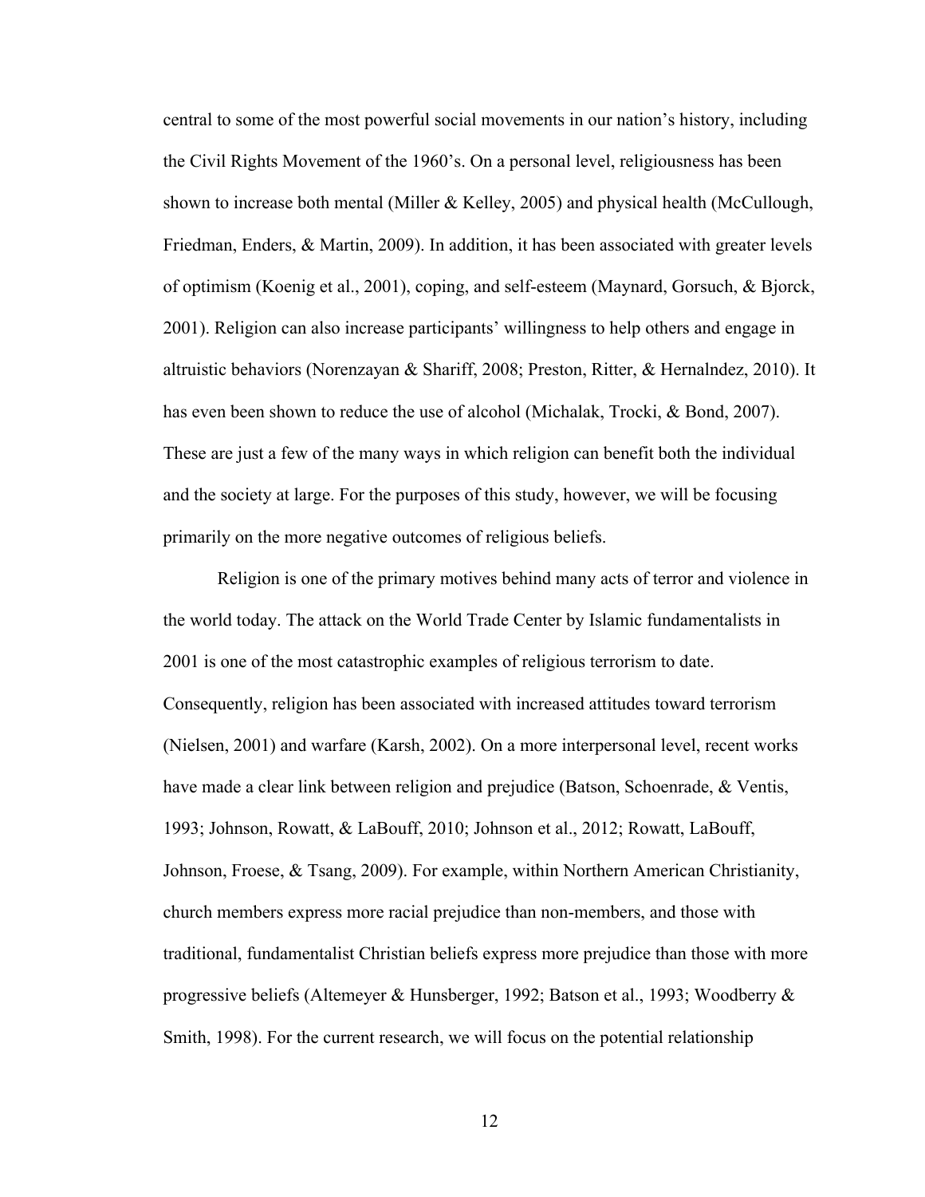central to some of the most powerful social movements in our nation's history, including the Civil Rights Movement of the 1960's. On a personal level, religiousness has been shown to increase both mental (Miller & Kelley, 2005) and physical health (McCullough, Friedman, Enders, & Martin, 2009). In addition, it has been associated with greater levels of optimism (Koenig et al., 2001), coping, and self-esteem (Maynard, Gorsuch, & Bjorck, 2001). Religion can also increase participants' willingness to help others and engage in altruistic behaviors (Norenzayan & Shariff, 2008; Preston, Ritter, & Hernalndez, 2010). It has even been shown to reduce the use of alcohol (Michalak, Trocki, & Bond, 2007). These are just a few of the many ways in which religion can benefit both the individual and the society at large. For the purposes of this study, however, we will be focusing primarily on the more negative outcomes of religious beliefs.

Religion is one of the primary motives behind many acts of terror and violence in the world today. The attack on the World Trade Center by Islamic fundamentalists in 2001 is one of the most catastrophic examples of religious terrorism to date. Consequently, religion has been associated with increased attitudes toward terrorism (Nielsen, 2001) and warfare (Karsh, 2002). On a more interpersonal level, recent works have made a clear link between religion and prejudice (Batson, Schoenrade, & Ventis, 1993; Johnson, Rowatt, & LaBouff, 2010; Johnson et al., 2012; Rowatt, LaBouff, Johnson, Froese, & Tsang, 2009). For example, within Northern American Christianity, church members express more racial prejudice than non-members, and those with traditional, fundamentalist Christian beliefs express more prejudice than those with more progressive beliefs (Altemeyer & Hunsberger, 1992; Batson et al., 1993; Woodberry & Smith, 1998). For the current research, we will focus on the potential relationship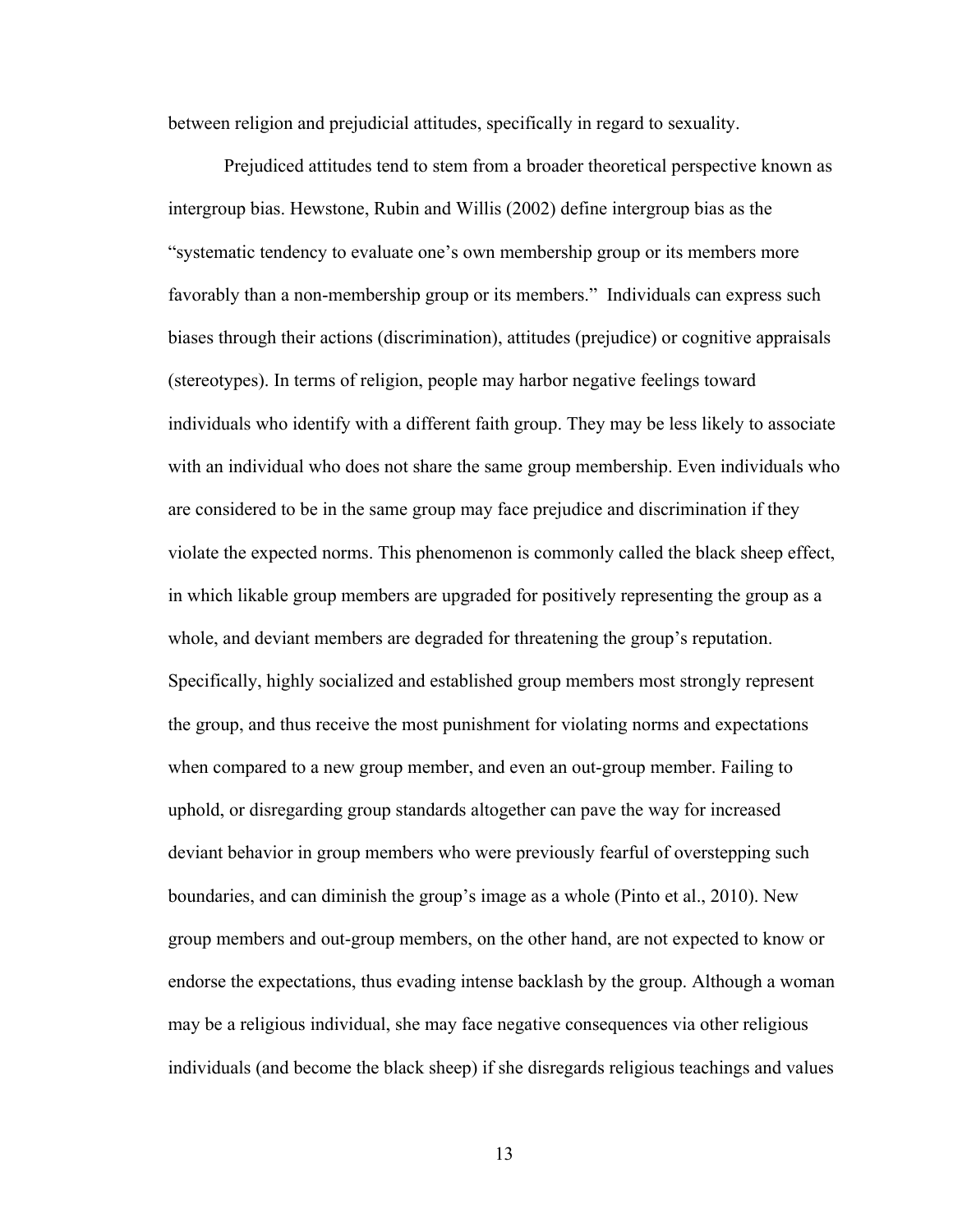between religion and prejudicial attitudes, specifically in regard to sexuality.

Prejudiced attitudes tend to stem from a broader theoretical perspective known as intergroup bias. Hewstone, Rubin and Willis (2002) define intergroup bias as the "systematic tendency to evaluate one's own membership group or its members more favorably than a non-membership group or its members." Individuals can express such biases through their actions (discrimination), attitudes (prejudice) or cognitive appraisals (stereotypes). In terms of religion, people may harbor negative feelings toward individuals who identify with a different faith group. They may be less likely to associate with an individual who does not share the same group membership. Even individuals who are considered to be in the same group may face prejudice and discrimination if they violate the expected norms. This phenomenon is commonly called the black sheep effect, in which likable group members are upgraded for positively representing the group as a whole, and deviant members are degraded for threatening the group's reputation. Specifically, highly socialized and established group members most strongly represent the group, and thus receive the most punishment for violating norms and expectations when compared to a new group member, and even an out-group member. Failing to uphold, or disregarding group standards altogether can pave the way for increased deviant behavior in group members who were previously fearful of overstepping such boundaries, and can diminish the group's image as a whole (Pinto et al., 2010). New group members and out-group members, on the other hand, are not expected to know or endorse the expectations, thus evading intense backlash by the group. Although a woman may be a religious individual, she may face negative consequences via other religious individuals (and become the black sheep) if she disregards religious teachings and values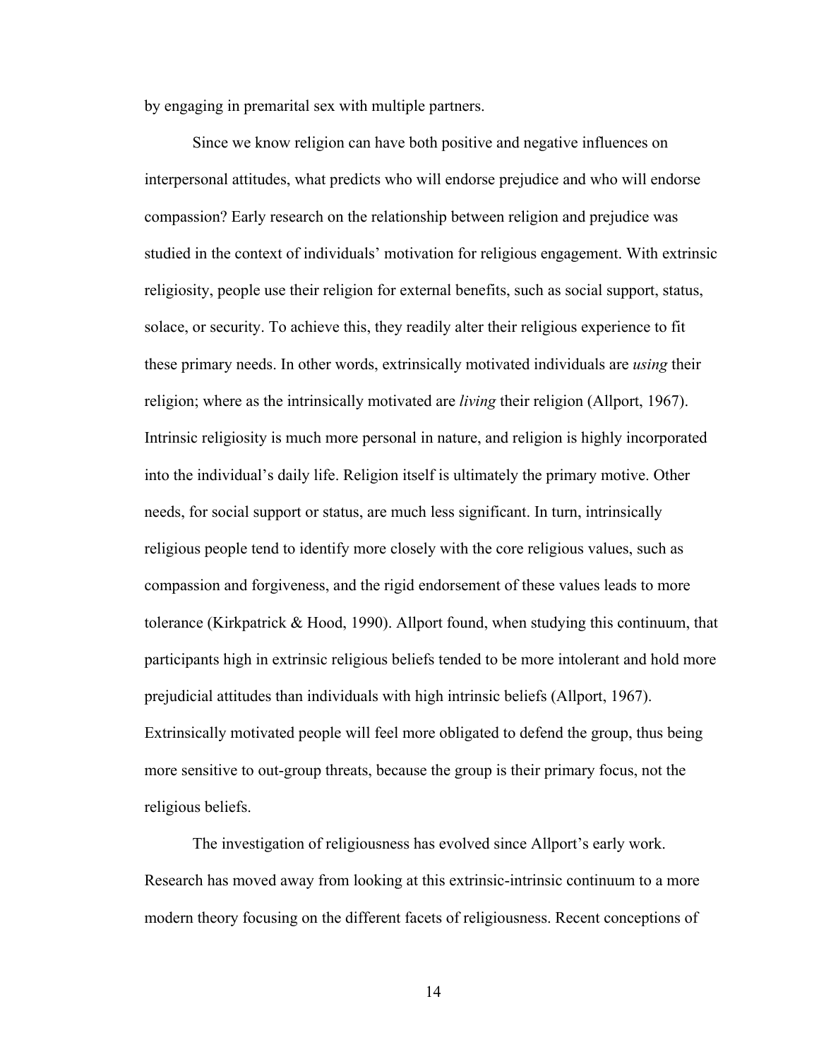by engaging in premarital sex with multiple partners.

Since we know religion can have both positive and negative influences on interpersonal attitudes, what predicts who will endorse prejudice and who will endorse compassion? Early research on the relationship between religion and prejudice was studied in the context of individuals' motivation for religious engagement. With extrinsic religiosity, people use their religion for external benefits, such as social support, status, solace, or security. To achieve this, they readily alter their religious experience to fit these primary needs. In other words, extrinsically motivated individuals are *using* their religion; where as the intrinsically motivated are *living* their religion (Allport, 1967). Intrinsic religiosity is much more personal in nature, and religion is highly incorporated into the individual's daily life. Religion itself is ultimately the primary motive. Other needs, for social support or status, are much less significant. In turn, intrinsically religious people tend to identify more closely with the core religious values, such as compassion and forgiveness, and the rigid endorsement of these values leads to more tolerance (Kirkpatrick & Hood, 1990). Allport found, when studying this continuum, that participants high in extrinsic religious beliefs tended to be more intolerant and hold more prejudicial attitudes than individuals with high intrinsic beliefs (Allport, 1967). Extrinsically motivated people will feel more obligated to defend the group, thus being more sensitive to out-group threats, because the group is their primary focus, not the religious beliefs.

The investigation of religiousness has evolved since Allport's early work. Research has moved away from looking at this extrinsic-intrinsic continuum to a more modern theory focusing on the different facets of religiousness. Recent conceptions of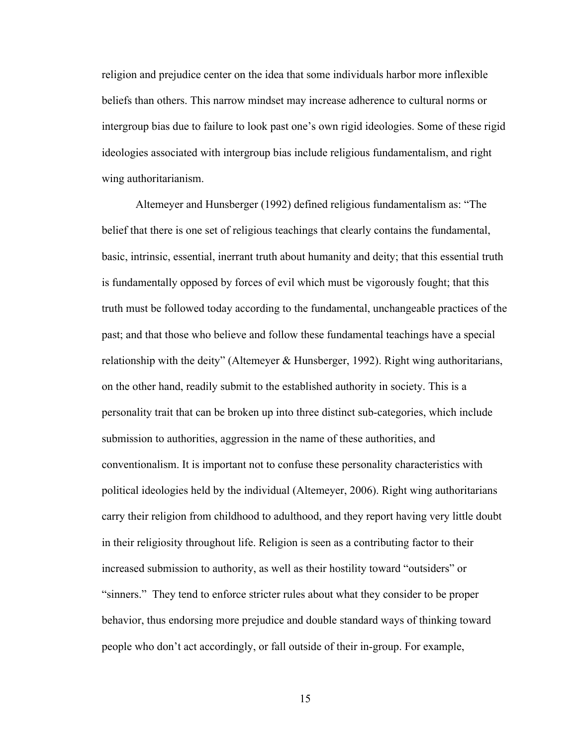religion and prejudice center on the idea that some individuals harbor more inflexible beliefs than others. This narrow mindset may increase adherence to cultural norms or intergroup bias due to failure to look past one's own rigid ideologies. Some of these rigid ideologies associated with intergroup bias include religious fundamentalism, and right wing authoritarianism.

Altemeyer and Hunsberger (1992) defined religious fundamentalism as: "The belief that there is one set of religious teachings that clearly contains the fundamental, basic, intrinsic, essential, inerrant truth about humanity and deity; that this essential truth is fundamentally opposed by forces of evil which must be vigorously fought; that this truth must be followed today according to the fundamental, unchangeable practices of the past; and that those who believe and follow these fundamental teachings have a special relationship with the deity" (Altemeyer & Hunsberger, 1992). Right wing authoritarians, on the other hand, readily submit to the established authority in society. This is a personality trait that can be broken up into three distinct sub-categories, which include submission to authorities, aggression in the name of these authorities, and conventionalism. It is important not to confuse these personality characteristics with political ideologies held by the individual (Altemeyer, 2006). Right wing authoritarians carry their religion from childhood to adulthood, and they report having very little doubt in their religiosity throughout life. Religion is seen as a contributing factor to their increased submission to authority, as well as their hostility toward "outsiders" or "sinners." They tend to enforce stricter rules about what they consider to be proper behavior, thus endorsing more prejudice and double standard ways of thinking toward people who don't act accordingly, or fall outside of their in-group. For example,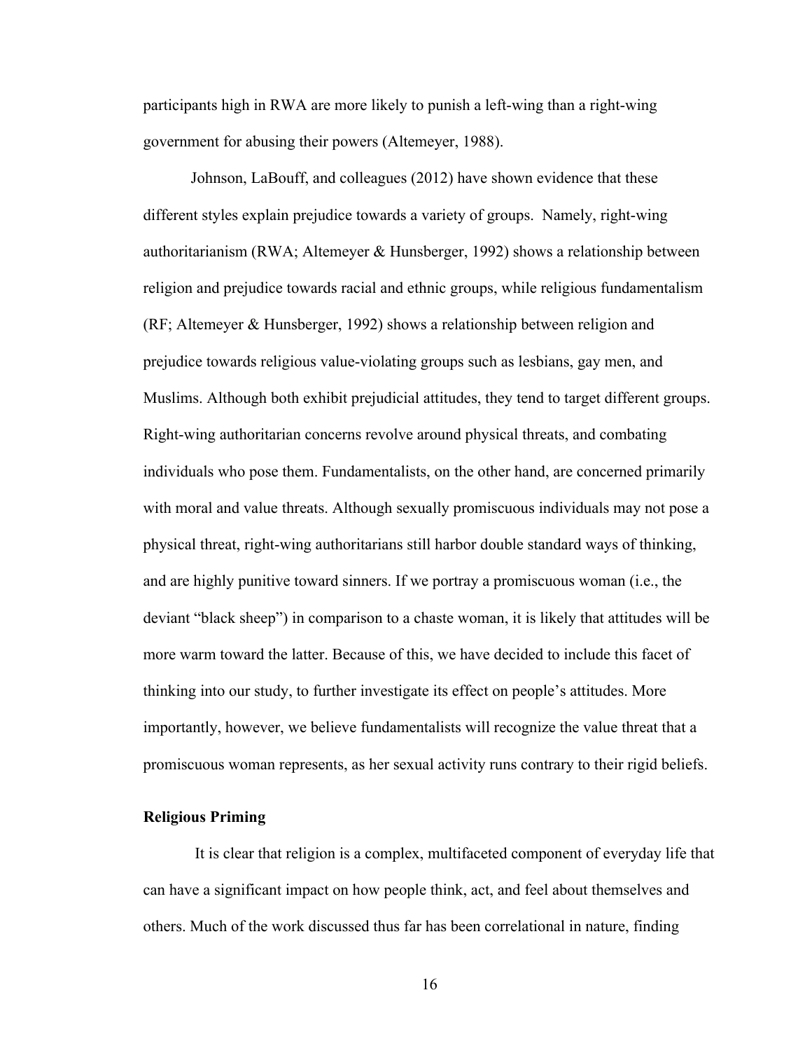participants high in RWA are more likely to punish a left-wing than a right-wing government for abusing their powers (Altemeyer, 1988).

Johnson, LaBouff, and colleagues (2012) have shown evidence that these different styles explain prejudice towards a variety of groups. Namely, right-wing authoritarianism (RWA; Altemeyer & Hunsberger, 1992) shows a relationship between religion and prejudice towards racial and ethnic groups, while religious fundamentalism (RF; Altemeyer & Hunsberger, 1992) shows a relationship between religion and prejudice towards religious value-violating groups such as lesbians, gay men, and Muslims. Although both exhibit prejudicial attitudes, they tend to target different groups. Right-wing authoritarian concerns revolve around physical threats, and combating individuals who pose them. Fundamentalists, on the other hand, are concerned primarily with moral and value threats. Although sexually promiscuous individuals may not pose a physical threat, right-wing authoritarians still harbor double standard ways of thinking, and are highly punitive toward sinners. If we portray a promiscuous woman (i.e., the deviant "black sheep") in comparison to a chaste woman, it is likely that attitudes will be more warm toward the latter. Because of this, we have decided to include this facet of thinking into our study, to further investigate its effect on people's attitudes. More importantly, however, we believe fundamentalists will recognize the value threat that a promiscuous woman represents, as her sexual activity runs contrary to their rigid beliefs.

**Religious Priming**

It is clear that religion is a complex, multifaceted component of everyday life that can have a significant impact on how people think, act, and feel about themselves and others. Much of the work discussed thus far has been correlational in nature, finding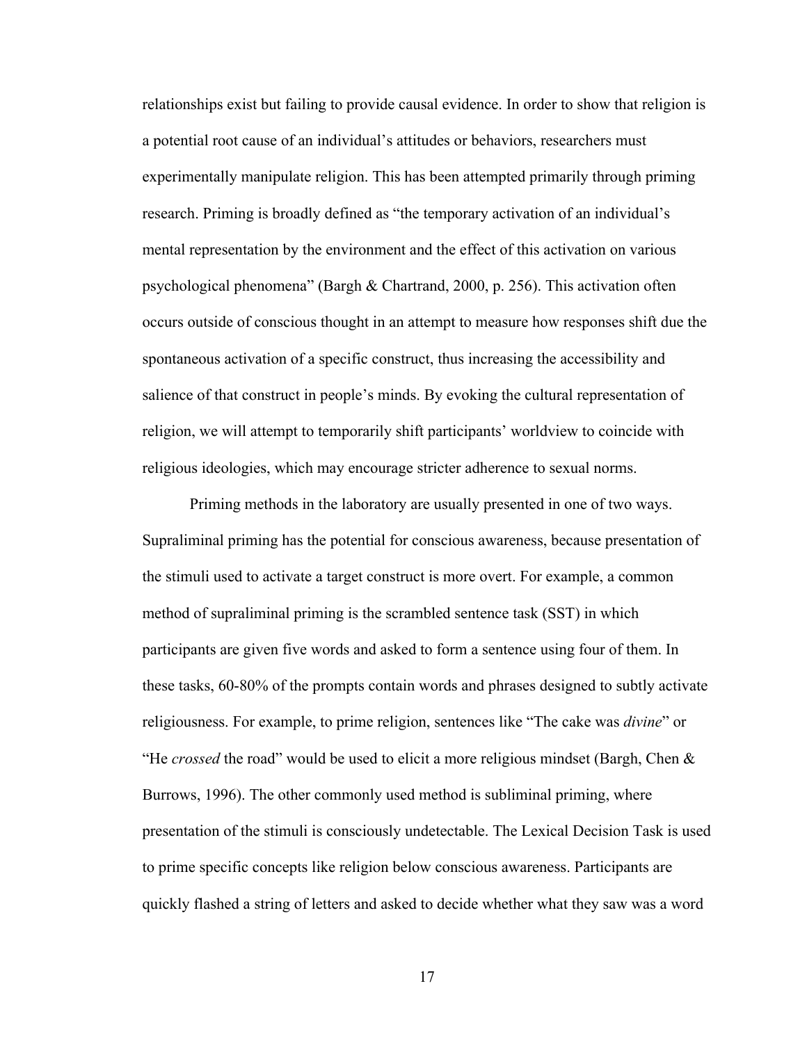relationships exist but failing to provide causal evidence. In order to show that religion is a potential root cause of an individual's attitudes or behaviors, researchers must experimentally manipulate religion. This has been attempted primarily through priming research. Priming is broadly defined as "the temporary activation of an individual's mental representation by the environment and the effect of this activation on various psychological phenomena" (Bargh & Chartrand, 2000, p. 256). This activation often occurs outside of conscious thought in an attempt to measure how responses shift due the spontaneous activation of a specific construct, thus increasing the accessibility and salience of that construct in people's minds. By evoking the cultural representation of religion, we will attempt to temporarily shift participants' worldview to coincide with religious ideologies, which may encourage stricter adherence to sexual norms.

Priming methods in the laboratory are usually presented in one of two ways. Supraliminal priming has the potential for conscious awareness, because presentation of the stimuli used to activate a target construct is more overt. For example, a common method of supraliminal priming is the scrambled sentence task (SST) in which participants are given five words and asked to form a sentence using four of them. In these tasks, 60-80% of the prompts contain words and phrases designed to subtly activate religiousness. For example, to prime religion, sentences like "The cake was *divine*" or "He *crossed* the road" would be used to elicit a more religious mindset (Bargh, Chen & Burrows, 1996). The other commonly used method is subliminal priming, where presentation of the stimuli is consciously undetectable. The Lexical Decision Task is used to prime specific concepts like religion below conscious awareness. Participants are quickly flashed a string of letters and asked to decide whether what they saw was a word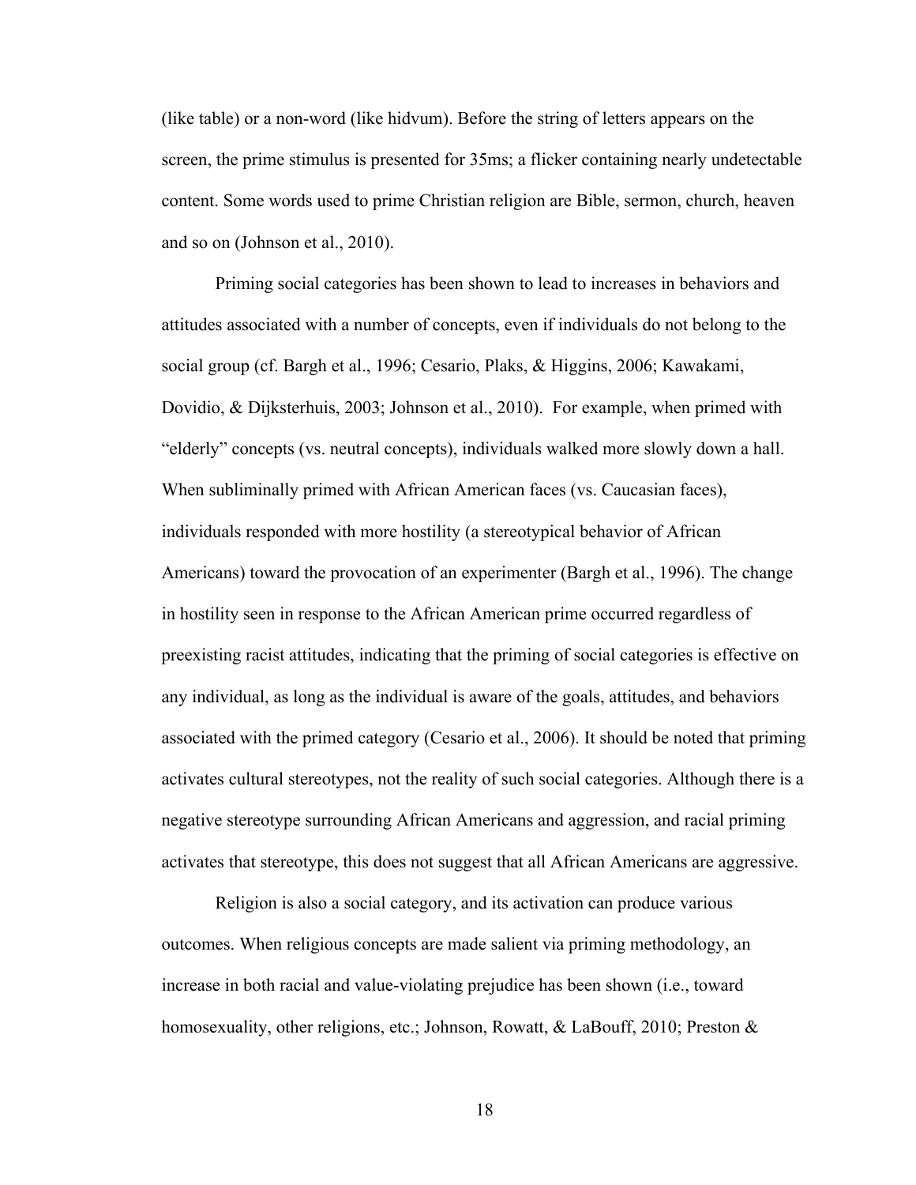(like table) or a non-word (like hidvum). Before the string of letters appears on the screen, the prime stimulus is presented for 35ms; a flicker containing nearly undetectable content. Some words used to prime Christian religion are Bible, sermon, church, heaven and so on (Johnson et al., 2010).

Priming social categories has been shown to lead to increases in behaviors and attitudes associated with a number of concepts, even if individuals do not belong to the social group (cf. Bargh et al., 1996; Cesario, Plaks, & Higgins, 2006; Kawakami, Dovidio, & Dijksterhuis, 2003; Johnson et al., 2010). For example, when primed with "elderly" concepts (vs. neutral concepts), individuals walked more slowly down a hall. When subliminally primed with African American faces (vs. Caucasian faces), individuals responded with more hostility (a stereotypical behavior of African Americans) toward the provocation of an experimenter (Bargh et al., 1996). The change in hostility seen in response to the African American prime occurred regardless of preexisting racist attitudes, indicating that the priming of social categories is effective on any individual, as long as the individual is aware of the goals, attitudes, and behaviors associated with the primed category (Cesario et al., 2006). It should be noted that priming activates cultural stereotypes, not the reality of such social categories. Although there is a negative stereotype surrounding African Americans and aggression, and racial priming activates that stereotype, this does not suggest that all African Americans are aggressive.

Religion is also a social category, and its activation can produce various outcomes. When religious concepts are made salient via priming methodology, an increase in both racial and value-violating prejudice has been shown (i.e., toward homosexuality, other religions, etc.; Johnson, Rowatt, & LaBouff, 2010; Preston &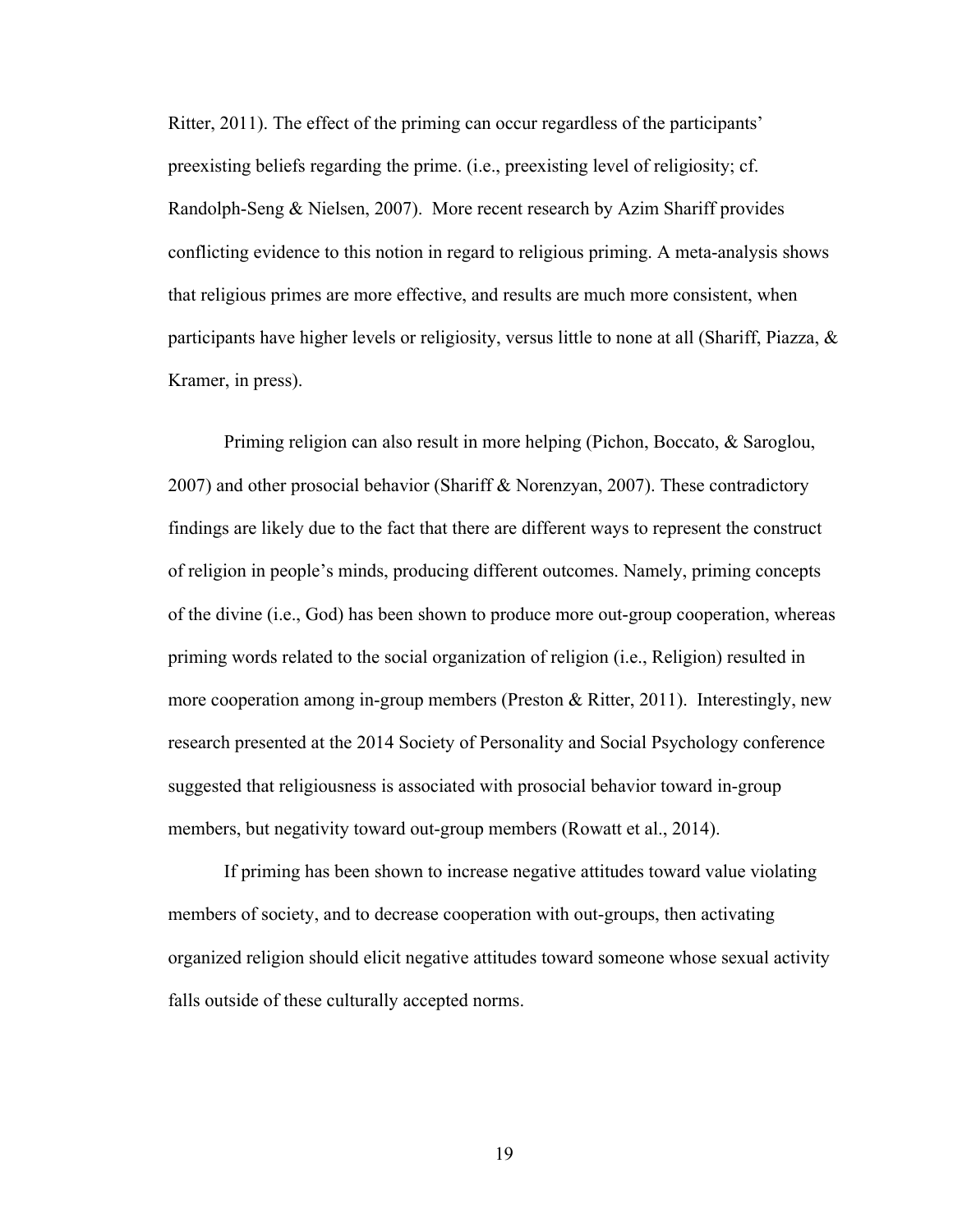Ritter, 2011). The effect of the priming can occur regardless of the participants' preexisting beliefs regarding the prime. (i.e., preexisting level of religiosity; cf. Randolph-Seng & Nielsen, 2007). More recent research by Azim Shariff provides conflicting evidence to this notion in regard to religious priming. A meta-analysis shows that religious primes are more effective, and results are much more consistent, when participants have higher levels or religiosity, versus little to none at all (Shariff, Piazza, & Kramer, in press).

Priming religion can also result in more helping (Pichon, Boccato, & Saroglou, 2007) and other prosocial behavior (Shariff & Norenzyan, 2007). These contradictory findings are likely due to the fact that there are different ways to represent the construct of religion in people's minds, producing different outcomes. Namely, priming concepts of the divine (i.e., God) has been shown to produce more out-group cooperation, whereas priming words related to the social organization of religion (i.e., Religion) resulted in more cooperation among in-group members (Preston & Ritter, 2011). Interestingly, new research presented at the 2014 Society of Personality and Social Psychology conference suggested that religiousness is associated with prosocial behavior toward in-group members, but negativity toward out-group members (Rowatt et al., 2014).

If priming has been shown to increase negative attitudes toward value violating members of society, and to decrease cooperation with out-groups, then activating organized religion should elicit negative attitudes toward someone whose sexual activity falls outside of these culturally accepted norms.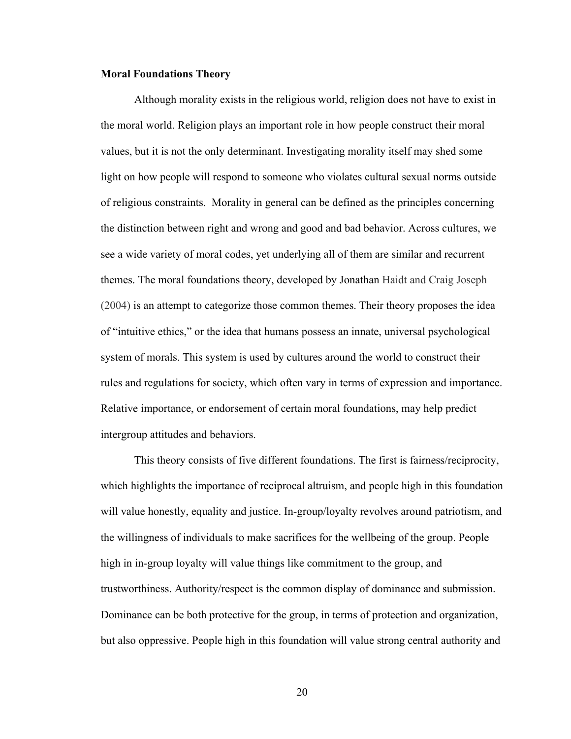**Moral Foundations Theory**

Although morality exists in the religious world, religion does not have to exist in the moral world. Religion plays an important role in how people construct their moral values, but it is not the only determinant. Investigating morality itself may shed some light on how people will respond to someone who violates cultural sexual norms outside of religious constraints. Morality in general can be defined as the principles concerning the distinction between right and wrong and good and bad behavior. Across cultures, we see a wide variety of moral codes, yet underlying all of them are similar and recurrent themes. The moral foundations theory, developed by Jonathan Haidt and Craig Joseph (2004) is an attempt to categorize those common themes. Their theory proposes the idea of "intuitive ethics," or the idea that humans possess an innate, universal psychological system of morals. This system is used by cultures around the world to construct their rules and regulations for society, which often vary in terms of expression and importance. Relative importance, or endorsement of certain moral foundations, may help predict intergroup attitudes and behaviors.

This theory consists of five different foundations. The first is fairness/reciprocity, which highlights the importance of reciprocal altruism, and people high in this foundation will value honestly, equality and justice. In-group/loyalty revolves around patriotism, and the willingness of individuals to make sacrifices for the wellbeing of the group. People high in in-group loyalty will value things like commitment to the group, and trustworthiness. Authority/respect is the common display of dominance and submission. Dominance can be both protective for the group, in terms of protection and organization, but also oppressive. People high in this foundation will value strong central authority and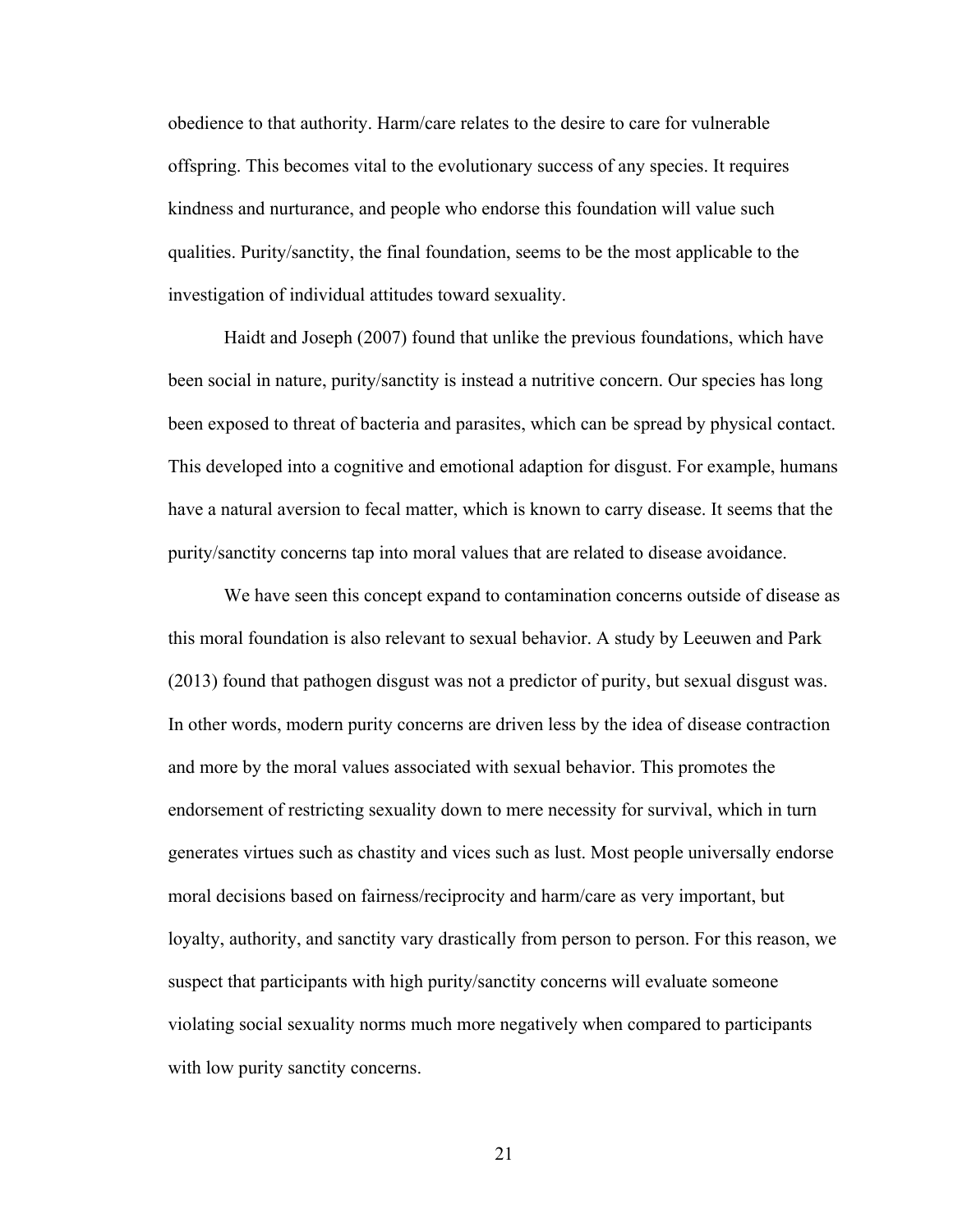obedience to that authority. Harm/care relates to the desire to care for vulnerable offspring. This becomes vital to the evolutionary success of any species. It requires kindness and nurturance, and people who endorse this foundation will value such qualities. Purity/sanctity, the final foundation, seems to be the most applicable to the investigation of individual attitudes toward sexuality.

Haidt and Joseph (2007) found that unlike the previous foundations, which have been social in nature, purity/sanctity is instead a nutritive concern. Our species has long been exposed to threat of bacteria and parasites, which can be spread by physical contact. This developed into a cognitive and emotional adaption for disgust. For example, humans have a natural aversion to fecal matter, which is known to carry disease. It seems that the purity/sanctity concerns tap into moral values that are related to disease avoidance.

We have seen this concept expand to contamination concerns outside of disease as this moral foundation is also relevant to sexual behavior. A study by Leeuwen and Park (2013) found that pathogen disgust was not a predictor of purity, but sexual disgust was. In other words, modern purity concerns are driven less by the idea of disease contraction and more by the moral values associated with sexual behavior. This promotes the endorsement of restricting sexuality down to mere necessity for survival, which in turn generates virtues such as chastity and vices such as lust. Most people universally endorse moral decisions based on fairness/reciprocity and harm/care as very important, but loyalty, authority, and sanctity vary drastically from person to person. For this reason, we suspect that participants with high purity/sanctity concerns will evaluate someone violating social sexuality norms much more negatively when compared to participants with low purity sanctity concerns.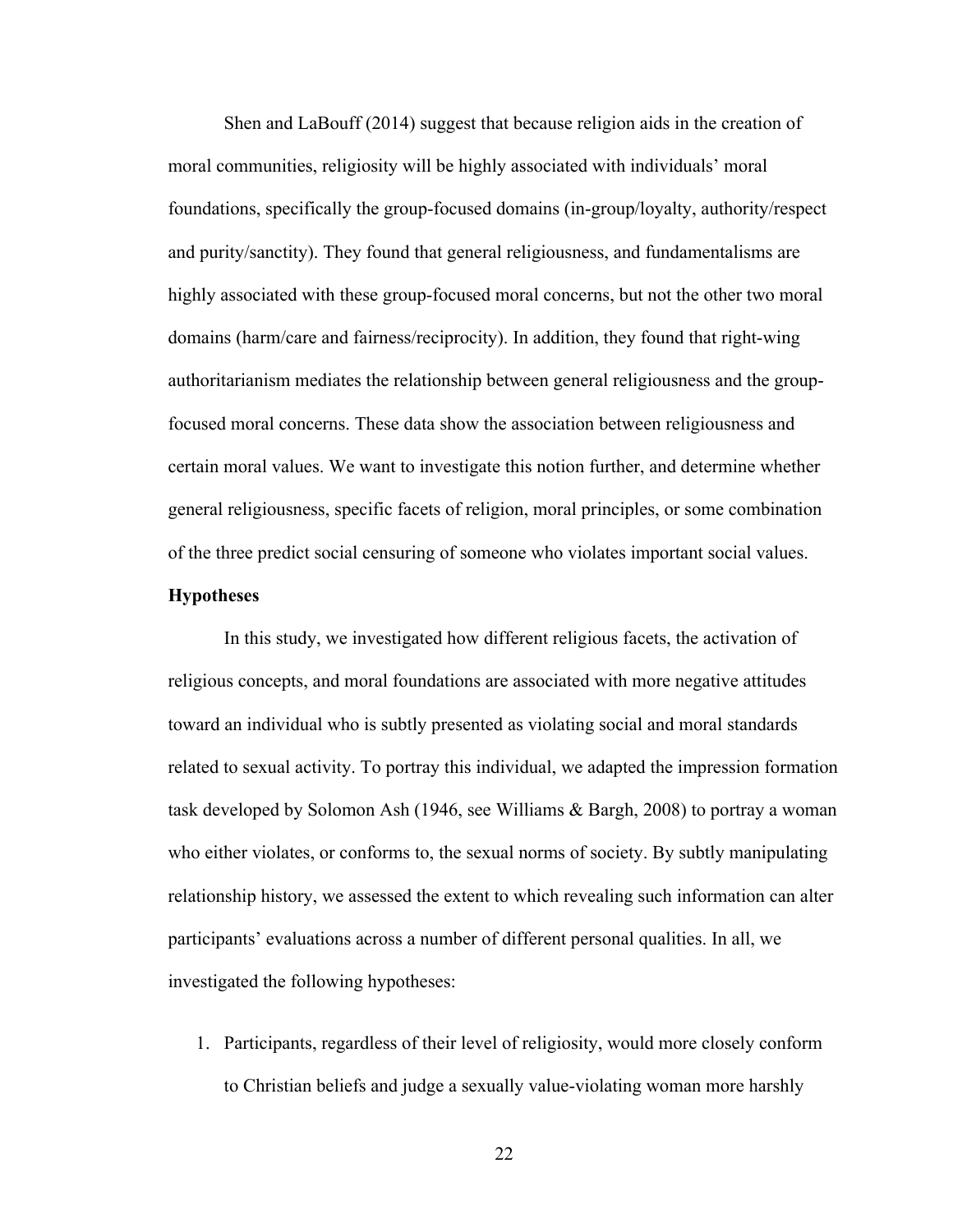Shen and LaBouff (2014) suggest that because religion aids in the creation of moral communities, religiosity will be highly associated with individuals' moral foundations, specifically the group-focused domains (in-group/loyalty, authority/respect and purity/sanctity). They found that general religiousness, and fundamentalisms are highly associated with these group-focused moral concerns, but not the other two moral domains (harm/care and fairness/reciprocity). In addition, they found that right-wing authoritarianism mediates the relationship between general religiousness and the group-focused moral concerns. These data show the association between religiousness and certain moral values. We want to investigate this notion further, and determine whether general religiousness, specific facets of religion, moral principles, or some combination of the three predict social censuring of someone who violates important social values.

**Hypotheses**

In this study, we investigated how different religious facets, the activation of religious concepts, and moral foundations are associated with more negative attitudes toward an individual who is subtly presented as violating social and moral standards related to sexual activity. To portray this individual, we adapted the impression formation task developed by Solomon Ash (1946, see Williams & Bargh, 2008) to portray a woman who either violates, or conforms to, the sexual norms of society. By subtly manipulating relationship history, we assessed the extent to which revealing such information can alter participants' evaluations across a number of different personal qualities. In all, we investigated the following hypotheses:

1. Participants, regardless of their level of religiosity, would more closely conform to Christian beliefs and judge a sexually value-violating woman more harshly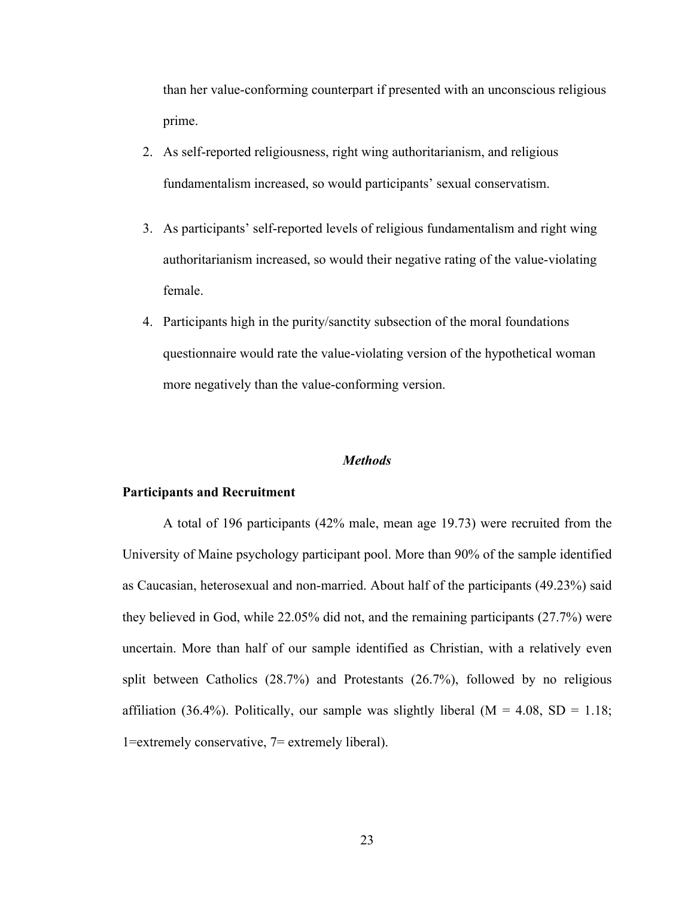than her value-conforming counterpart if presented with an unconscious religious prime.

2. As self-reported religiousness, right wing authoritarianism, and religious fundamentalism increased, so would participants' sexual conservatism.
3. As participants' self-reported levels of religious fundamentalism and right wing authoritarianism increased, so would their negative rating of the value-violating female.
4. Participants high in the purity/sanctity subsection of the moral foundations questionnaire would rate the value-violating version of the hypothetical woman more negatively than the value-conforming version.

## *Methods*

### Participants and Recruitment

A total of 196 participants (42% male, mean age 19.73) were recruited from the University of Maine psychology participant pool. More than 90% of the sample identified as Caucasian, heterosexual and non-married. About half of the participants (49.23%) said they believed in God, while 22.05% did not, and the remaining participants (27.7%) were uncertain. More than half of our sample identified as Christian, with a relatively even split between Catholics (28.7%) and Protestants (26.7%), followed by no religious affiliation (36.4%). Politically, our sample was slightly liberal ($M = 4.08$, $SD = 1.18$; 1=extremely conservative, 7= extremely liberal).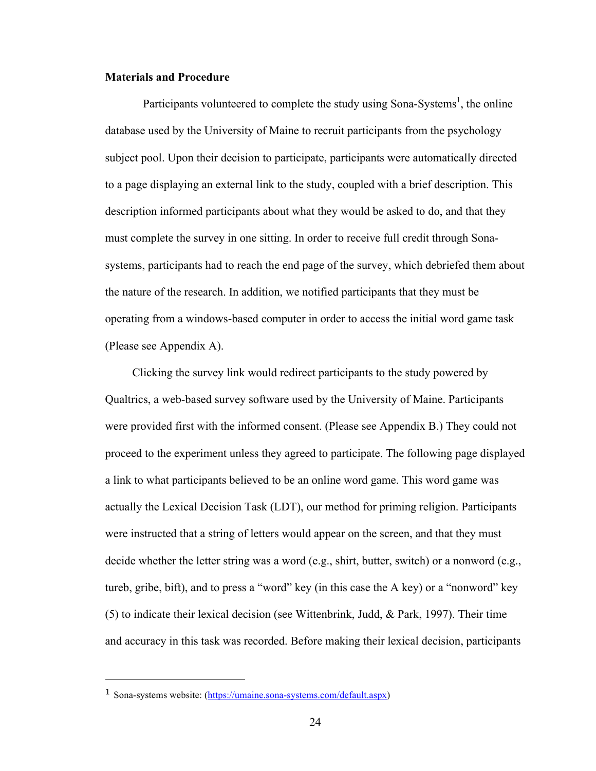**Materials and Procedure**

Participants volunteered to complete the study using Sona-Systems[1], the online database used by the University of Maine to recruit participants from the psychology subject pool. Upon their decision to participate, participants were automatically directed to a page displaying an external link to the study, coupled with a brief description. This description informed participants about what they would be asked to do, and that they must complete the survey in one sitting. In order to receive full credit through Sona-systems, participants had to reach the end page of the survey, which debriefed them about the nature of the research. In addition, we notified participants that they must be operating from a windows-based computer in order to access the initial word game task (Please see Appendix A).

Clicking the survey link would redirect participants to the study powered by Qualtrics, a web-based survey software used by the University of Maine. Participants were provided first with the informed consent. (Please see Appendix B.) They could not proceed to the experiment unless they agreed to participate. The following page displayed a link to what participants believed to be an online word game. This word game was actually the Lexical Decision Task (LDT), our method for priming religion. Participants were instructed that a string of letters would appear on the screen, and that they must decide whether the letter string was a word (e.g., shirt, butter, switch) or a nonword (e.g., tureb, gribe, bift), and to press a "word" key (in this case the A key) or a "nonword" key (5) to indicate their lexical decision (see Wittenbrink, Judd, & Park, 1997). Their time and accuracy in this task was recorded. Before making their lexical decision, participants

---

[1] Sona-systems website: (https://umaine.sona-systems.com/default.aspx)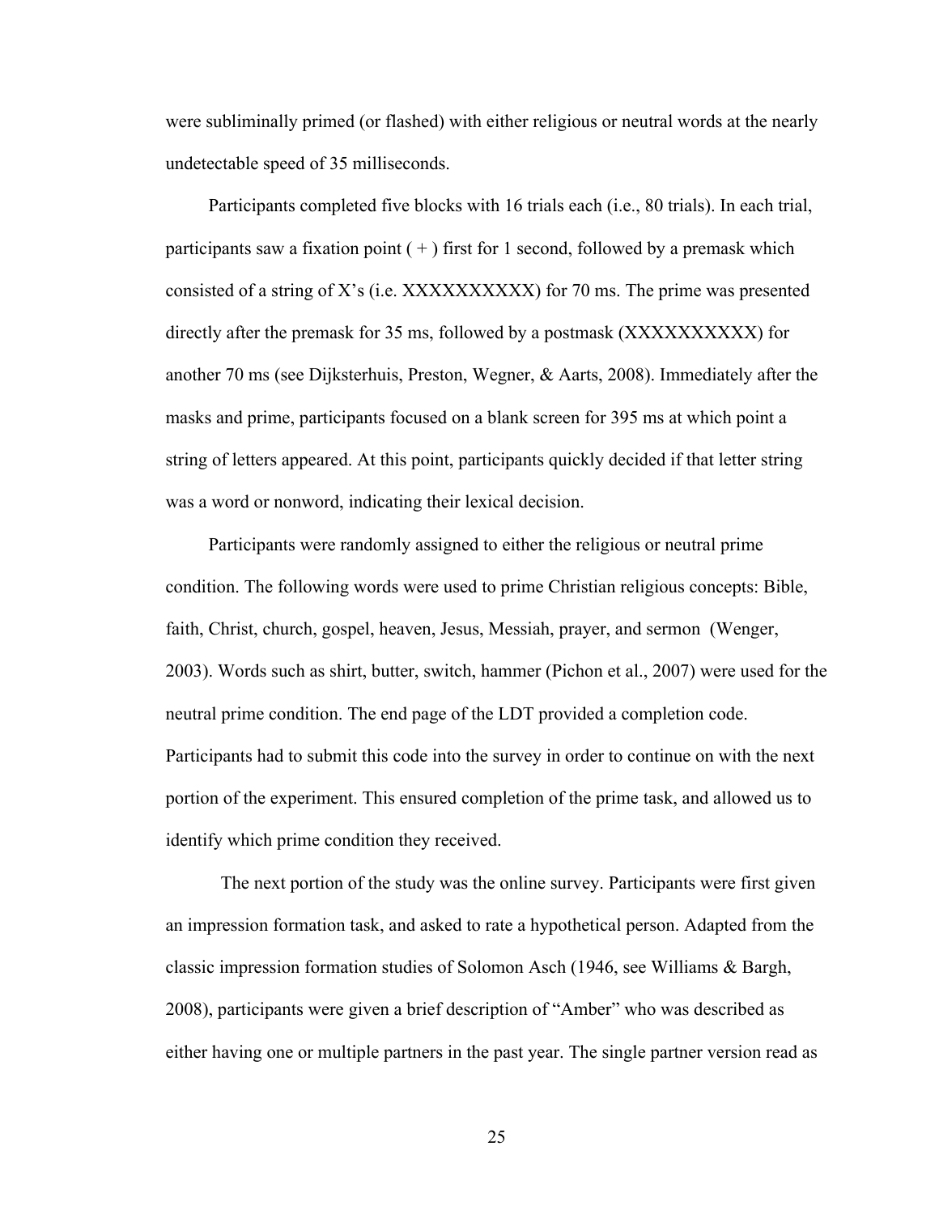were subliminally primed (or flashed) with either religious or neutral words at the nearly undetectable speed of 35 milliseconds.

Participants completed five blocks with 16 trials each (i.e., 80 trials). In each trial, participants saw a fixation point ( + ) first for 1 second, followed by a premask which consisted of a string of X's (i.e. XXXXXXXXXX) for 70 ms. The prime was presented directly after the premask for 35 ms, followed by a postmask (XXXXXXXXXX) for another 70 ms (see Dijksterhuis, Preston, Wegner, & Aarts, 2008). Immediately after the masks and prime, participants focused on a blank screen for 395 ms at which point a string of letters appeared. At this point, participants quickly decided if that letter string was a word or nonword, indicating their lexical decision.

Participants were randomly assigned to either the religious or neutral prime condition. The following words were used to prime Christian religious concepts: Bible, faith, Christ, church, gospel, heaven, Jesus, Messiah, prayer, and sermon (Wenger, 2003). Words such as shirt, butter, switch, hammer (Pichon et al., 2007) were used for the neutral prime condition. The end page of the LDT provided a completion code. Participants had to submit this code into the survey in order to continue on with the next portion of the experiment. This ensured completion of the prime task, and allowed us to identify which prime condition they received.

The next portion of the study was the online survey. Participants were first given an impression formation task, and asked to rate a hypothetical person. Adapted from the classic impression formation studies of Solomon Asch (1946, see Williams & Bargh, 2008), participants were given a brief description of "Amber" who was described as either having one or multiple partners in the past year. The single partner version read as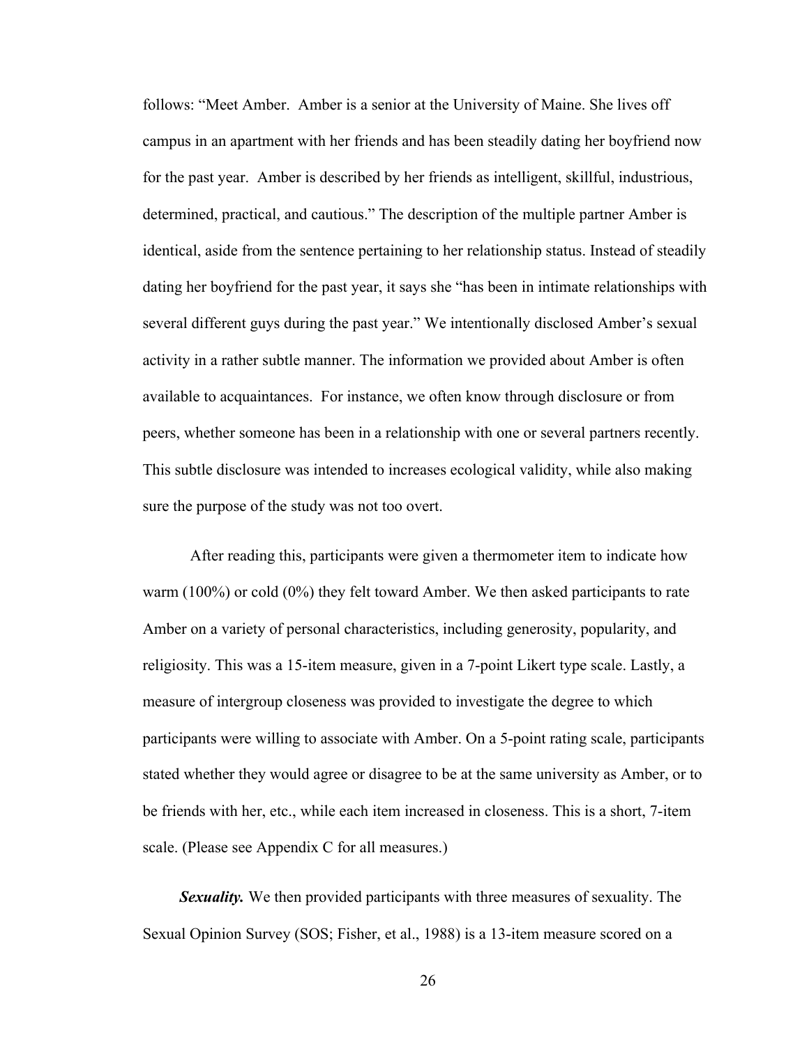follows: "Meet Amber. Amber is a senior at the University of Maine. She lives off campus in an apartment with her friends and has been steadily dating her boyfriend now for the past year. Amber is described by her friends as intelligent, skillful, industrious, determined, practical, and cautious." The description of the multiple partner Amber is identical, aside from the sentence pertaining to her relationship status. Instead of steadily dating her boyfriend for the past year, it says she "has been in intimate relationships with several different guys during the past year." We intentionally disclosed Amber's sexual activity in a rather subtle manner. The information we provided about Amber is often available to acquaintances. For instance, we often know through disclosure or from peers, whether someone has been in a relationship with one or several partners recently. This subtle disclosure was intended to increases ecological validity, while also making sure the purpose of the study was not too overt.

After reading this, participants were given a thermometer item to indicate how warm (100%) or cold (0%) they felt toward Amber. We then asked participants to rate Amber on a variety of personal characteristics, including generosity, popularity, and religiosity. This was a 15-item measure, given in a 7-point Likert type scale. Lastly, a measure of intergroup closeness was provided to investigate the degree to which participants were willing to associate with Amber. On a 5-point rating scale, participants stated whether they would agree or disagree to be at the same university as Amber, or to be friends with her, etc., while each item increased in closeness. This is a short, 7-item scale. (Please see Appendix C for all measures.)

***Sexuality.*** We then provided participants with three measures of sexuality. The Sexual Opinion Survey (SOS; Fisher, et al., 1988) is a 13-item measure scored on a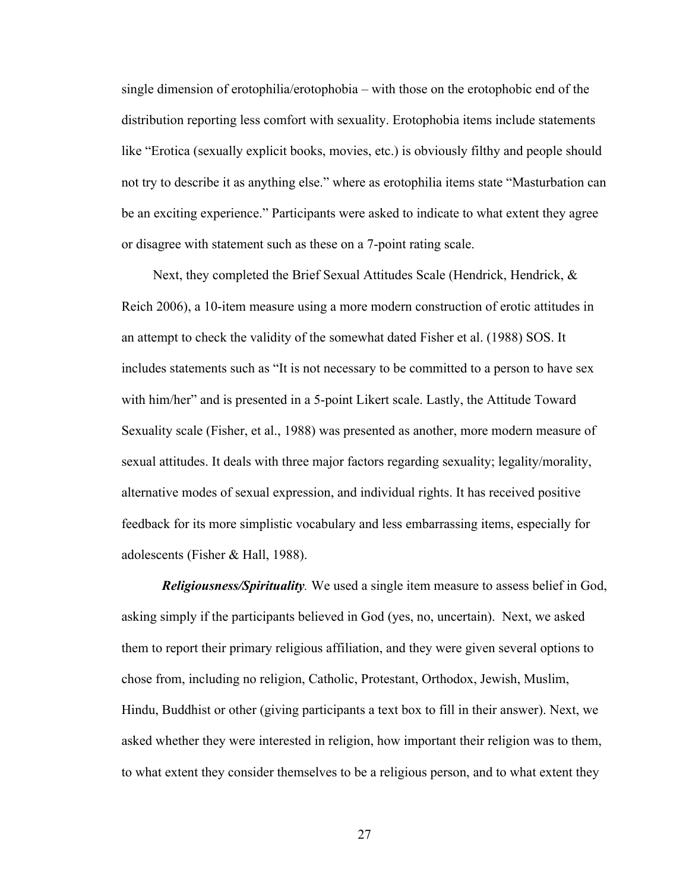single dimension of erotophilia/erotophobia – with those on the erotophobic end of the distribution reporting less comfort with sexuality. Erotophobia items include statements like "Erotica (sexually explicit books, movies, etc.) is obviously filthy and people should not try to describe it as anything else." where as erotophilia items state "Masturbation can be an exciting experience." Participants were asked to indicate to what extent they agree or disagree with statement such as these on a 7-point rating scale.

Next, they completed the Brief Sexual Attitudes Scale (Hendrick, Hendrick, & Reich 2006), a 10-item measure using a more modern construction of erotic attitudes in an attempt to check the validity of the somewhat dated Fisher et al. (1988) SOS. It includes statements such as "It is not necessary to be committed to a person to have sex with him/her" and is presented in a 5-point Likert scale. Lastly, the Attitude Toward Sexuality scale (Fisher, et al., 1988) was presented as another, more modern measure of sexual attitudes. It deals with three major factors regarding sexuality; legality/morality, alternative modes of sexual expression, and individual rights. It has received positive feedback for its more simplistic vocabulary and less embarrassing items, especially for adolescents (Fisher & Hall, 1988).

***Religiousness/Spirituality.*** We used a single item measure to assess belief in God, asking simply if the participants believed in God (yes, no, uncertain). Next, we asked them to report their primary religious affiliation, and they were given several options to chose from, including no religion, Catholic, Protestant, Orthodox, Jewish, Muslim, Hindu, Buddhist or other (giving participants a text box to fill in their answer). Next, we asked whether they were interested in religion, how important their religion was to them, to what extent they consider themselves to be a religious person, and to what extent they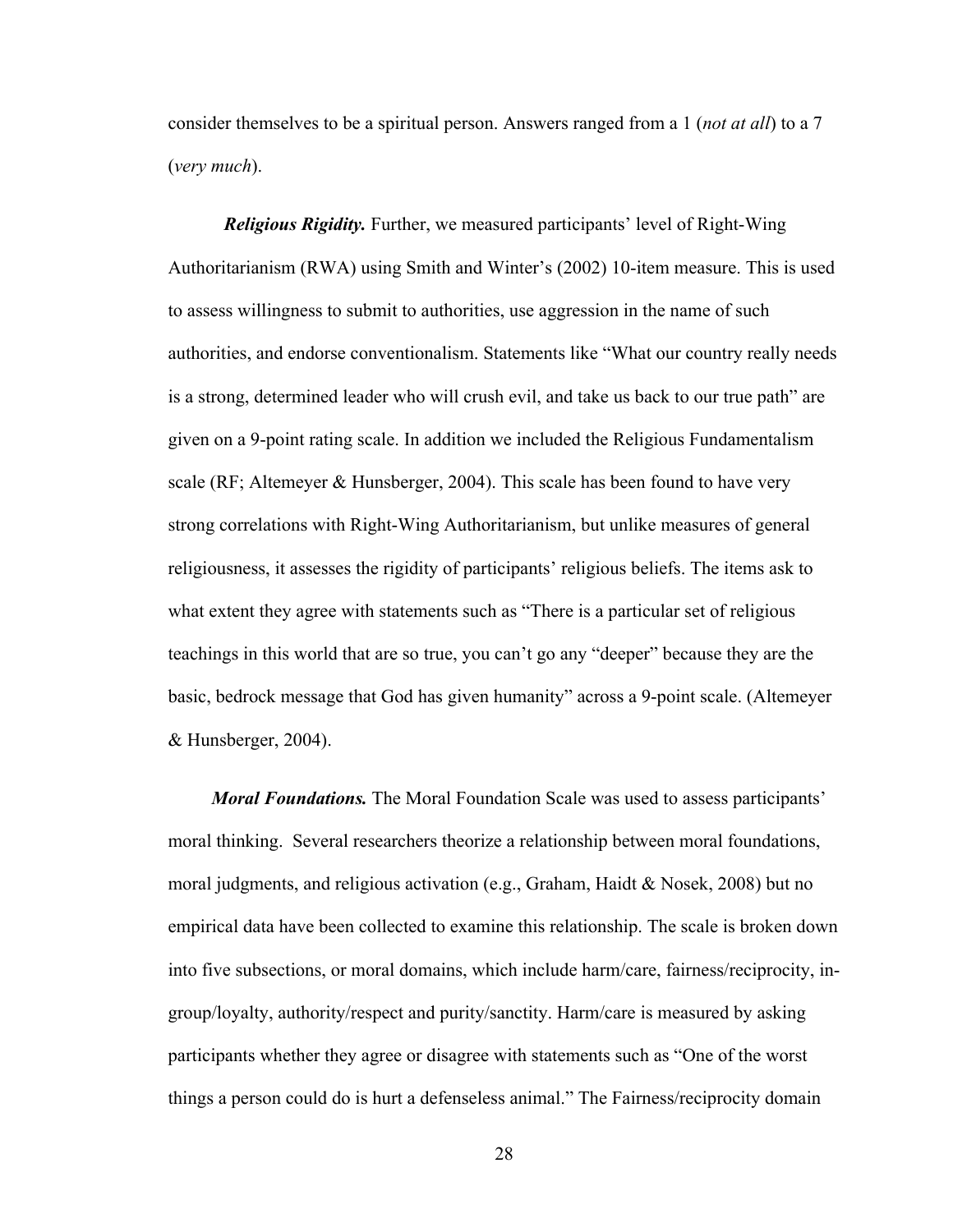consider themselves to be a spiritual person. Answers ranged from a 1 (*not at all*) to a 7 (*very much*).

***Religious Rigidity.*** Further, we measured participants' level of Right-Wing Authoritarianism (RWA) using Smith and Winter's (2002) 10-item measure. This is used to assess willingness to submit to authorities, use aggression in the name of such authorities, and endorse conventionalism. Statements like "What our country really needs is a strong, determined leader who will crush evil, and take us back to our true path" are given on a 9-point rating scale. In addition we included the Religious Fundamentalism scale (RF; Altemeyer & Hunsberger, 2004). This scale has been found to have very strong correlations with Right-Wing Authoritarianism, but unlike measures of general religiousness, it assesses the rigidity of participants' religious beliefs. The items ask to what extent they agree with statements such as "There is a particular set of religious teachings in this world that are so true, you can't go any "deeper" because they are the basic, bedrock message that God has given humanity" across a 9-point scale. (Altemeyer & Hunsberger, 2004).

***Moral Foundations.*** The Moral Foundation Scale was used to assess participants' moral thinking. Several researchers theorize a relationship between moral foundations, moral judgments, and religious activation (e.g., Graham, Haidt & Nosek, 2008) but no empirical data have been collected to examine this relationship. The scale is broken down into five subsections, or moral domains, which include harm/care, fairness/reciprocity, in-group/loyalty, authority/respect and purity/sanctity. Harm/care is measured by asking participants whether they agree or disagree with statements such as "One of the worst things a person could do is hurt a defenseless animal." The Fairness/reciprocity domain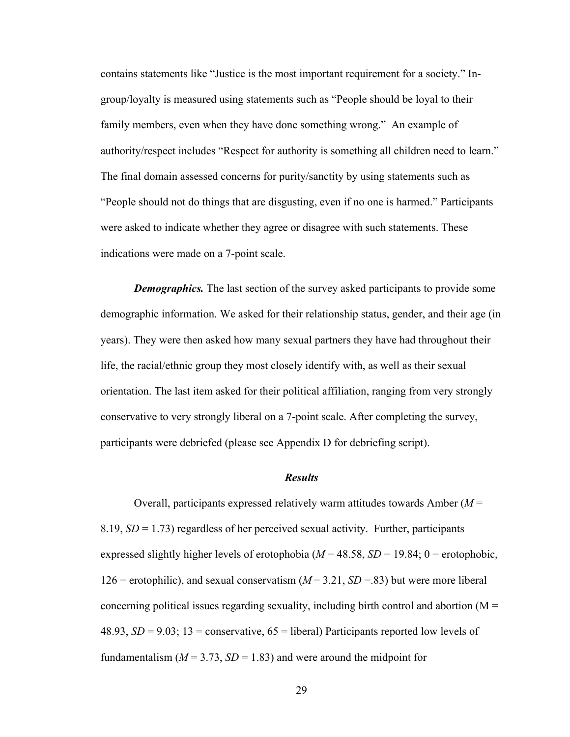contains statements like "Justice is the most important requirement for a society." In-group/loyalty is measured using statements such as "People should be loyal to their family members, even when they have done something wrong." An example of authority/respect includes "Respect for authority is something all children need to learn." The final domain assessed concerns for purity/sanctity by using statements such as "People should not do things that are disgusting, even if no one is harmed." Participants were asked to indicate whether they agree or disagree with such statements. These indications were made on a 7-point scale.

***Demographics.*** The last section of the survey asked participants to provide some demographic information. We asked for their relationship status, gender, and their age (in years). They were then asked how many sexual partners they have had throughout their life, the racial/ethnic group they most closely identify with, as well as their sexual orientation. The last item asked for their political affiliation, ranging from very strongly conservative to very strongly liberal on a 7-point scale. After completing the survey, participants were debriefed (please see Appendix D for debriefing script).

## ***Results***

Overall, participants expressed relatively warm attitudes towards Amber ($M$ = 8.19, $SD$ = 1.73) regardless of her perceived sexual activity. Further, participants expressed slightly higher levels of erotophobia ($M$ = 48.58, $SD$ = 19.84; 0 = erotophobic, 126 = erotophilic), and sexual conservatism ($M$ = 3.21, $SD$ =.83) but were more liberal concerning political issues regarding sexuality, including birth control and abortion (M = 48.93, $SD$ = 9.03; 13 = conservative, 65 = liberal) Participants reported low levels of fundamentalism ($M$ = 3.73, $SD$ = 1.83) and were around the midpoint for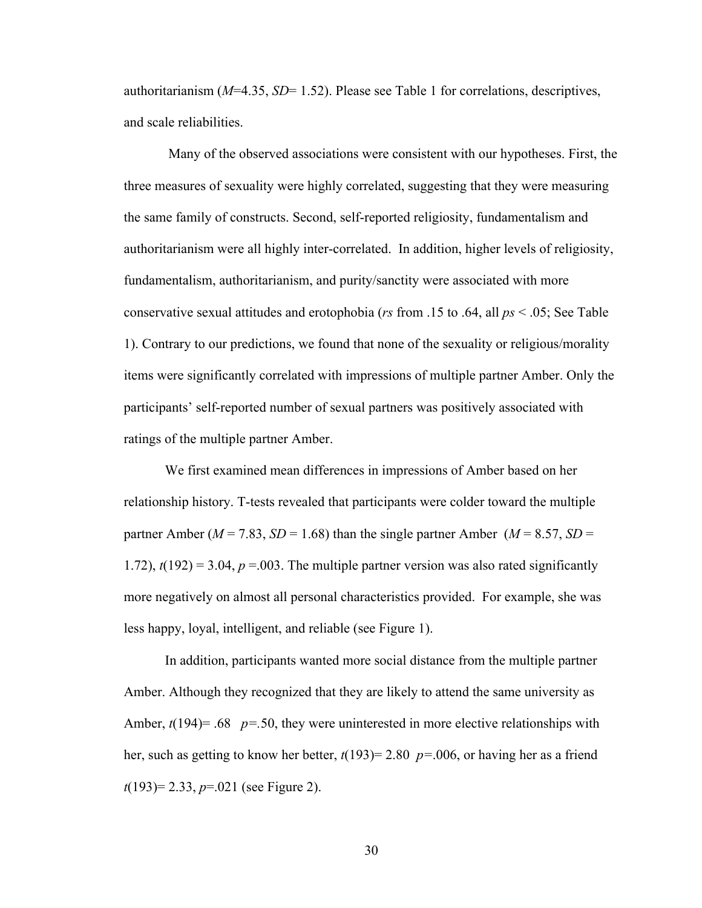authoritarianism (*M*=4.35, *SD*= 1.52). Please see Table 1 for correlations, descriptives, and scale reliabilities.

Many of the observed associations were consistent with our hypotheses. First, the three measures of sexuality were highly correlated, suggesting that they were measuring the same family of constructs. Second, self-reported religiosity, fundamentalism and authoritarianism were all highly inter-correlated. In addition, higher levels of religiosity, fundamentalism, authoritarianism, and purity/sanctity were associated with more conservative sexual attitudes and erotophobia (*rs* from .15 to .64, all *ps* < .05; See Table 1). Contrary to our predictions, we found that none of the sexuality or religious/morality items were significantly correlated with impressions of multiple partner Amber. Only the participants' self-reported number of sexual partners was positively associated with ratings of the multiple partner Amber.

We first examined mean differences in impressions of Amber based on her relationship history. T-tests revealed that participants were colder toward the multiple partner Amber (*M* = 7.83, *SD* = 1.68) than the single partner Amber (*M* = 8.57, *SD* = 1.72), $t(192) = 3.04$, $p = .003$. The multiple partner version was also rated significantly more negatively on almost all personal characteristics provided. For example, she was less happy, loyal, intelligent, and reliable (see Figure 1).

In addition, participants wanted more social distance from the multiple partner Amber. Although they recognized that they are likely to attend the same university as Amber, $t(194) = .68$ $p = .50$, they were uninterested in more elective relationships with her, such as getting to know her better, $t(193) = 2.80$ $p = .006$, or having her as a friend $t(193) = 2.33$, $p = .021$ (see Figure 2).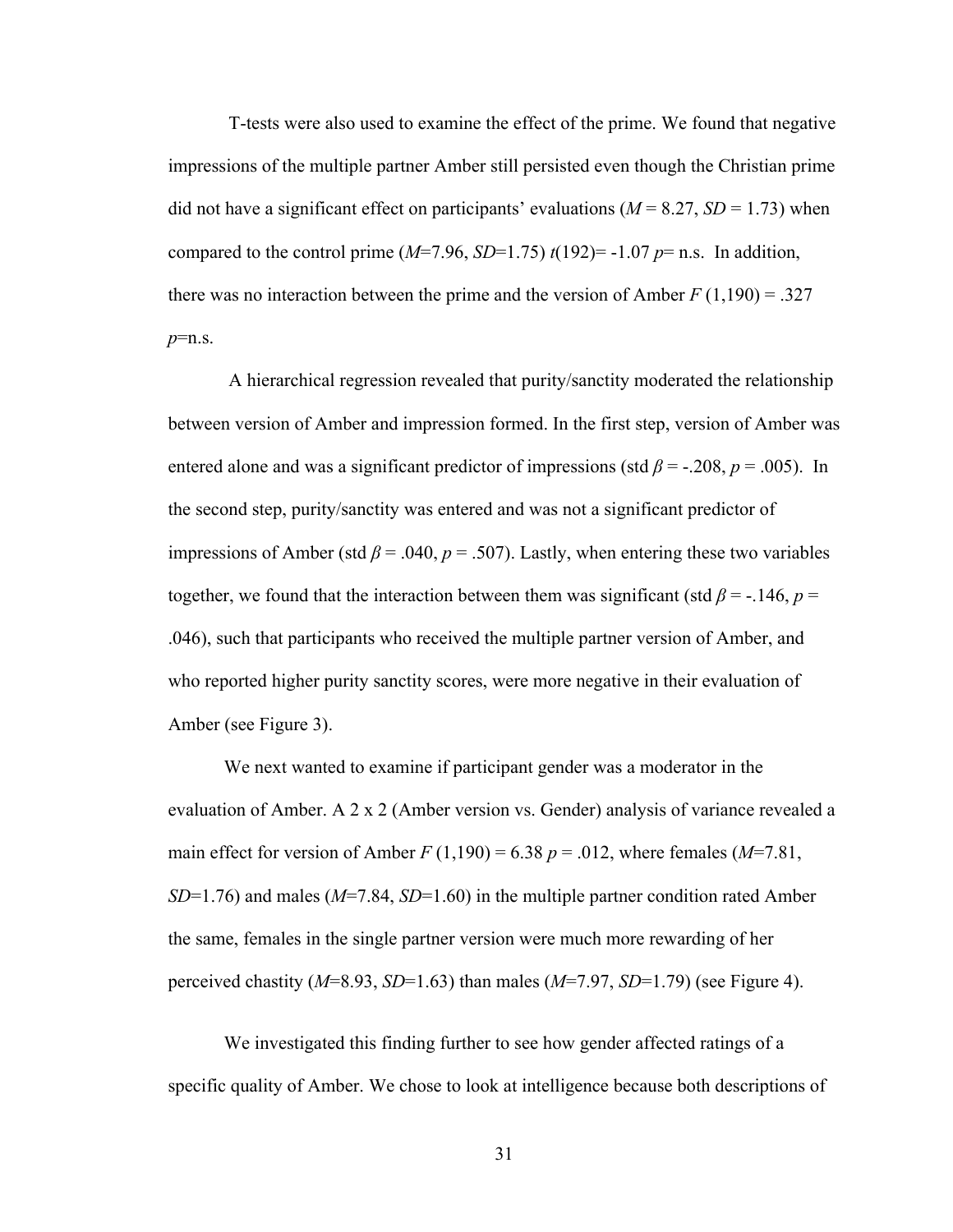T-tests were also used to examine the effect of the prime. We found that negative impressions of the multiple partner Amber still persisted even though the Christian prime did not have a significant effect on participants' evaluations ($M$ = 8.27, $SD$ = 1.73) when compared to the control prime ($M$=7.96, $SD$=1.75) $t(192)$= -1.07 $p$= n.s. In addition, there was no interaction between the prime and the version of Amber $F$ (1,190) = .327 $p$=n.s.

A hierarchical regression revealed that purity/sanctity moderated the relationship between version of Amber and impression formed. In the first step, version of Amber was entered alone and was a significant predictor of impressions (std $\beta$ = -.208, $p$ = .005). In the second step, purity/sanctity was entered and was not a significant predictor of impressions of Amber (std $\beta$ = .040, $p$ = .507). Lastly, when entering these two variables together, we found that the interaction between them was significant (std $\beta$ = -.146, $p$ = .046), such that participants who received the multiple partner version of Amber, and who reported higher purity sanctity scores, were more negative in their evaluation of Amber (see Figure 3).

We next wanted to examine if participant gender was a moderator in the evaluation of Amber. A 2 x 2 (Amber version vs. Gender) analysis of variance revealed a main effect for version of Amber $F$ (1,190) = 6.38 $p$ = .012, where females ($M$=7.81, $SD$=1.76) and males ($M$=7.84, $SD$=1.60) in the multiple partner condition rated Amber the same, females in the single partner version were much more rewarding of her perceived chastity ($M$=8.93, $SD$=1.63) than males ($M$=7.97, $SD$=1.79) (see Figure 4).

We investigated this finding further to see how gender affected ratings of a specific quality of Amber. We chose to look at intelligence because both descriptions of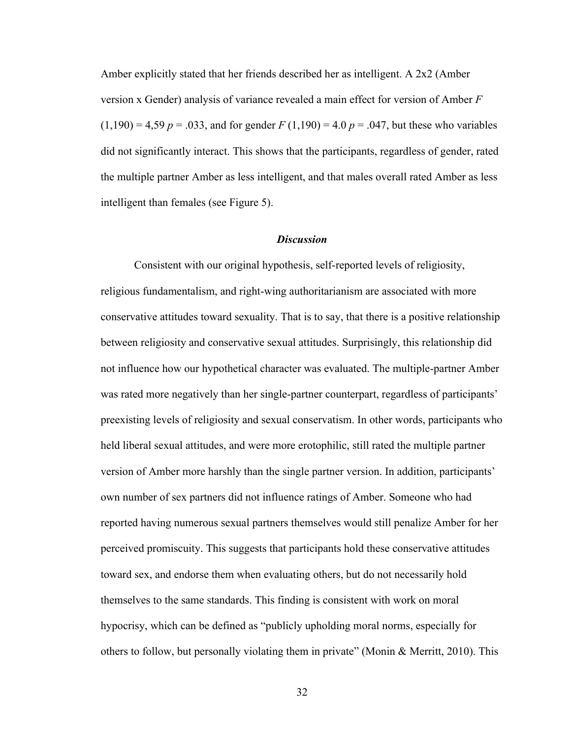Amber explicitly stated that her friends described her as intelligent. A 2x2 (Amber version x Gender) analysis of variance revealed a main effect for version of Amber $F(1,190) = 4,59$ $p = .033$, and for gender $F(1,190) = 4.0$ $p = .047$, but these who variables did not significantly interact. This shows that the participants, regardless of gender, rated the multiple partner Amber as less intelligent, and that males overall rated Amber as less intelligent than females (see Figure 5).

### *Discussion*

Consistent with our original hypothesis, self-reported levels of religiosity, religious fundamentalism, and right-wing authoritarianism are associated with more conservative attitudes toward sexuality. That is to say, that there is a positive relationship between religiosity and conservative sexual attitudes. Surprisingly, this relationship did not influence how our hypothetical character was evaluated. The multiple-partner Amber was rated more negatively than her single-partner counterpart, regardless of participants' preexisting levels of religiosity and sexual conservatism. In other words, participants who held liberal sexual attitudes, and were more erotophilic, still rated the multiple partner version of Amber more harshly than the single partner version. In addition, participants' own number of sex partners did not influence ratings of Amber. Someone who had reported having numerous sexual partners themselves would still penalize Amber for her perceived promiscuity. This suggests that participants hold these conservative attitudes toward sex, and endorse them when evaluating others, but do not necessarily hold themselves to the same standards. This finding is consistent with work on moral hypocrisy, which can be defined as "publicly upholding moral norms, especially for others to follow, but personally violating them in private" (Monin & Merritt, 2010). This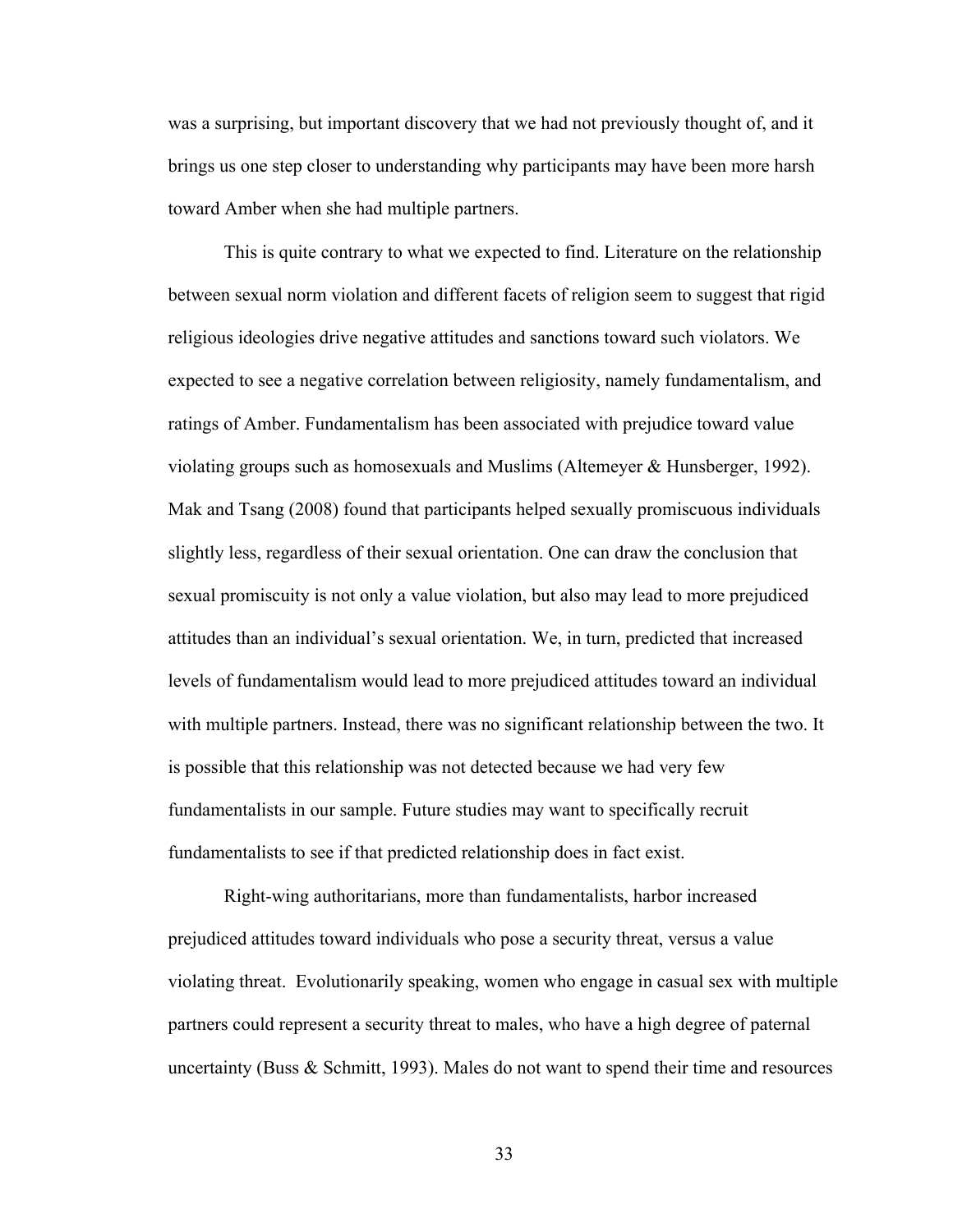was a surprising, but important discovery that we had not previously thought of, and it brings us one step closer to understanding why participants may have been more harsh toward Amber when she had multiple partners.

This is quite contrary to what we expected to find. Literature on the relationship between sexual norm violation and different facets of religion seem to suggest that rigid religious ideologies drive negative attitudes and sanctions toward such violators. We expected to see a negative correlation between religiosity, namely fundamentalism, and ratings of Amber. Fundamentalism has been associated with prejudice toward value violating groups such as homosexuals and Muslims (Altemeyer & Hunsberger, 1992). Mak and Tsang (2008) found that participants helped sexually promiscuous individuals slightly less, regardless of their sexual orientation. One can draw the conclusion that sexual promiscuity is not only a value violation, but also may lead to more prejudiced attitudes than an individual's sexual orientation. We, in turn, predicted that increased levels of fundamentalism would lead to more prejudiced attitudes toward an individual with multiple partners. Instead, there was no significant relationship between the two. It is possible that this relationship was not detected because we had very few fundamentalists in our sample. Future studies may want to specifically recruit fundamentalists to see if that predicted relationship does in fact exist.

Right-wing authoritarians, more than fundamentalists, harbor increased prejudiced attitudes toward individuals who pose a security threat, versus a value violating threat. Evolutionarily speaking, women who engage in casual sex with multiple partners could represent a security threat to males, who have a high degree of paternal uncertainty (Buss & Schmitt, 1993). Males do not want to spend their time and resources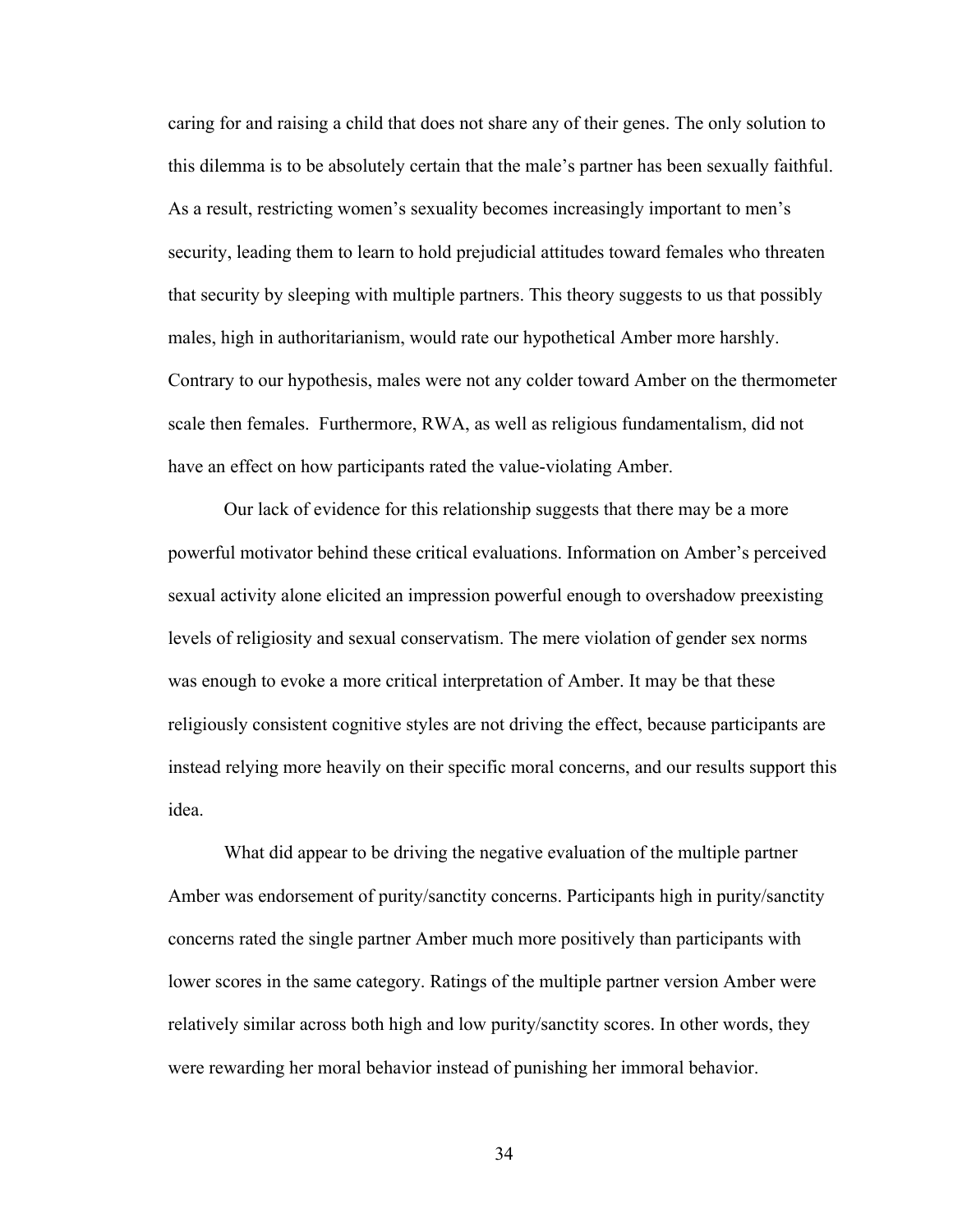caring for and raising a child that does not share any of their genes. The only solution to this dilemma is to be absolutely certain that the male's partner has been sexually faithful. As a result, restricting women's sexuality becomes increasingly important to men's security, leading them to learn to hold prejudicial attitudes toward females who threaten that security by sleeping with multiple partners. This theory suggests to us that possibly males, high in authoritarianism, would rate our hypothetical Amber more harshly. Contrary to our hypothesis, males were not any colder toward Amber on the thermometer scale then females.  Furthermore, RWA, as well as religious fundamentalism, did not have an effect on how participants rated the value-violating Amber.

Our lack of evidence for this relationship suggests that there may be a more powerful motivator behind these critical evaluations. Information on Amber's perceived sexual activity alone elicited an impression powerful enough to overshadow preexisting levels of religiosity and sexual conservatism. The mere violation of gender sex norms was enough to evoke a more critical interpretation of Amber. It may be that these religiously consistent cognitive styles are not driving the effect, because participants are instead relying more heavily on their specific moral concerns, and our results support this idea.

What did appear to be driving the negative evaluation of the multiple partner Amber was endorsement of purity/sanctity concerns. Participants high in purity/sanctity concerns rated the single partner Amber much more positively than participants with lower scores in the same category. Ratings of the multiple partner version Amber were relatively similar across both high and low purity/sanctity scores. In other words, they were rewarding her moral behavior instead of punishing her immoral behavior.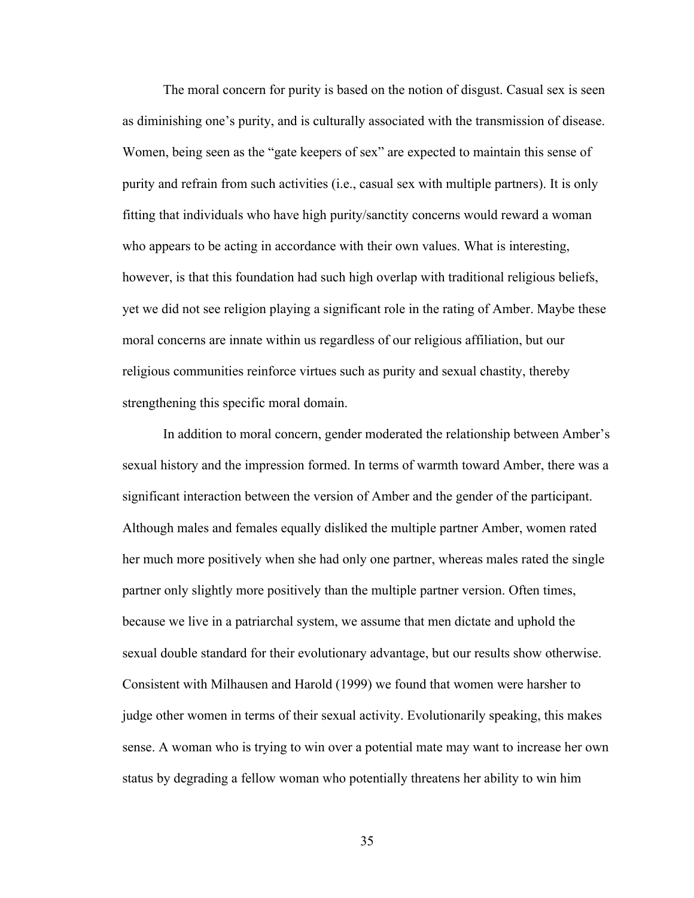The moral concern for purity is based on the notion of disgust. Casual sex is seen as diminishing one's purity, and is culturally associated with the transmission of disease. Women, being seen as the "gate keepers of sex" are expected to maintain this sense of purity and refrain from such activities (i.e., casual sex with multiple partners). It is only fitting that individuals who have high purity/sanctity concerns would reward a woman who appears to be acting in accordance with their own values. What is interesting, however, is that this foundation had such high overlap with traditional religious beliefs, yet we did not see religion playing a significant role in the rating of Amber. Maybe these moral concerns are innate within us regardless of our religious affiliation, but our religious communities reinforce virtues such as purity and sexual chastity, thereby strengthening this specific moral domain.

In addition to moral concern, gender moderated the relationship between Amber's sexual history and the impression formed. In terms of warmth toward Amber, there was a significant interaction between the version of Amber and the gender of the participant. Although males and females equally disliked the multiple partner Amber, women rated her much more positively when she had only one partner, whereas males rated the single partner only slightly more positively than the multiple partner version. Often times, because we live in a patriarchal system, we assume that men dictate and uphold the sexual double standard for their evolutionary advantage, but our results show otherwise. Consistent with Milhausen and Harold (1999) we found that women were harsher to judge other women in terms of their sexual activity. Evolutionarily speaking, this makes sense. A woman who is trying to win over a potential mate may want to increase her own status by degrading a fellow woman who potentially threatens her ability to win him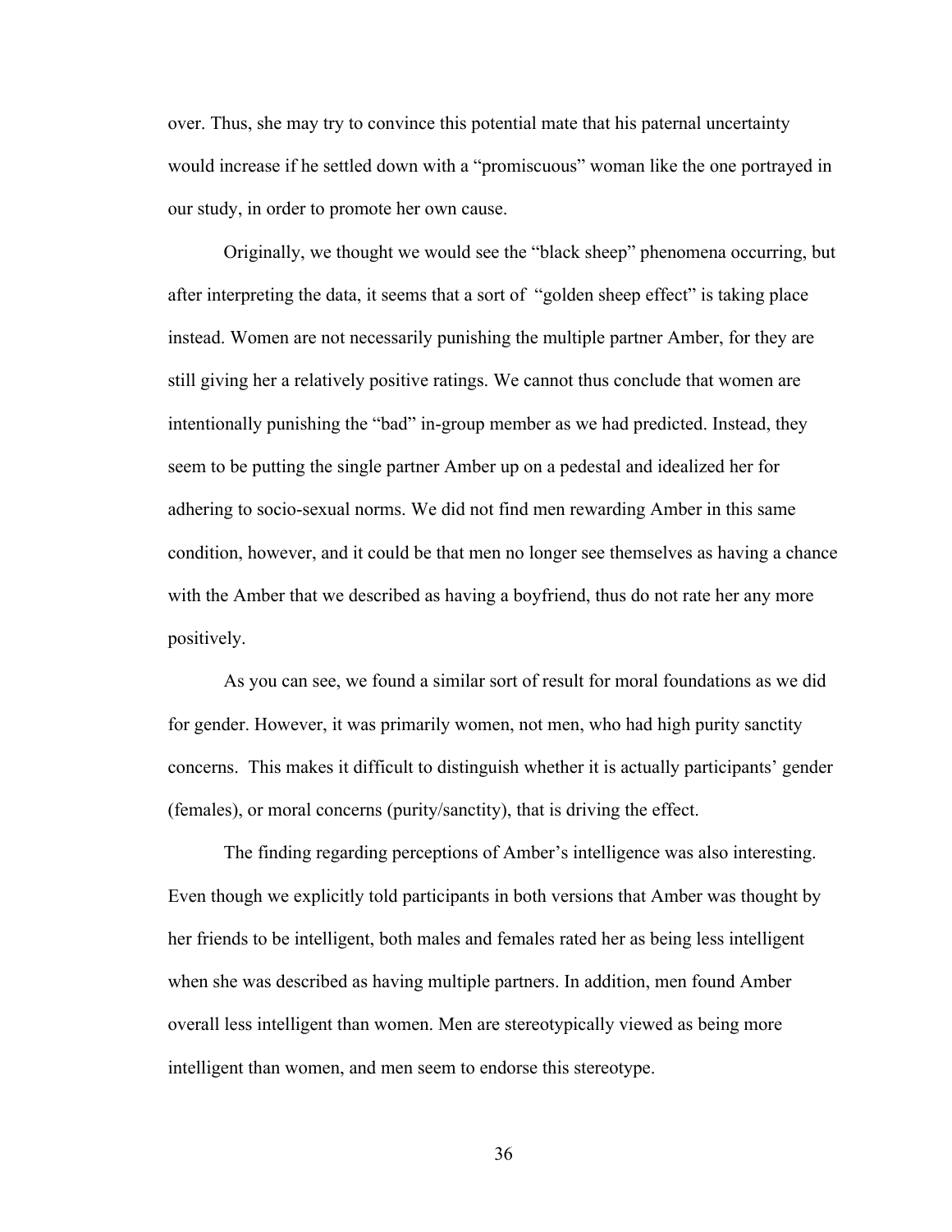over. Thus, she may try to convince this potential mate that his paternal uncertainty would increase if he settled down with a "promiscuous" woman like the one portrayed in our study, in order to promote her own cause.

Originally, we thought we would see the "black sheep" phenomena occurring, but after interpreting the data, it seems that a sort of "golden sheep effect" is taking place instead. Women are not necessarily punishing the multiple partner Amber, for they are still giving her a relatively positive ratings. We cannot thus conclude that women are intentionally punishing the "bad" in-group member as we had predicted. Instead, they seem to be putting the single partner Amber up on a pedestal and idealized her for adhering to socio-sexual norms. We did not find men rewarding Amber in this same condition, however, and it could be that men no longer see themselves as having a chance with the Amber that we described as having a boyfriend, thus do not rate her any more positively.

As you can see, we found a similar sort of result for moral foundations as we did for gender. However, it was primarily women, not men, who had high purity sanctity concerns. This makes it difficult to distinguish whether it is actually participants' gender (females), or moral concerns (purity/sanctity), that is driving the effect.

The finding regarding perceptions of Amber's intelligence was also interesting. Even though we explicitly told participants in both versions that Amber was thought by her friends to be intelligent, both males and females rated her as being less intelligent when she was described as having multiple partners. In addition, men found Amber overall less intelligent than women. Men are stereotypically viewed as being more intelligent than women, and men seem to endorse this stereotype.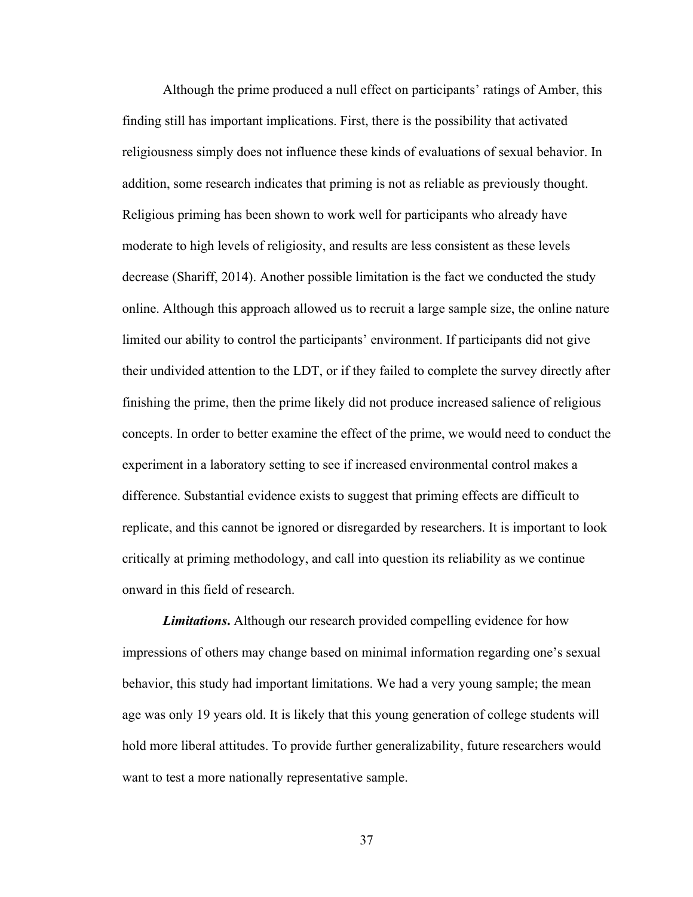Although the prime produced a null effect on participants' ratings of Amber, this finding still has important implications. First, there is the possibility that activated religiousness simply does not influence these kinds of evaluations of sexual behavior. In addition, some research indicates that priming is not as reliable as previously thought. Religious priming has been shown to work well for participants who already have moderate to high levels of religiosity, and results are less consistent as these levels decrease (Shariff, 2014). Another possible limitation is the fact we conducted the study online. Although this approach allowed us to recruit a large sample size, the online nature limited our ability to control the participants' environment. If participants did not give their undivided attention to the LDT, or if they failed to complete the survey directly after finishing the prime, then the prime likely did not produce increased salience of religious concepts. In order to better examine the effect of the prime, we would need to conduct the experiment in a laboratory setting to see if increased environmental control makes a difference. Substantial evidence exists to suggest that priming effects are difficult to replicate, and this cannot be ignored or disregarded by researchers. It is important to look critically at priming methodology, and call into question its reliability as we continue onward in this field of research.

***Limitations***. Although our research provided compelling evidence for how impressions of others may change based on minimal information regarding one's sexual behavior, this study had important limitations. We had a very young sample; the mean age was only 19 years old. It is likely that this young generation of college students will hold more liberal attitudes. To provide further generalizability, future researchers would want to test a more nationally representative sample.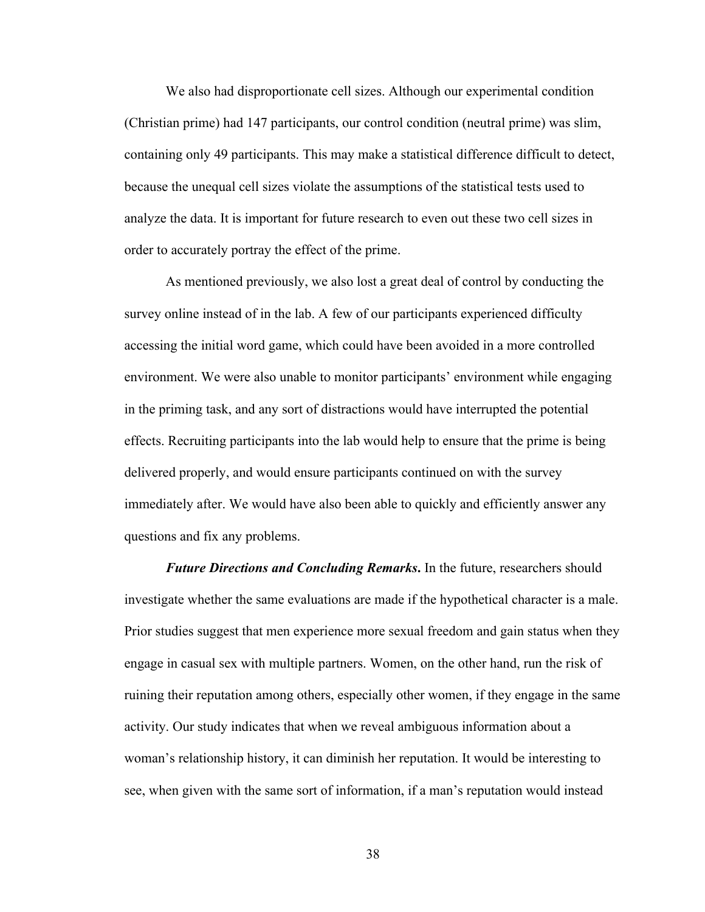We also had disproportionate cell sizes. Although our experimental condition (Christian prime) had 147 participants, our control condition (neutral prime) was slim, containing only 49 participants. This may make a statistical difference difficult to detect, because the unequal cell sizes violate the assumptions of the statistical tests used to analyze the data. It is important for future research to even out these two cell sizes in order to accurately portray the effect of the prime.

As mentioned previously, we also lost a great deal of control by conducting the survey online instead of in the lab. A few of our participants experienced difficulty accessing the initial word game, which could have been avoided in a more controlled environment. We were also unable to monitor participants' environment while engaging in the priming task, and any sort of distractions would have interrupted the potential effects. Recruiting participants into the lab would help to ensure that the prime is being delivered properly, and would ensure participants continued on with the survey immediately after. We would have also been able to quickly and efficiently answer any questions and fix any problems.

***Future Directions and Concluding Remarks*.** In the future, researchers should investigate whether the same evaluations are made if the hypothetical character is a male. Prior studies suggest that men experience more sexual freedom and gain status when they engage in casual sex with multiple partners. Women, on the other hand, run the risk of ruining their reputation among others, especially other women, if they engage in the same activity. Our study indicates that when we reveal ambiguous information about a woman's relationship history, it can diminish her reputation. It would be interesting to see, when given with the same sort of information, if a man's reputation would instead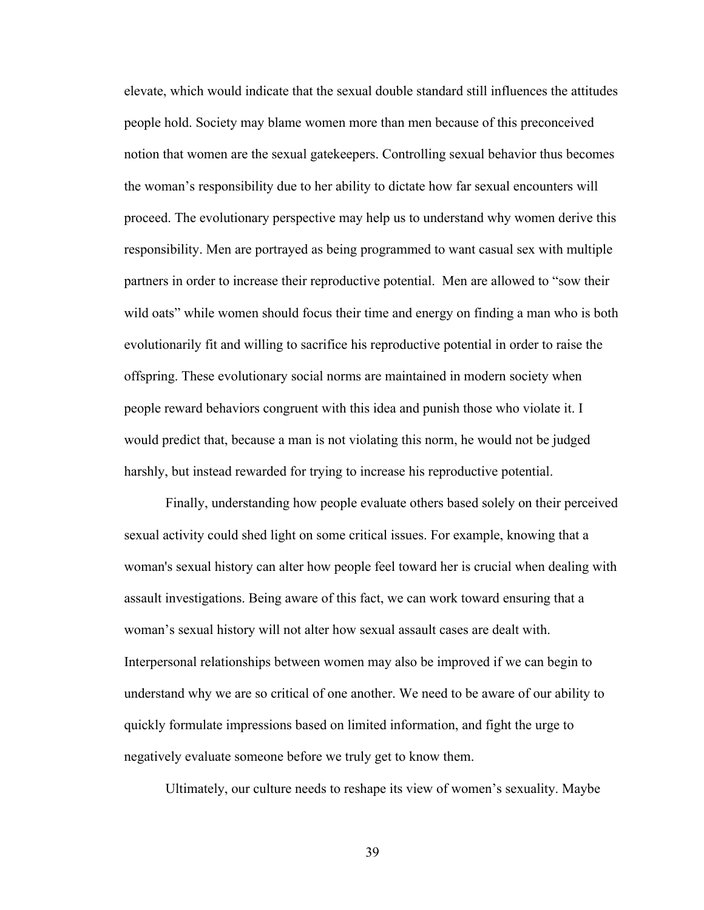elevate, which would indicate that the sexual double standard still influences the attitudes people hold. Society may blame women more than men because of this preconceived notion that women are the sexual gatekeepers. Controlling sexual behavior thus becomes the woman's responsibility due to her ability to dictate how far sexual encounters will proceed. The evolutionary perspective may help us to understand why women derive this responsibility. Men are portrayed as being programmed to want casual sex with multiple partners in order to increase their reproductive potential. Men are allowed to "sow their wild oats" while women should focus their time and energy on finding a man who is both evolutionarily fit and willing to sacrifice his reproductive potential in order to raise the offspring. These evolutionary social norms are maintained in modern society when people reward behaviors congruent with this idea and punish those who violate it. I would predict that, because a man is not violating this norm, he would not be judged harshly, but instead rewarded for trying to increase his reproductive potential.

Finally, understanding how people evaluate others based solely on their perceived sexual activity could shed light on some critical issues. For example, knowing that a woman's sexual history can alter how people feel toward her is crucial when dealing with assault investigations. Being aware of this fact, we can work toward ensuring that a woman's sexual history will not alter how sexual assault cases are dealt with. Interpersonal relationships between women may also be improved if we can begin to understand why we are so critical of one another. We need to be aware of our ability to quickly formulate impressions based on limited information, and fight the urge to negatively evaluate someone before we truly get to know them.

Ultimately, our culture needs to reshape its view of women's sexuality. Maybe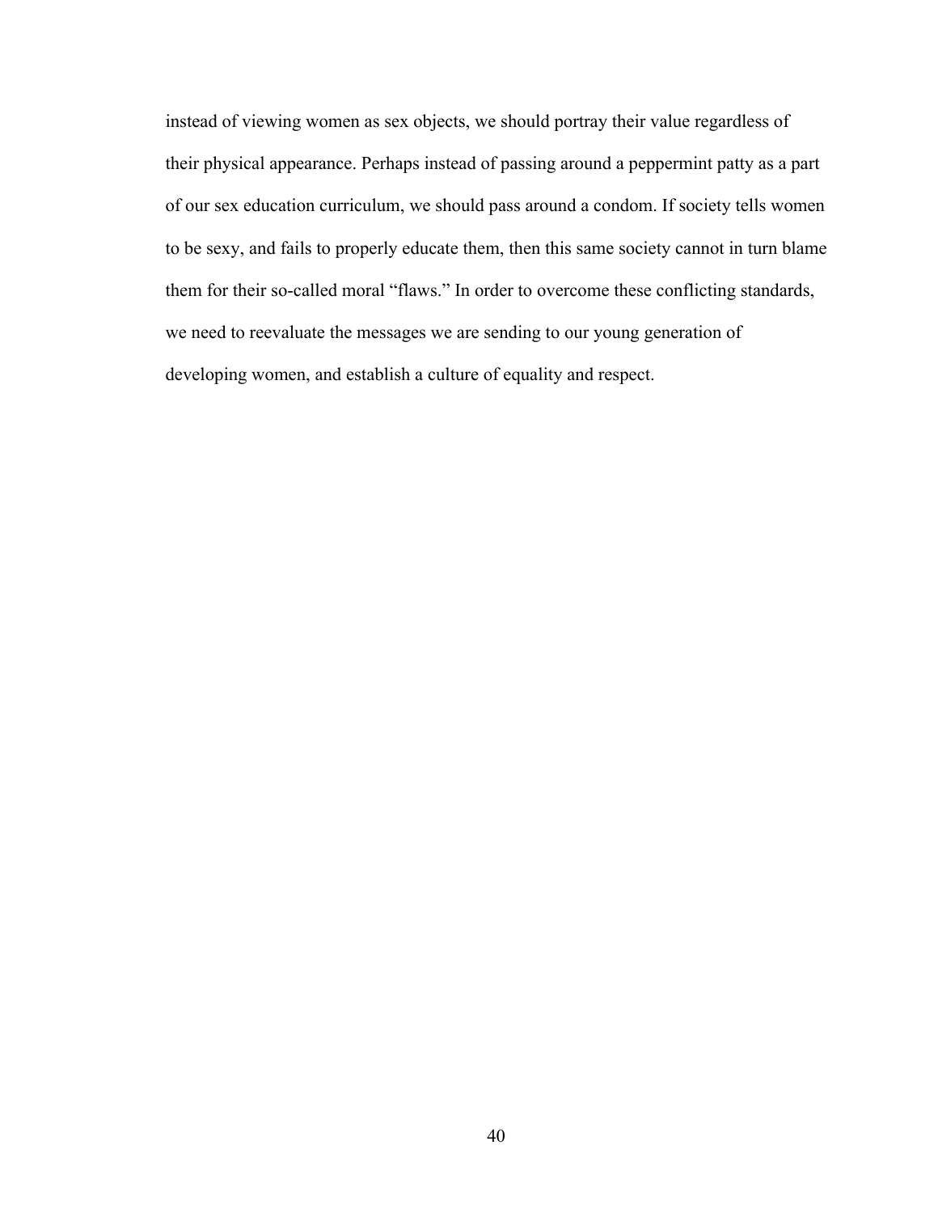instead of viewing women as sex objects, we should portray their value regardless of their physical appearance. Perhaps instead of passing around a peppermint patty as a part of our sex education curriculum, we should pass around a condom. If society tells women to be sexy, and fails to properly educate them, then this same society cannot in turn blame them for their so-called moral "flaws." In order to overcome these conflicting standards, we need to reevaluate the messages we are sending to our young generation of developing women, and establish a culture of equality and respect.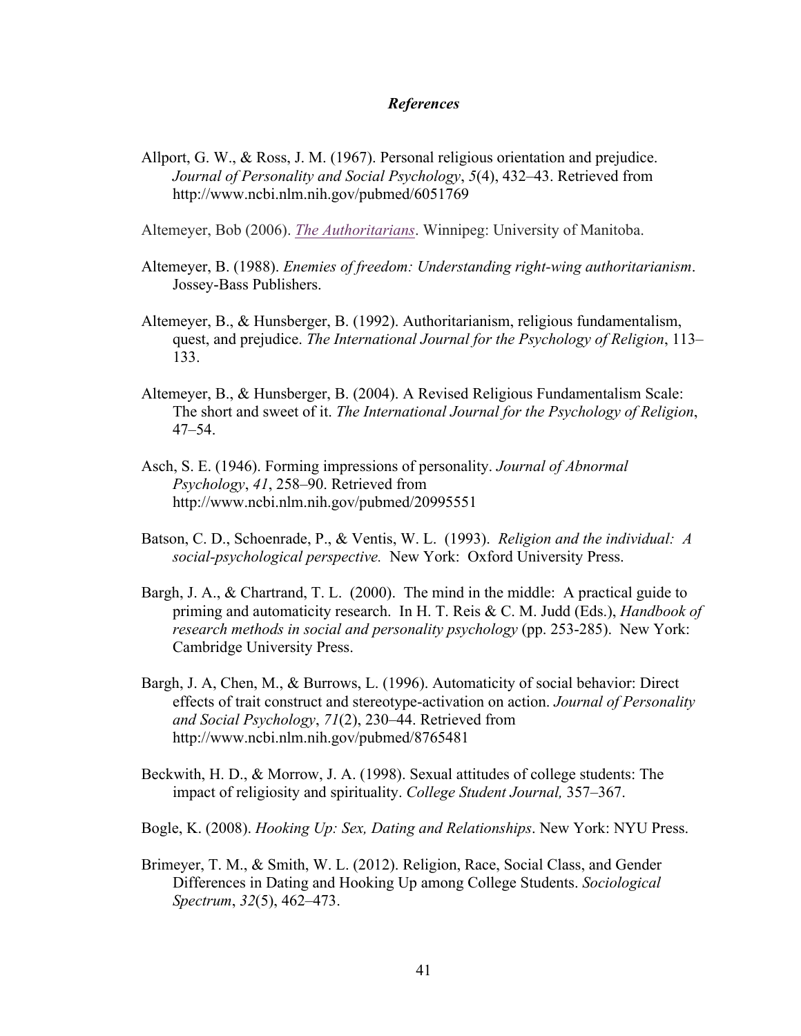### *References*

Allport, G. W., & Ross, J. M. (1967). Personal religious orientation and prejudice. *Journal of Personality and Social Psychology*, *5*(4), 432–43. Retrieved from http://www.ncbi.nlm.nih.gov/pubmed/6051769

Altemeyer, Bob (2006). *The Authoritarians*. Winnipeg: University of Manitoba.

Altemeyer, B. (1988). *Enemies of freedom: Understanding right-wing authoritarianism*. Jossey-Bass Publishers.

Altemeyer, B., & Hunsberger, B. (1992). Authoritarianism, religious fundamentalism, quest, and prejudice. *The International Journal for the Psychology of Religion*, 113–133.

Altemeyer, B., & Hunsberger, B. (2004). A Revised Religious Fundamentalism Scale: The short and sweet of it. *The International Journal for the Psychology of Religion*, 47–54.

Asch, S. E. (1946). Forming impressions of personality. *Journal of Abnormal Psychology*, *41*, 258–90. Retrieved from http://www.ncbi.nlm.nih.gov/pubmed/20995551

Batson, C. D., Schoenrade, P., & Ventis, W. L. (1993). *Religion and the individual: A social-psychological perspective.* New York: Oxford University Press.

Bargh, J. A., & Chartrand, T. L. (2000). The mind in the middle: A practical guide to priming and automaticity research. In H. T. Reis & C. M. Judd (Eds.), *Handbook of research methods in social and personality psychology* (pp. 253-285). New York: Cambridge University Press.

Bargh, J. A, Chen, M., & Burrows, L. (1996). Automaticity of social behavior: Direct effects of trait construct and stereotype-activation on action. *Journal of Personality and Social Psychology*, *71*(2), 230–44. Retrieved from http://www.ncbi.nlm.nih.gov/pubmed/8765481

Beckwith, H. D., & Morrow, J. A. (1998). Sexual attitudes of college students: The impact of religiosity and spirituality. *College Student Journal,* 357–367.

Bogle, K. (2008). *Hooking Up: Sex, Dating and Relationships*. New York: NYU Press.

Brimeyer, T. M., & Smith, W. L. (2012). Religion, Race, Social Class, and Gender Differences in Dating and Hooking Up among College Students. *Sociological Spectrum*, *32*(5), 462–473.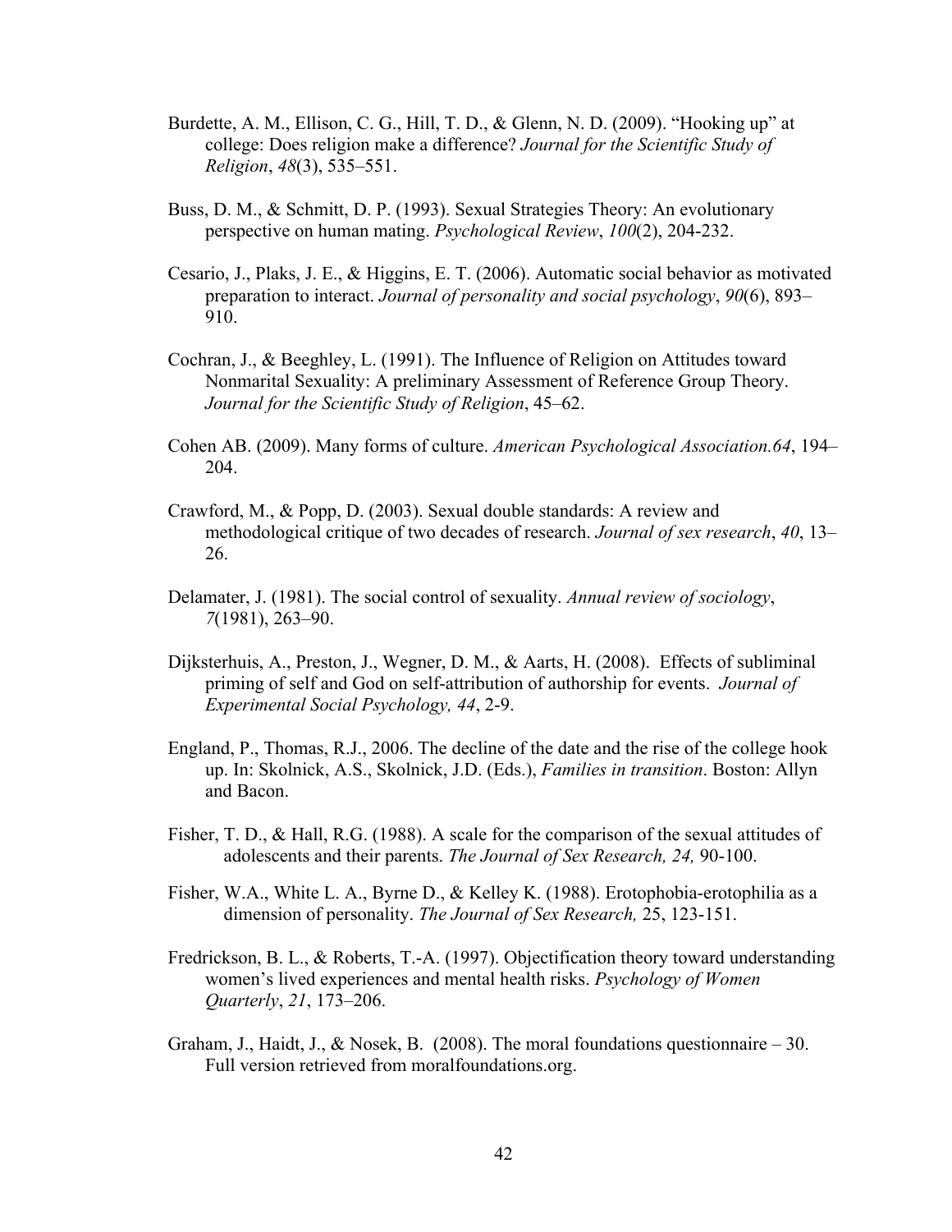Burdette, A. M., Ellison, C. G., Hill, T. D., & Glenn, N. D. (2009). "Hooking up" at college: Does religion make a difference? *Journal for the Scientific Study of Religion*, *48*(3), 535–551.

Buss, D. M., & Schmitt, D. P. (1993). Sexual Strategies Theory: An evolutionary perspective on human mating. *Psychological Review*, *100*(2), 204-232.

Cesario, J., Plaks, J. E., & Higgins, E. T. (2006). Automatic social behavior as motivated preparation to interact. *Journal of personality and social psychology*, *90*(6), 893–910.

Cochran, J., & Beeghley, L. (1991). The Influence of Religion on Attitudes toward Nonmarital Sexuality: A preliminary Assessment of Reference Group Theory. *Journal for the Scientific Study of Religion*, 45–62.

Cohen AB. (2009). Many forms of culture. *American Psychological Association.64*, 194–204.

Crawford, M., & Popp, D. (2003). Sexual double standards: A review and methodological critique of two decades of research. *Journal of sex research*, *40*, 13–26.

Delamater, J. (1981). The social control of sexuality. *Annual review of sociology*, *7*(1981), 263–90.

Dijksterhuis, A., Preston, J., Wegner, D. M., & Aarts, H. (2008). Effects of subliminal priming of self and God on self-attribution of authorship for events. *Journal of Experimental Social Psychology, 44*, 2-9.

England, P., Thomas, R.J., 2006. The decline of the date and the rise of the college hook up. In: Skolnick, A.S., Skolnick, J.D. (Eds.), *Families in transition*. Boston: Allyn and Bacon.

Fisher, T. D., & Hall, R.G. (1988). A scale for the comparison of the sexual attitudes of adolescents and their parents. *The Journal of Sex Research, 24,* 90-100.

Fisher, W.A., White L. A., Byrne D., & Kelley K. (1988). Erotophobia-erotophilia as a dimension of personality. *The Journal of Sex Research,* 25, 123-151.

Fredrickson, B. L., & Roberts, T.-A. (1997). Objectification theory toward understanding women's lived experiences and mental health risks. *Psychology of Women Quarterly*, *21*, 173–206.

Graham, J., Haidt, J., & Nosek, B. (2008). The moral foundations questionnaire – 30. Full version retrieved from moralfoundations.org.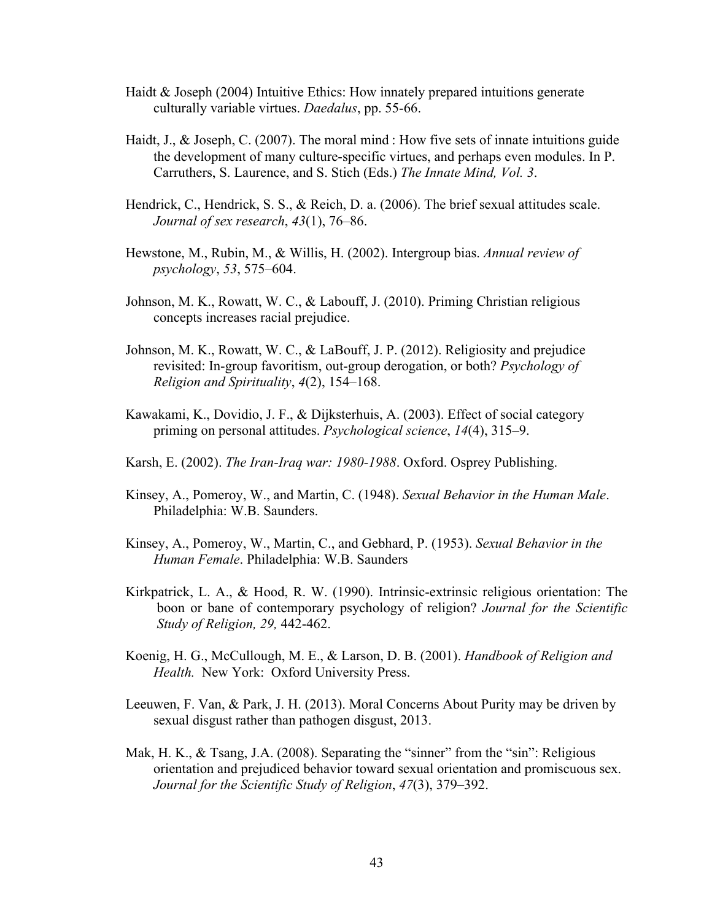Haidt & Joseph (2004) Intuitive Ethics: How innately prepared intuitions generate culturally variable virtues. *Daedalus*, pp. 55-66.

Haidt, J., & Joseph, C. (2007). The moral mind : How five sets of innate intuitions guide the development of many culture-specific virtues, and perhaps even modules. In P. Carruthers, S. Laurence, and S. Stich (Eds.) *The Innate Mind, Vol. 3*.

Hendrick, C., Hendrick, S. S., & Reich, D. a. (2006). The brief sexual attitudes scale. *Journal of sex research*, *43*(1), 76–86.

Hewstone, M., Rubin, M., & Willis, H. (2002). Intergroup bias. *Annual review of psychology*, *53*, 575–604.

Johnson, M. K., Rowatt, W. C., & Labouff, J. (2010). Priming Christian religious concepts increases racial prejudice.

Johnson, M. K., Rowatt, W. C., & LaBouff, J. P. (2012). Religiosity and prejudice revisited: In-group favoritism, out-group derogation, or both? *Psychology of Religion and Spirituality*, *4*(2), 154–168.

Kawakami, K., Dovidio, J. F., & Dijksterhuis, A. (2003). Effect of social category priming on personal attitudes. *Psychological science*, *14*(4), 315–9.

Karsh, E. (2002). *The Iran-Iraq war: 1980-1988*. Oxford. Osprey Publishing.

Kinsey, A., Pomeroy, W., and Martin, C. (1948). *Sexual Behavior in the Human Male*. Philadelphia: W.B. Saunders.

Kinsey, A., Pomeroy, W., Martin, C., and Gebhard, P. (1953). *Sexual Behavior in the Human Female*. Philadelphia: W.B. Saunders

Kirkpatrick, L. A., & Hood, R. W. (1990). Intrinsic-extrinsic religious orientation: The boon or bane of contemporary psychology of religion? *Journal for the Scientific Study of Religion, 29,* 442-462.

Koenig, H. G., McCullough, M. E., & Larson, D. B. (2001). *Handbook of Religion and Health.* New York: Oxford University Press.

Leeuwen, F. Van, & Park, J. H. (2013). Moral Concerns About Purity may be driven by sexual disgust rather than pathogen disgust, 2013.

Mak, H. K., & Tsang, J.A. (2008). Separating the "sinner" from the "sin": Religious orientation and prejudiced behavior toward sexual orientation and promiscuous sex. *Journal for the Scientific Study of Religion*, *47*(3), 379–392.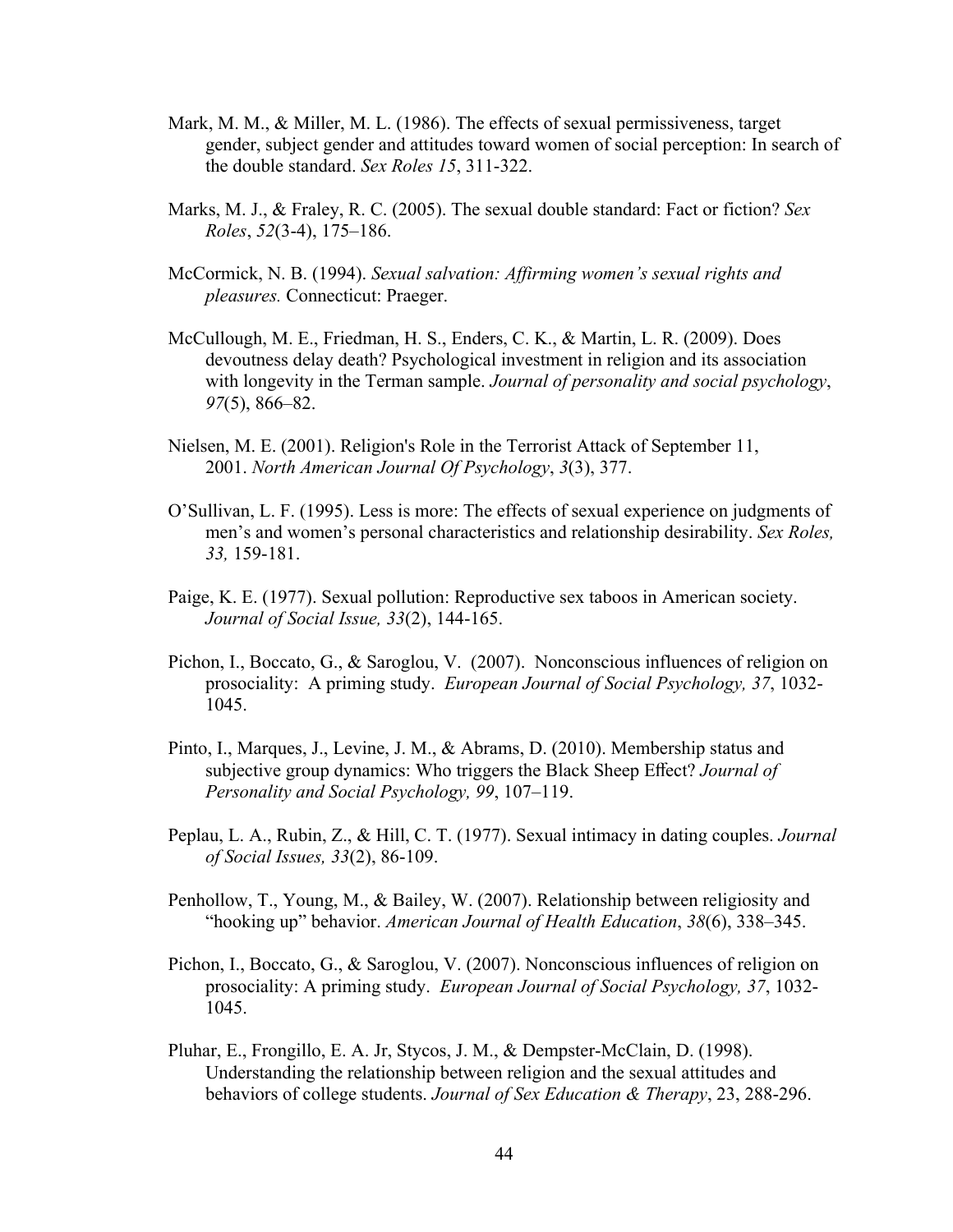Mark, M. M., & Miller, M. L. (1986). The effects of sexual permissiveness, target gender, subject gender and attitudes toward women of social perception: In search of the double standard. *Sex Roles 15*, 311-322.

Marks, M. J., & Fraley, R. C. (2005). The sexual double standard: Fact or fiction? *Sex Roles*, *52*(3-4), 175–186.

McCormick, N. B. (1994). *Sexual salvation: Affirming women's sexual rights and pleasures.* Connecticut: Praeger.

McCullough, M. E., Friedman, H. S., Enders, C. K., & Martin, L. R. (2009). Does devoutness delay death? Psychological investment in religion and its association with longevity in the Terman sample. *Journal of personality and social psychology*, *97*(5), 866–82.

Nielsen, M. E. (2001). Religion's Role in the Terrorist Attack of September 11, 2001. *North American Journal Of Psychology*, *3*(3), 377.

O'Sullivan, L. F. (1995). Less is more: The effects of sexual experience on judgments of men's and women's personal characteristics and relationship desirability. *Sex Roles, 33,* 159-181.

Paige, K. E. (1977). Sexual pollution: Reproductive sex taboos in American society. *Journal of Social Issue, 33*(2), 144-165.

Pichon, I., Boccato, G., & Saroglou, V. (2007). Nonconscious influences of religion on prosociality: A priming study. *European Journal of Social Psychology, 37*, 1032-1045.

Pinto, I., Marques, J., Levine, J. M., & Abrams, D. (2010). Membership status and subjective group dynamics: Who triggers the Black Sheep Effect? *Journal of Personality and Social Psychology, 99*, 107–119.

Peplau, L. A., Rubin, Z., & Hill, C. T. (1977). Sexual intimacy in dating couples. *Journal of Social Issues, 33*(2), 86-109.

Penhollow, T., Young, M., & Bailey, W. (2007). Relationship between religiosity and "hooking up" behavior. *American Journal of Health Education*, *38*(6), 338–345.

Pichon, I., Boccato, G., & Saroglou, V. (2007). Nonconscious influences of religion on prosociality: A priming study. *European Journal of Social Psychology, 37*, 1032-1045.

Pluhar, E., Frongillo, E. A. Jr, Stycos, J. M., & Dempster-McClain, D. (1998). Understanding the relationship between religion and the sexual attitudes and behaviors of college students. *Journal of Sex Education & Therapy*, 23, 288-296.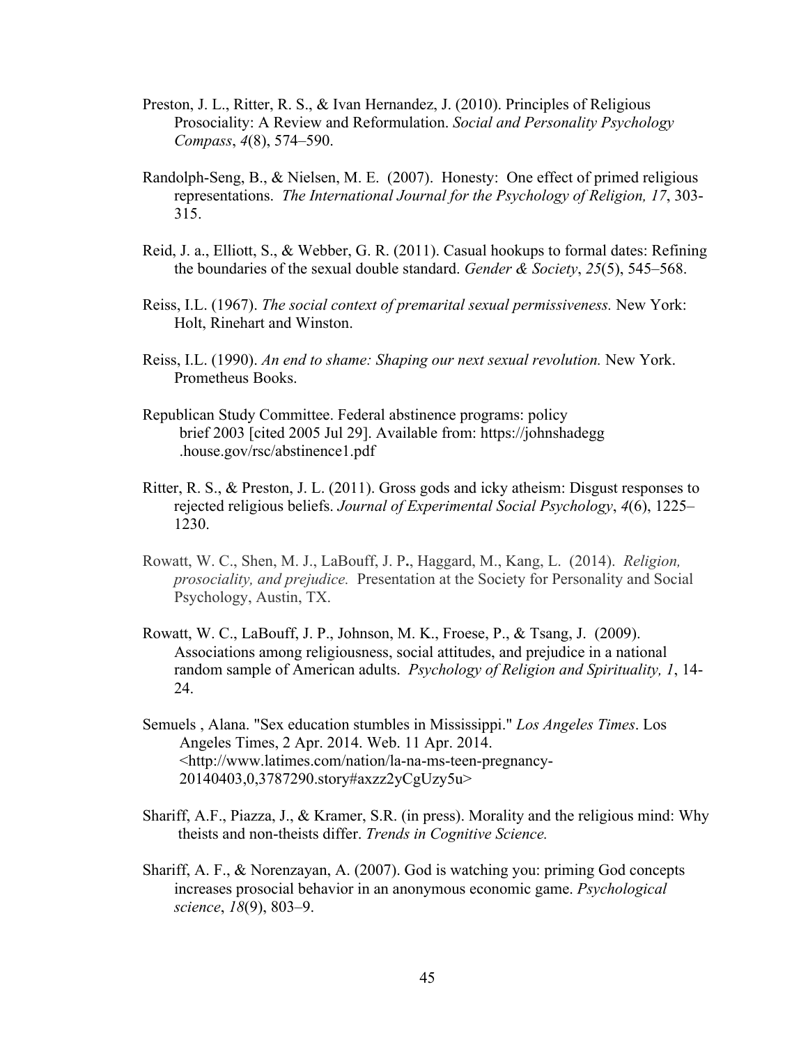Preston, J. L., Ritter, R. S., & Ivan Hernandez, J. (2010). Principles of Religious Prosociality: A Review and Reformulation. *Social and Personality Psychology Compass*, *4*(8), 574–590.

Randolph-Seng, B., & Nielsen, M. E. (2007). Honesty: One effect of primed religious representations. *The International Journal for the Psychology of Religion, 17*, 303-315.

Reid, J. a., Elliott, S., & Webber, G. R. (2011). Casual hookups to formal dates: Refining the boundaries of the sexual double standard. *Gender & Society*, *25*(5), 545–568.

Reiss, I.L. (1967). *The social context of premarital sexual permissiveness.* New York: Holt, Rinehart and Winston.

Reiss, I.L. (1990). *An end to shame: Shaping our next sexual revolution.* New York. Prometheus Books.

Republican Study Committee. Federal abstinence programs: policy brief 2003 [cited 2005 Jul 29]. Available from: https://johnshadegg .house.gov/rsc/abstinence1.pdf

Ritter, R. S., & Preston, J. L. (2011). Gross gods and icky atheism: Disgust responses to rejected religious beliefs. *Journal of Experimental Social Psychology*, *4*(6), 1225–1230.

Rowatt, W. C., Shen, M. J., LaBouff, J. P., Haggard, M., Kang, L. (2014). *Religion, prosociality, and prejudice.* Presentation at the Society for Personality and Social Psychology, Austin, TX.

Rowatt, W. C., LaBouff, J. P., Johnson, M. K., Froese, P., & Tsang, J. (2009). Associations among religiousness, social attitudes, and prejudice in a national random sample of American adults. *Psychology of Religion and Spirituality, 1*, 14-24.

Semuels , Alana. "Sex education stumbles in Mississippi." *Los Angeles Times*. Los Angeles Times, 2 Apr. 2014. Web. 11 Apr. 2014. <http://www.latimes.com/nation/la-na-ms-teen-pregnancy-20140403,0,3787290.story#axzz2yCgUzy5u>

Shariff, A.F., Piazza, J., & Kramer, S.R. (in press). Morality and the religious mind: Why theists and non-theists differ. *Trends in Cognitive Science.*

Shariff, A. F., & Norenzayan, A. (2007). God is watching you: priming God concepts increases prosocial behavior in an anonymous economic game. *Psychological science*, *18*(9), 803–9.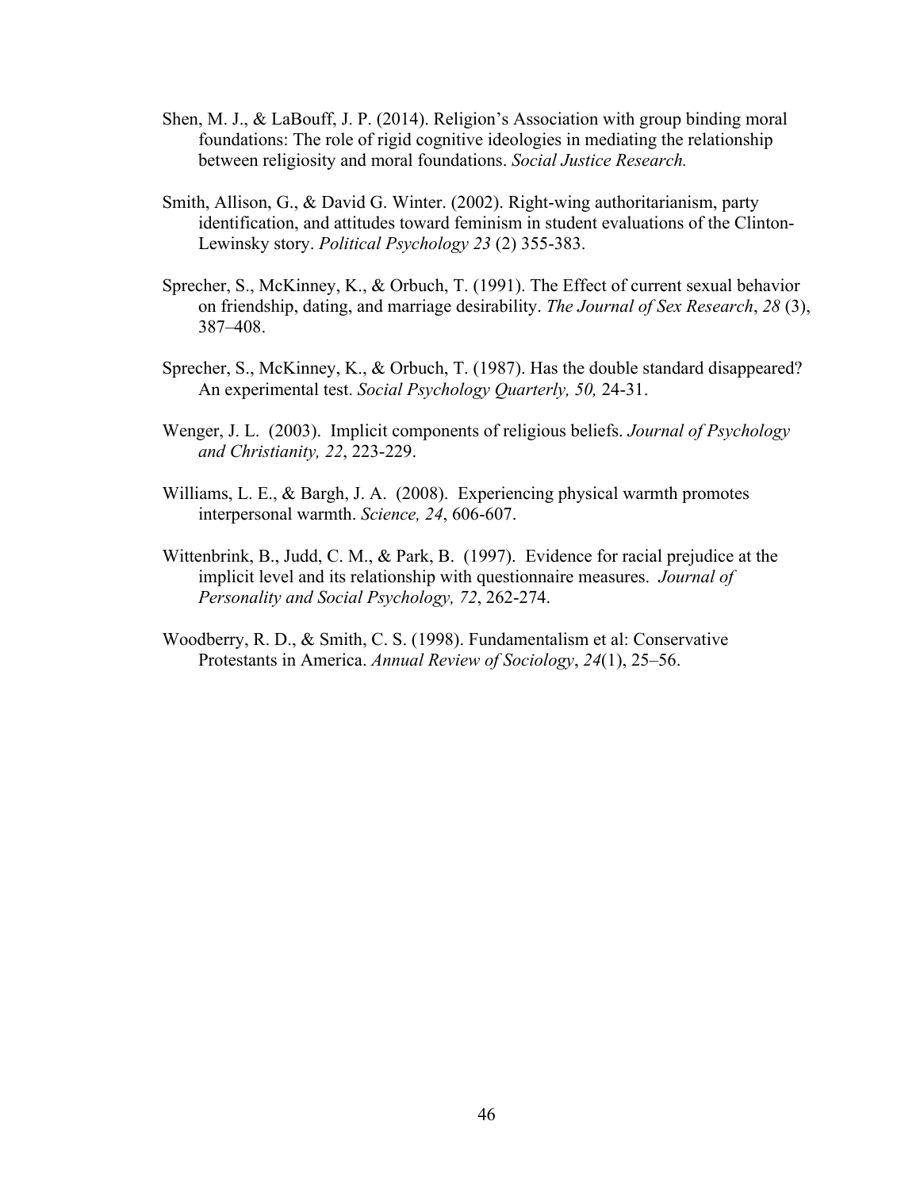Shen, M. J., & LaBouff, J. P. (2014). Religion's Association with group binding moral foundations: The role of rigid cognitive ideologies in mediating the relationship between religiosity and moral foundations. *Social Justice Research.*

Smith, Allison, G., & David G. Winter. (2002). Right-wing authoritarianism, party identification, and attitudes toward feminism in student evaluations of the Clinton-Lewinsky story. *Political Psychology 23* (2) 355-383.

Sprecher, S., McKinney, K., & Orbuch, T. (1991). The Effect of current sexual behavior on friendship, dating, and marriage desirability. *The Journal of Sex Research*, *28* (3), 387–408.

Sprecher, S., McKinney, K., & Orbuch, T. (1987). Has the double standard disappeared? An experimental test. *Social Psychology Quarterly, 50,* 24-31.

Wenger, J. L. (2003). Implicit components of religious beliefs. *Journal of Psychology and Christianity, 22*, 223-229.

Williams, L. E., & Bargh, J. A. (2008). Experiencing physical warmth promotes interpersonal warmth. *Science, 24*, 606-607.

Wittenbrink, B., Judd, C. M., & Park, B. (1997). Evidence for racial prejudice at the implicit level and its relationship with questionnaire measures. *Journal of Personality and Social Psychology, 72*, 262-274.

Woodberry, R. D., & Smith, C. S. (1998). Fundamentalism et al: Conservative Protestants in America. *Annual Review of Sociology*, *24*(1), 25–56.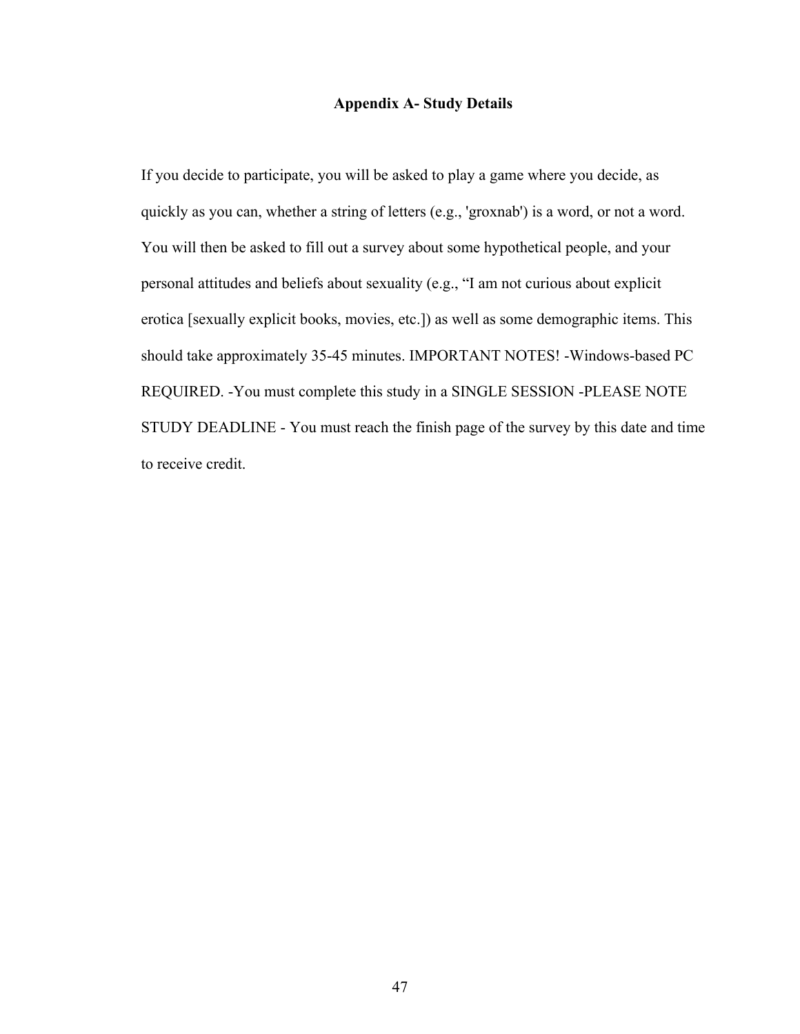# Appendix A- Study Details

If you decide to participate, you will be asked to play a game where you decide, as quickly as you can, whether a string of letters (e.g., 'groxnab') is a word, or not a word. You will then be asked to fill out a survey about some hypothetical people, and your personal attitudes and beliefs about sexuality (e.g., "I am not curious about explicit erotica [sexually explicit books, movies, etc.]) as well as some demographic items. This should take approximately 35-45 minutes. IMPORTANT NOTES! -Windows-based PC REQUIRED. -You must complete this study in a SINGLE SESSION -PLEASE NOTE STUDY DEADLINE - You must reach the finish page of the survey by this date and time to receive credit.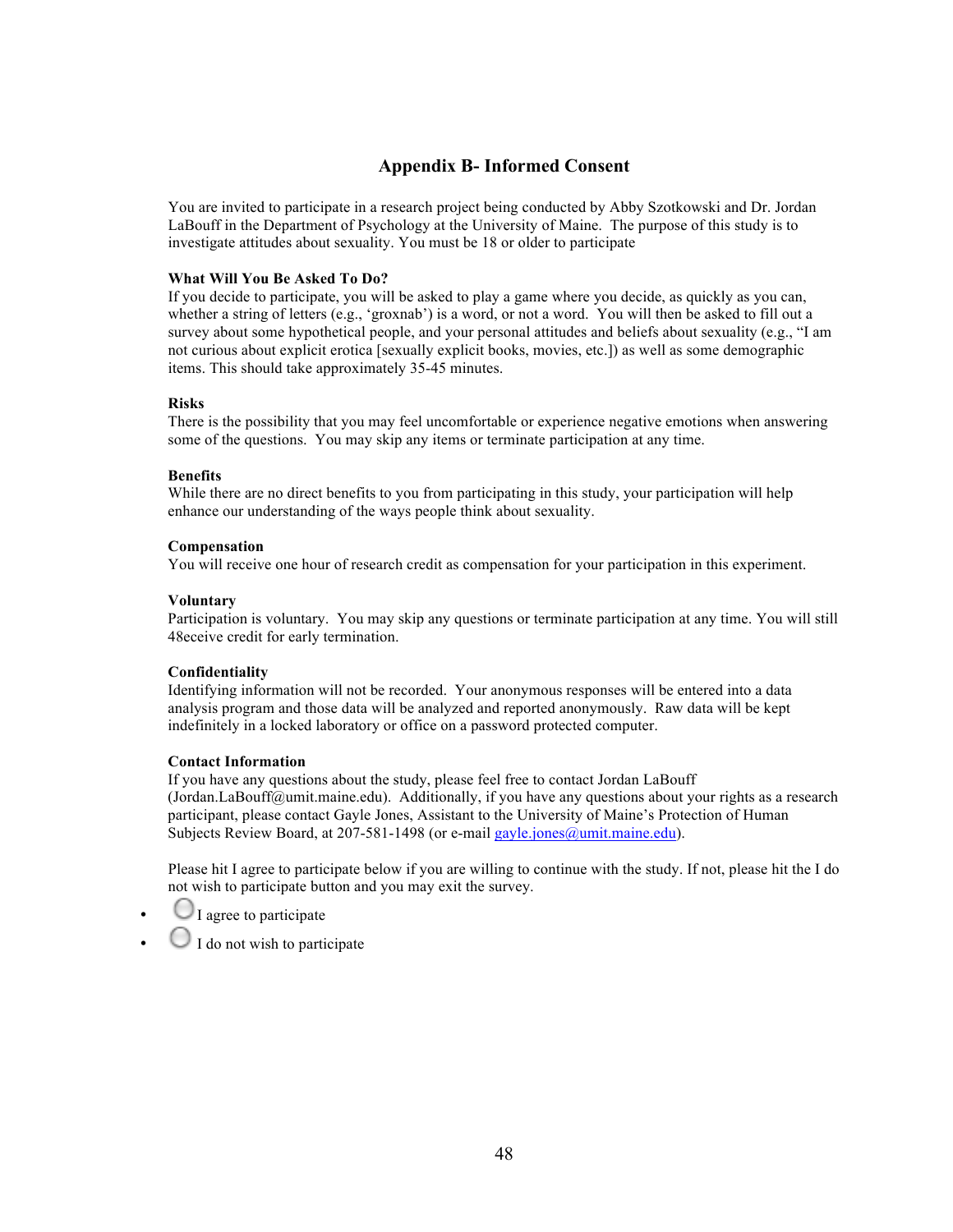# Appendix B- Informed Consent

You are invited to participate in a research project being conducted by Abby Szotkowski and Dr. Jordan LaBouff in the Department of Psychology at the University of Maine. The purpose of this study is to investigate attitudes about sexuality. You must be 18 or older to participate

**What Will You Be Asked To Do?**
If you decide to participate, you will be asked to play a game where you decide, as quickly as you can, whether a string of letters (e.g., 'groxnab') is a word, or not a word. You will then be asked to fill out a survey about some hypothetical people, and your personal attitudes and beliefs about sexuality (e.g., "I am not curious about explicit erotica [sexually explicit books, movies, etc.]) as well as some demographic items. This should take approximately 35-45 minutes.

**Risks**
There is the possibility that you may feel uncomfortable or experience negative emotions when answering some of the questions. You may skip any items or terminate participation at any time.

**Benefits**
While there are no direct benefits to you from participating in this study, your participation will help enhance our understanding of the ways people think about sexuality.

**Compensation**
You will receive one hour of research credit as compensation for your participation in this experiment.

**Voluntary**
Participation is voluntary. You may skip any questions or terminate participation at any time. You will still 48eceive credit for early termination.

**Confidentiality**
Identifying information will not be recorded. Your anonymous responses will be entered into a data analysis program and those data will be analyzed and reported anonymously. Raw data will be kept indefinitely in a locked laboratory or office on a password protected computer.

**Contact Information**
If you have any questions about the study, please feel free to contact Jordan LaBouff (Jordan.LaBouff@umit.maine.edu). Additionally, if you have any questions about your rights as a research participant, please contact Gayle Jones, Assistant to the University of Maine's Protection of Human Subjects Review Board, at 207-581-1498 (or e-mail gayle.jones@umit.maine.edu).

Please hit I agree to participate below if you are willing to continue with the study. If not, please hit the I do not wish to participate button and you may exit the survey.

- ○ I agree to participate
- ○ I do not wish to participate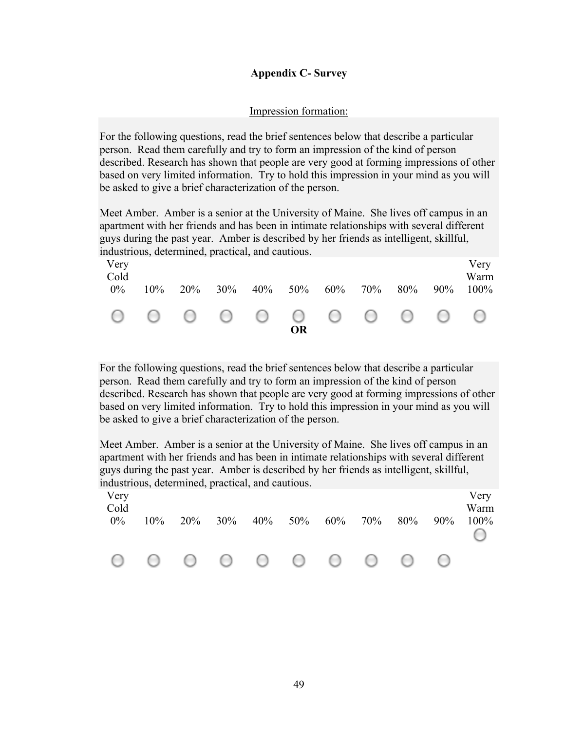## Appendix C- Survey

Impression formation:

For the following questions, read the brief sentences below that describe a particular person. Read them carefully and try to form an impression of the kind of person described. Research has shown that people are very good at forming impressions of other based on very limited information. Try to hold this impression in your mind as you will be asked to give a brief characterization of the person.

Meet Amber. Amber is a senior at the University of Maine. She lives off campus in an apartment with her friends and has been in intimate relationships with several different guys during the past year. Amber is described by her friends as intelligent, skillful, industrious, determined, practical, and cautious.

| Very Cold 0% | 10% | 20% | 30% | 40% | 50% | 60% | 70% | 80% | 90% | Very Warm 100% |
|---|---|---|---|---|---|---|---|---|---|---|
| ○ | ○ | ○ | ○ | ○ | ○ | ○ | ○ | ○ | ○ | ○ |

**OR**

For the following questions, read the brief sentences below that describe a particular person. Read them carefully and try to form an impression of the kind of person described. Research has shown that people are very good at forming impressions of other based on very limited information. Try to hold this impression in your mind as you will be asked to give a brief characterization of the person.

Meet Amber. Amber is a senior at the University of Maine. She lives off campus in an apartment with her friends and has been in intimate relationships with several different guys during the past year. Amber is described by her friends as intelligent, skillful, industrious, determined, practical, and cautious.

| Very Cold 0% | 10% | 20% | 30% | 40% | 50% | 60% | 70% | 80% | 90% | Very Warm 100% |
|---|---|---|---|---|---|---|---|---|---|---|
| ○ | ○ | ○ | ○ | ○ | ○ | ○ | ○ | ○ | ○ | ○ |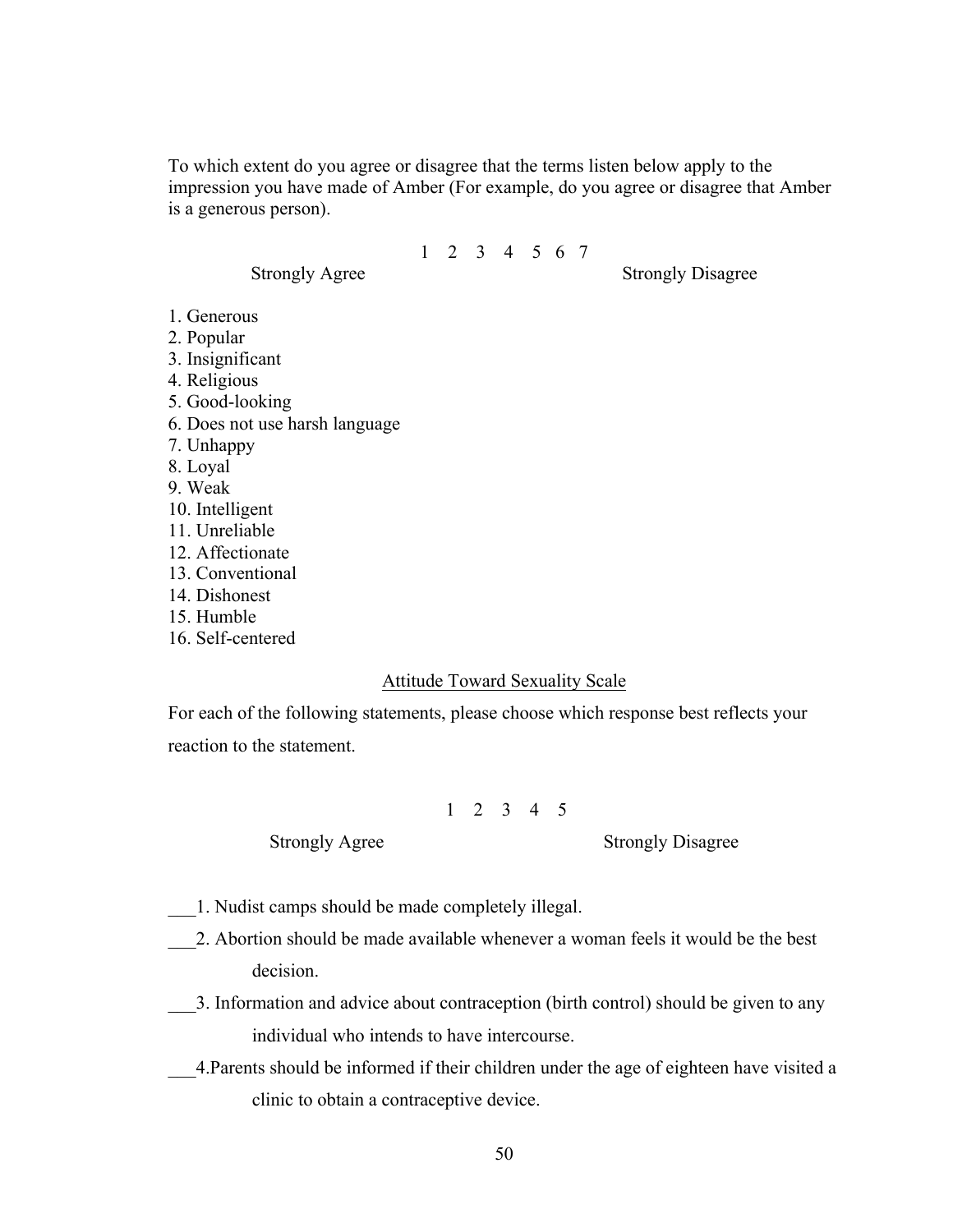To which extent do you agree or disagree that the terms listen below apply to the impression you have made of Amber (For example, do you agree or disagree that Amber is a generous person).

| Strongly Agree | 1 | 2 | 3 | 4 | 5 | 6 | 7 | Strongly Disagree |
|---|---|---|---|---|---|---|---|---|

1. Generous
2. Popular
3. Insignificant
4. Religious
5. Good-looking
6. Does not use harsh language
7. Unhappy
8. Loyal
9. Weak
10. Intelligent
11. Unreliable
12. Affectionate
13. Conventional
14. Dishonest
15. Humble
16. Self-centered

## Attitude Toward Sexuality Scale

For each of the following statements, please choose which response best reflects your reaction to the statement.

| Strongly Agree | 1 | 2 | 3 | 4 | 5 | Strongly Disagree |
|---|---|---|---|---|---|---|

___1. Nudist camps should be made completely illegal.

___2. Abortion should be made available whenever a woman feels it would be the best decision.

___3. Information and advice about contraception (birth control) should be given to any individual who intends to have intercourse.

___4.Parents should be informed if their children under the age of eighteen have visited a clinic to obtain a contraceptive device.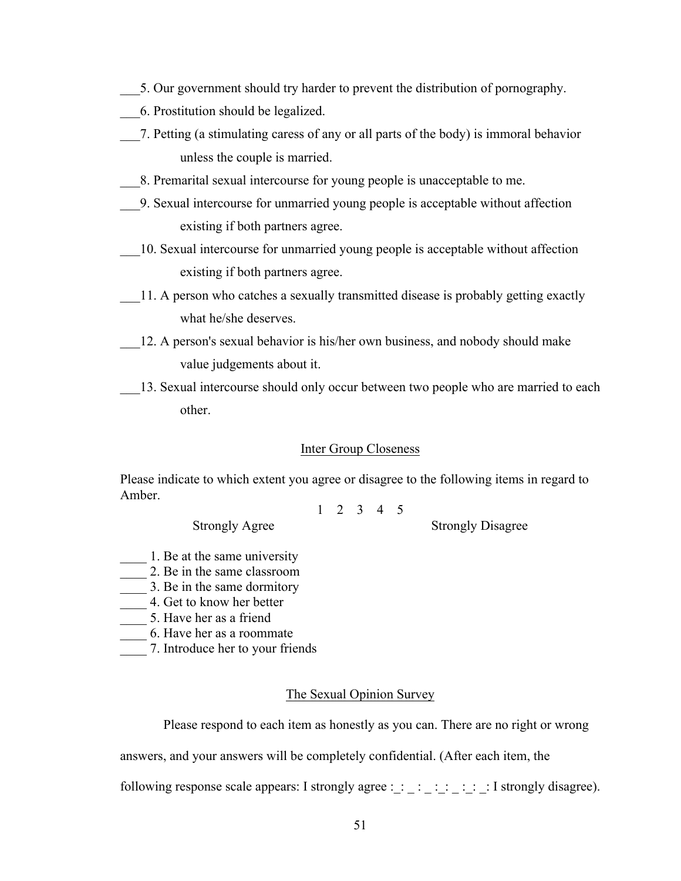___5. Our government should try harder to prevent the distribution of pornography.

___6. Prostitution should be legalized.

___7. Petting (a stimulating caress of any or all parts of the body) is immoral behavior unless the couple is married.

___8. Premarital sexual intercourse for young people is unacceptable to me.

___9. Sexual intercourse for unmarried young people is acceptable without affection existing if both partners agree.

___10. Sexual intercourse for unmarried young people is acceptable without affection existing if both partners agree.

___11. A person who catches a sexually transmitted disease is probably getting exactly what he/she deserves.

___12. A person's sexual behavior is his/her own business, and nobody should make value judgements about it.

___13. Sexual intercourse should only occur between two people who are married to each other.

## Inter Group Closeness

Please indicate to which extent you agree or disagree to the following items in regard to Amber.

1 2 3 4 5

Strongly Agree Strongly Disagree

____ 1. Be at the same university
____ 2. Be in the same classroom
____ 3. Be in the same dormitory
____ 4. Get to know her better
____ 5. Have her as a friend
____ 6. Have her as a roommate
____ 7. Introduce her to your friends

## The Sexual Opinion Survey

Please respond to each item as honestly as you can. There are no right or wrong answers, and your answers will be completely confidential. (After each item, the following response scale appears: I strongly agree :_: _ : _ :_: _ :_: _: I strongly disagree).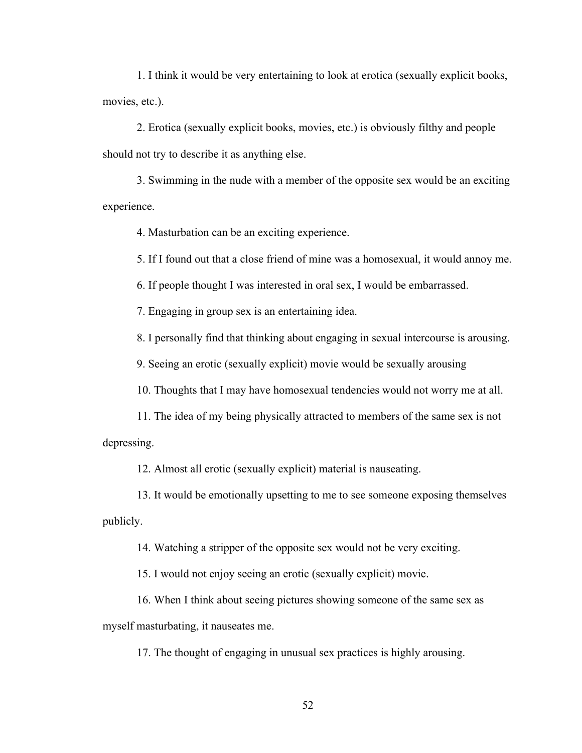1. I think it would be very entertaining to look at erotica (sexually explicit books, movies, etc.).

2. Erotica (sexually explicit books, movies, etc.) is obviously filthy and people should not try to describe it as anything else.

3. Swimming in the nude with a member of the opposite sex would be an exciting experience.

4. Masturbation can be an exciting experience.

5. If I found out that a close friend of mine was a homosexual, it would annoy me.

6. If people thought I was interested in oral sex, I would be embarrassed.

7. Engaging in group sex is an entertaining idea.

8. I personally find that thinking about engaging in sexual intercourse is arousing.

9. Seeing an erotic (sexually explicit) movie would be sexually arousing

10. Thoughts that I may have homosexual tendencies would not worry me at all.

11. The idea of my being physically attracted to members of the same sex is not depressing.

12. Almost all erotic (sexually explicit) material is nauseating.

13. It would be emotionally upsetting to me to see someone exposing themselves publicly.

14. Watching a stripper of the opposite sex would not be very exciting.

15. I would not enjoy seeing an erotic (sexually explicit) movie.

16. When I think about seeing pictures showing someone of the same sex as myself masturbating, it nauseates me.

17. The thought of engaging in unusual sex practices is highly arousing.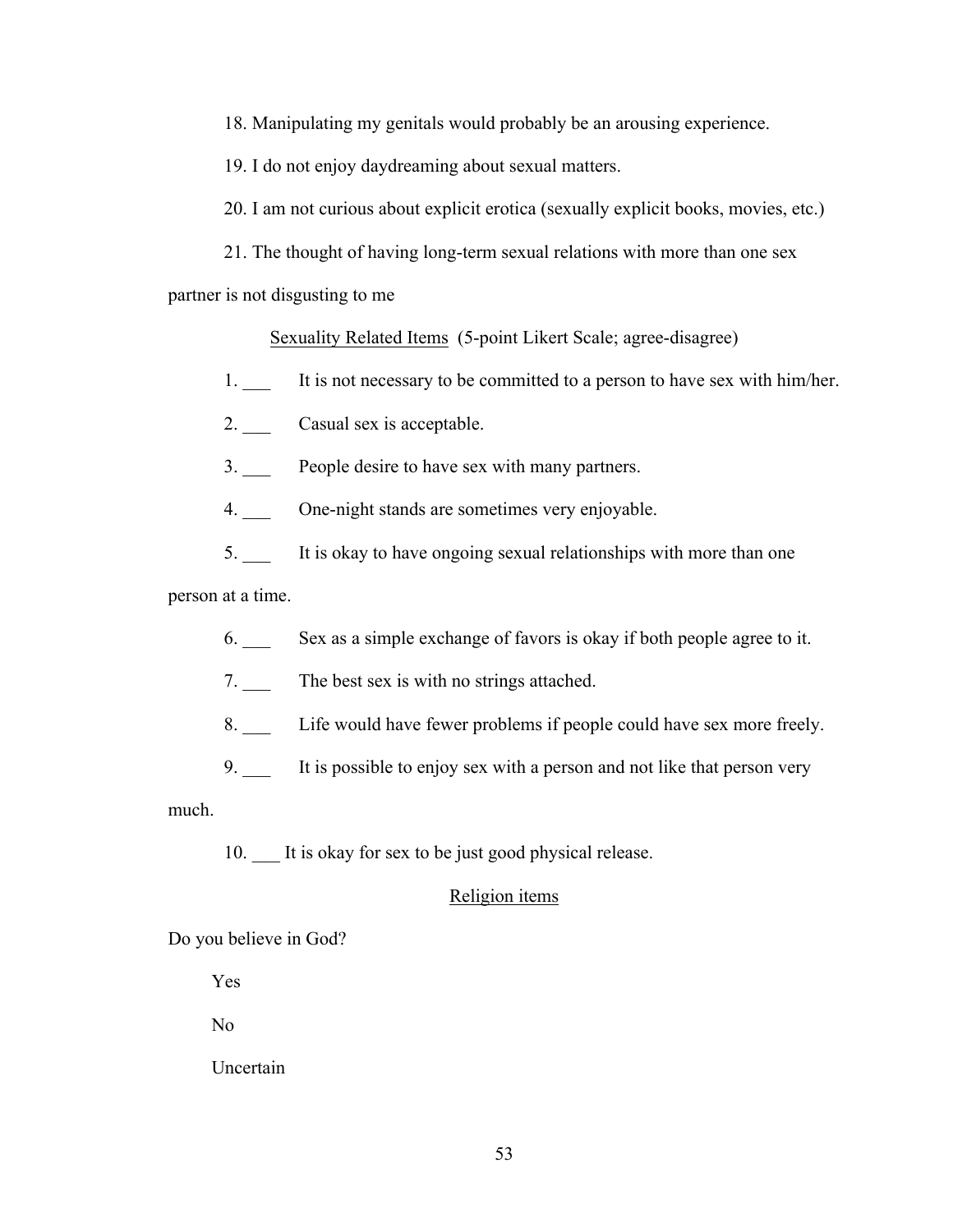18. Manipulating my genitals would probably be an arousing experience.

19. I do not enjoy daydreaming about sexual matters.

20. I am not curious about explicit erotica (sexually explicit books, movies, etc.)

21. The thought of having long-term sexual relations with more than one sex partner is not disgusting to me

<u>Sexuality Related Items</u> (5-point Likert Scale; agree-disagree)

1. ___ It is not necessary to be committed to a person to have sex with him/her.

2. ___ Casual sex is acceptable.

3. ___ People desire to have sex with many partners.

4. ___ One-night stands are sometimes very enjoyable.

5. ___ It is okay to have ongoing sexual relationships with more than one person at a time.

6. ___ Sex as a simple exchange of favors is okay if both people agree to it.

7. ___ The best sex is with no strings attached.

8. ___ Life would have fewer problems if people could have sex more freely.

9. ___ It is possible to enjoy sex with a person and not like that person very much.

10. ___ It is okay for sex to be just good physical release.

<u>Religion items</u>

Do you believe in God?

Yes

No

Uncertain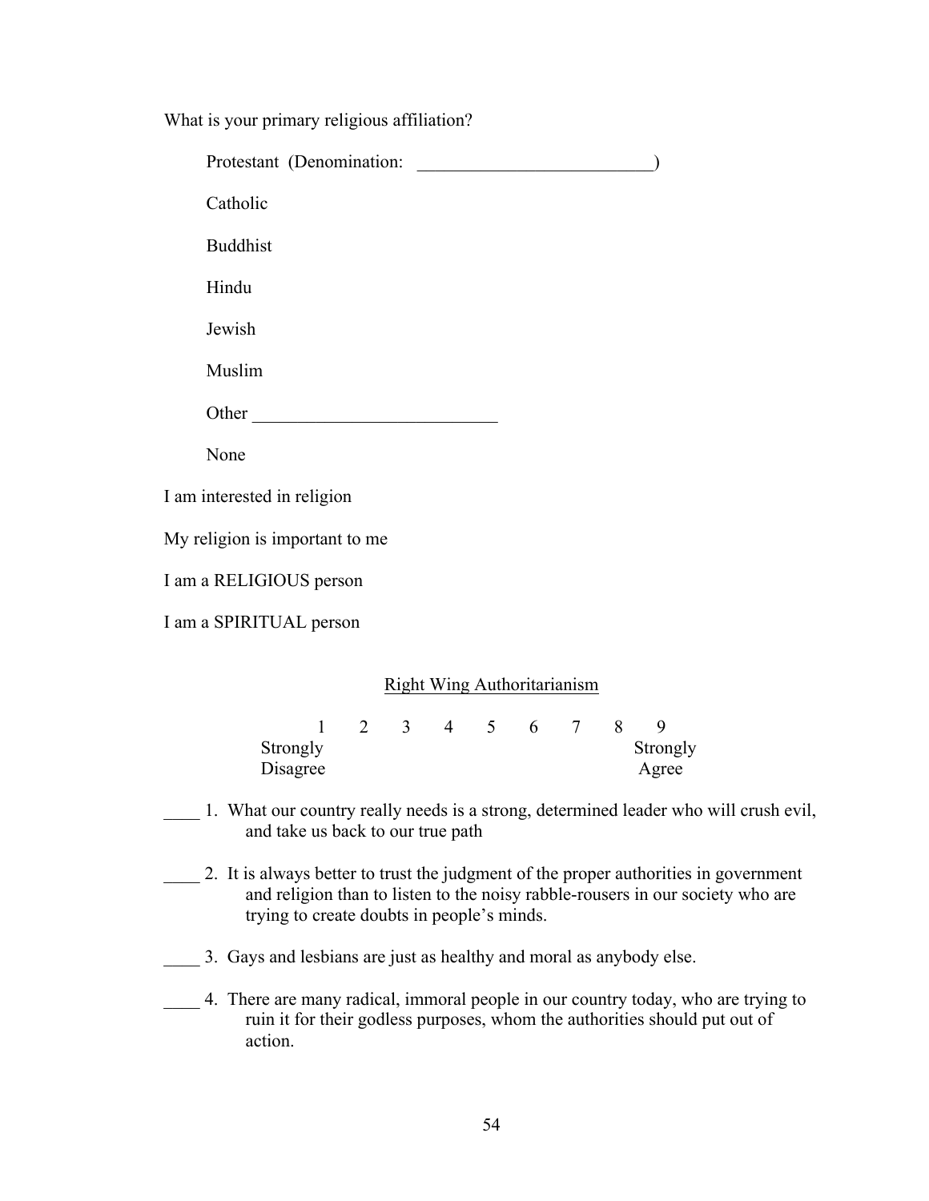What is your primary religious affiliation?

Protestant (Denomination: __________________________)

Catholic

Buddhist

Hindu

Jewish

Muslim

Other ___________________________

None

I am interested in religion

My religion is important to me

I am a RELIGIOUS person

I am a SPIRITUAL person

## Right Wing Authoritarianism

| 1 | 2 | 3 | 4 | 5 | 6 | 7 | 8 | 9 |
|---|---|---|---|---|---|---|---|---|
| Strongly Disagree | | | | | | | | Strongly Agree |

____ 1. What our country really needs is a strong, determined leader who will crush evil, and take us back to our true path

____ 2. It is always better to trust the judgment of the proper authorities in government and religion than to listen to the noisy rabble-rousers in our society who are trying to create doubts in people's minds.

____ 3. Gays and lesbians are just as healthy and moral as anybody else.

____ 4. There are many radical, immoral people in our country today, who are trying to ruin it for their godless purposes, whom the authorities should put out of action.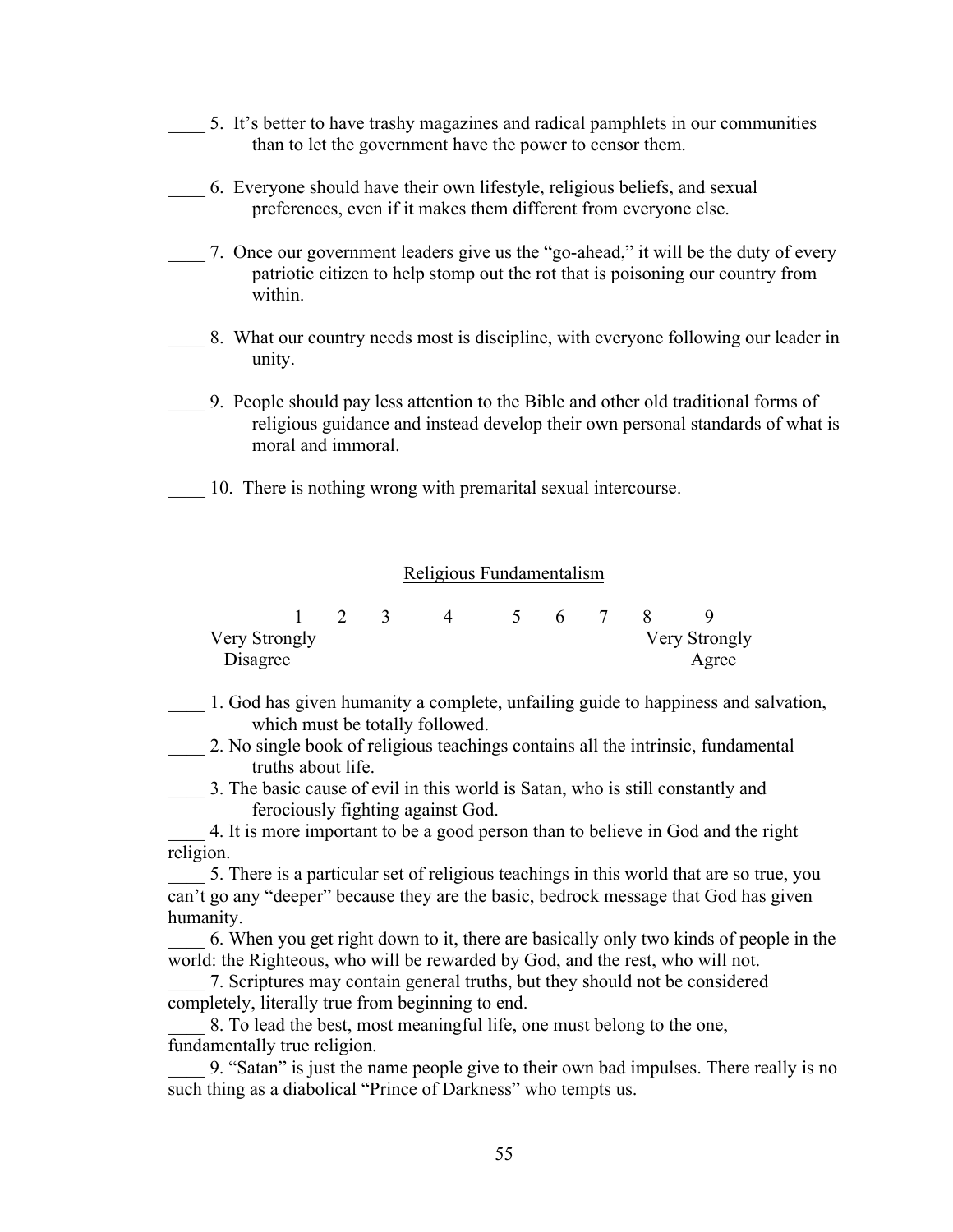____ 5. It's better to have trashy magazines and radical pamphlets in our communities than to let the government have the power to censor them.

____ 6. Everyone should have their own lifestyle, religious beliefs, and sexual preferences, even if it makes them different from everyone else.

____ 7. Once our government leaders give us the "go-ahead," it will be the duty of every patriotic citizen to help stomp out the rot that is poisoning our country from within.

____ 8. What our country needs most is discipline, with everyone following our leader in unity.

____ 9. People should pay less attention to the Bible and other old traditional forms of religious guidance and instead develop their own personal standards of what is moral and immoral.

____ 10. There is nothing wrong with premarital sexual intercourse.

Religious Fundamentalism

| 1 | 2 | 3 | 4 | 5 | 6 | 7 | 8 | 9 |
|---|---|---|---|---|---|---|---|---|
| Very Strongly Disagree | | | | | | | | Very Strongly Agree |

____ 1. God has given humanity a complete, unfailing guide to happiness and salvation, which must be totally followed.

____ 2. No single book of religious teachings contains all the intrinsic, fundamental truths about life.

____ 3. The basic cause of evil in this world is Satan, who is still constantly and ferociously fighting against God.

____ 4. It is more important to be a good person than to believe in God and the right religion.

____ 5. There is a particular set of religious teachings in this world that are so true, you can't go any "deeper" because they are the basic, bedrock message that God has given humanity.

____ 6. When you get right down to it, there are basically only two kinds of people in the world: the Righteous, who will be rewarded by God, and the rest, who will not.

____ 7. Scriptures may contain general truths, but they should not be considered completely, literally true from beginning to end.

____ 8. To lead the best, most meaningful life, one must belong to the one, fundamentally true religion.

____ 9. "Satan" is just the name people give to their own bad impulses. There really is no such thing as a diabolical "Prince of Darkness" who tempts us.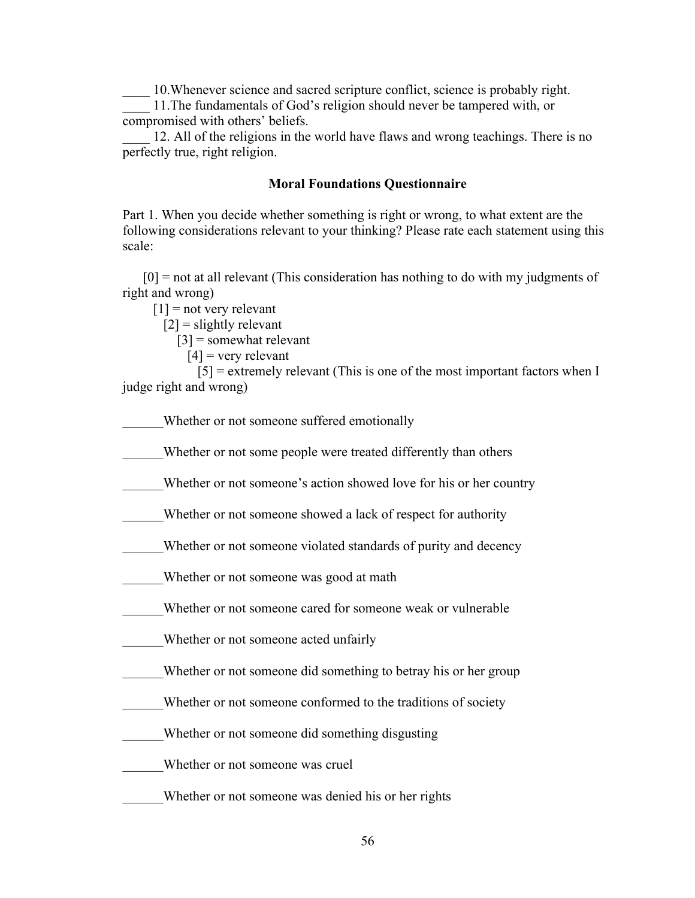____ 10.Whenever science and sacred scripture conflict, science is probably right.

____ 11.The fundamentals of God's religion should never be tampered with, or compromised with others' beliefs.

____ 12. All of the religions in the world have flaws and wrong teachings. There is no perfectly true, right religion.

## Moral Foundations Questionnaire

Part 1. When you decide whether something is right or wrong, to what extent are the following considerations relevant to your thinking? Please rate each statement using this scale:

[0] = not at all relevant (This consideration has nothing to do with my judgments of right and wrong)
[1] = not very relevant
[2] = slightly relevant
[3] = somewhat relevant
[4] = very relevant
[5] = extremely relevant (This is one of the most important factors when I judge right and wrong)

______Whether or not someone suffered emotionally

______Whether or not some people were treated differently than others

______Whether or not someone's action showed love for his or her country

______Whether or not someone showed a lack of respect for authority

______Whether or not someone violated standards of purity and decency

______Whether or not someone was good at math

______Whether or not someone cared for someone weak or vulnerable

______Whether or not someone acted unfairly

______Whether or not someone did something to betray his or her group

______Whether or not someone conformed to the traditions of society

______Whether or not someone did something disgusting

______Whether or not someone was cruel

______Whether or not someone was denied his or her rights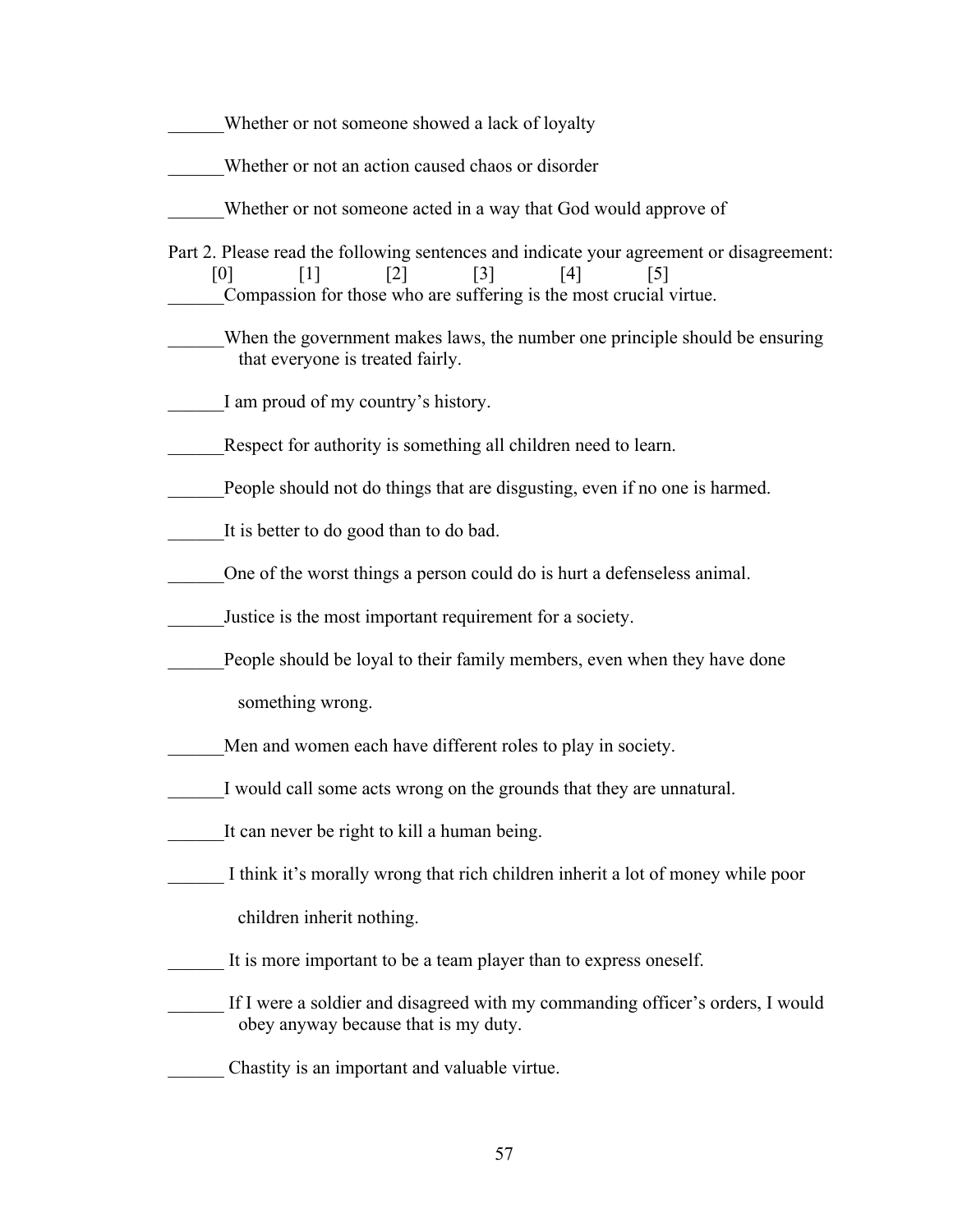______Whether or not someone showed a lack of loyalty

______Whether or not an action caused chaos or disorder

______Whether or not someone acted in a way that God would approve of

Part 2. Please read the following sentences and indicate your agreement or disagreement:

[0] [1] [2] [3] [4] [5]

______Compassion for those who are suffering is the most crucial virtue.

______When the government makes laws, the number one principle should be ensuring that everyone is treated fairly.

______I am proud of my country's history.

______Respect for authority is something all children need to learn.

______People should not do things that are disgusting, even if no one is harmed.

______It is better to do good than to do bad.

______One of the worst things a person could do is hurt a defenseless animal.

______Justice is the most important requirement for a society.

______People should be loyal to their family members, even when they have done something wrong.

______Men and women each have different roles to play in society.

______I would call some acts wrong on the grounds that they are unnatural.

______It can never be right to kill a human being.

______ I think it's morally wrong that rich children inherit a lot of money while poor children inherit nothing.

______ It is more important to be a team player than to express oneself.

______ If I were a soldier and disagreed with my commanding officer's orders, I would obey anyway because that is my duty.

______ Chastity is an important and valuable virtue.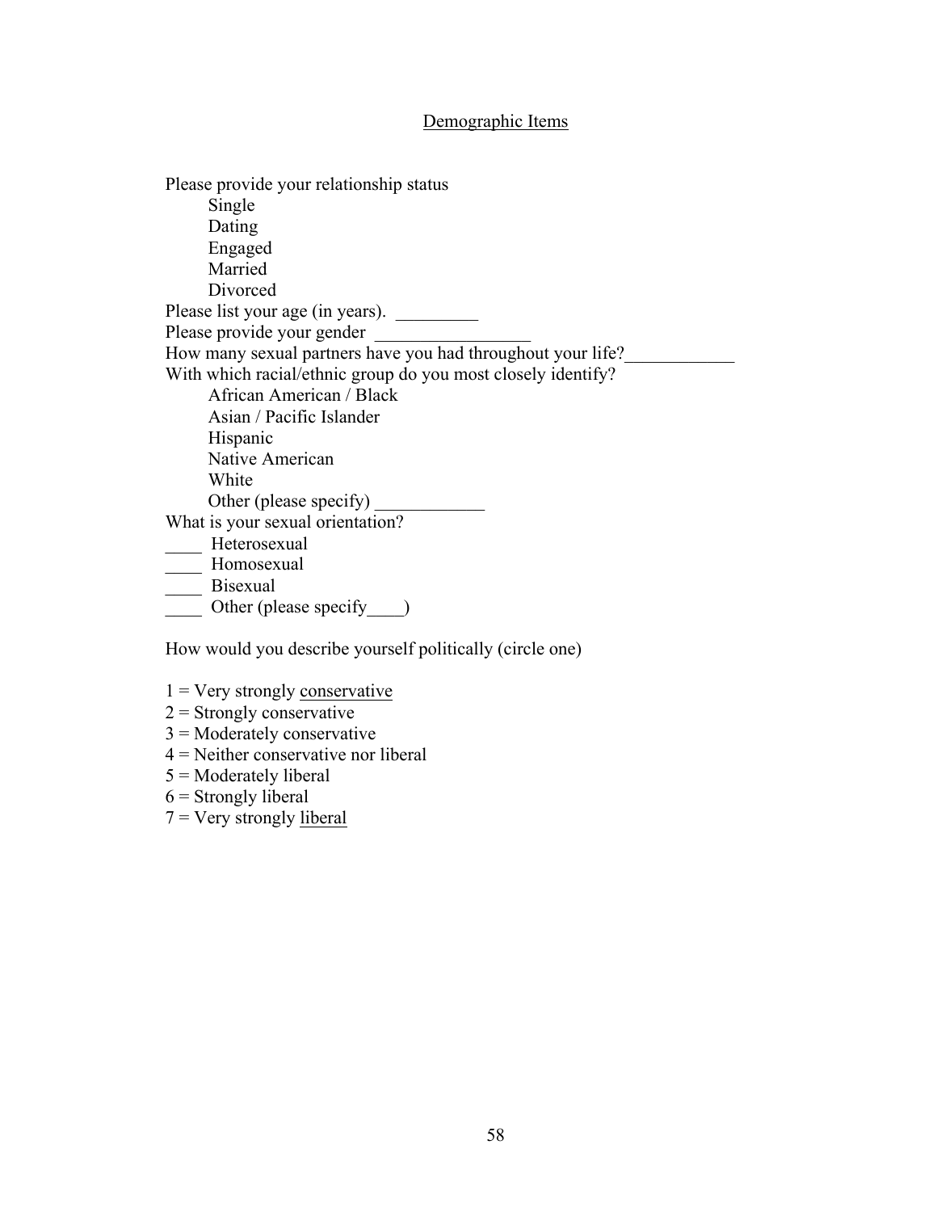## Demographic Items

Please provide your relationship status

- Single
- Dating
- Engaged
- Married
- Divorced

Please list your age (in years). _________

Please provide your gender _________________

How many sexual partners have you had throughout your life?____________

With which racial/ethnic group do you most closely identify?

- African American / Black
- Asian / Pacific Islander
- Hispanic
- Native American
- White
- Other (please specify) ____________

What is your sexual orientation?

____ Heterosexual

____ Homosexual

____ Bisexual

____ Other (please specify____)

How would you describe yourself politically (circle one)

1 = Very strongly conservative

2 = Strongly conservative

3 = Moderately conservative

4 = Neither conservative nor liberal

5 = Moderately liberal

6 = Strongly liberal

7 = Very strongly liberal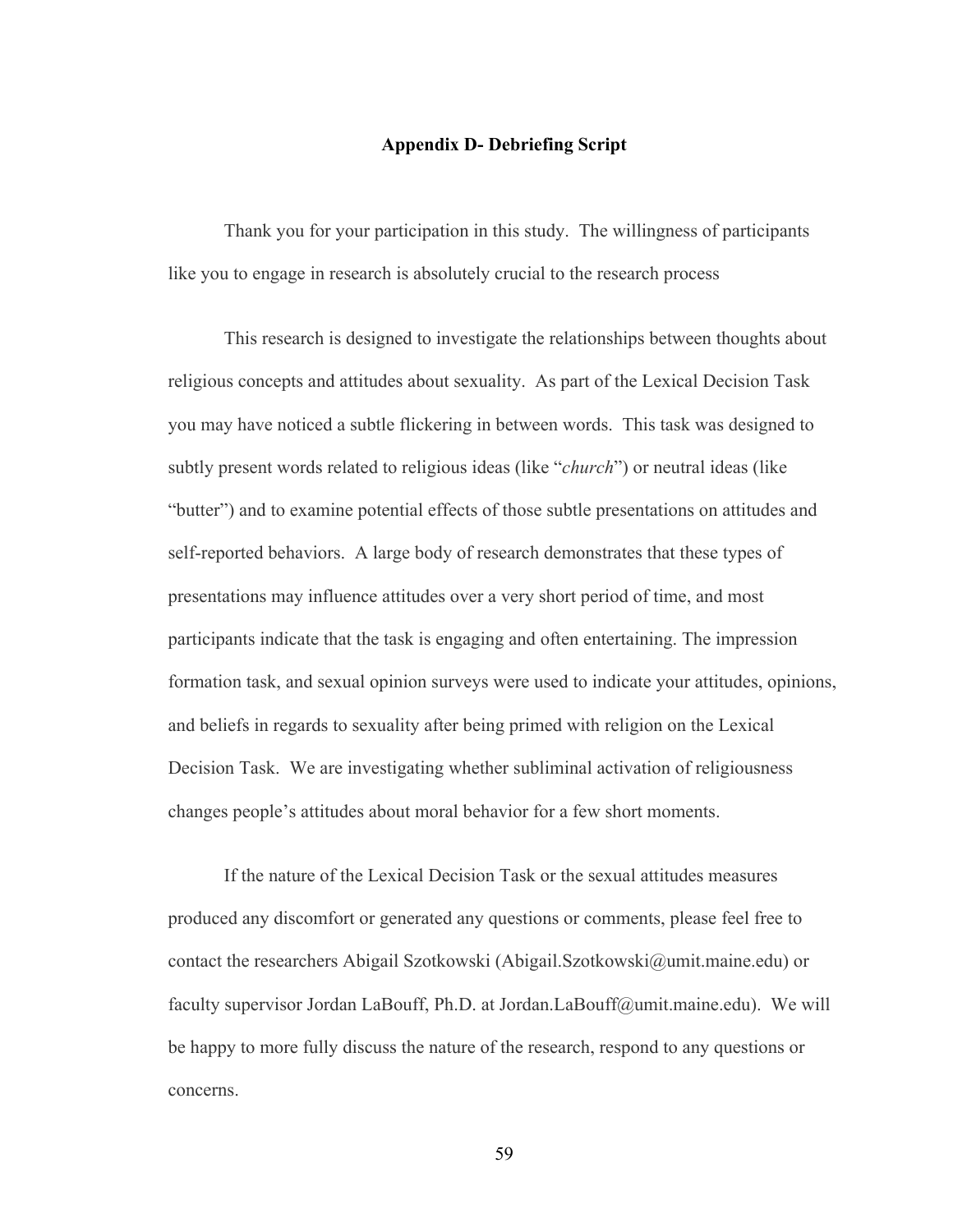# Appendix D- Debriefing Script

Thank you for your participation in this study. The willingness of participants like you to engage in research is absolutely crucial to the research process

This research is designed to investigate the relationships between thoughts about religious concepts and attitudes about sexuality. As part of the Lexical Decision Task you may have noticed a subtle flickering in between words. This task was designed to subtly present words related to religious ideas (like "*church*") or neutral ideas (like "butter") and to examine potential effects of those subtle presentations on attitudes and self-reported behaviors. A large body of research demonstrates that these types of presentations may influence attitudes over a very short period of time, and most participants indicate that the task is engaging and often entertaining. The impression formation task, and sexual opinion surveys were used to indicate your attitudes, opinions, and beliefs in regards to sexuality after being primed with religion on the Lexical Decision Task. We are investigating whether subliminal activation of religiousness changes people's attitudes about moral behavior for a few short moments.

If the nature of the Lexical Decision Task or the sexual attitudes measures produced any discomfort or generated any questions or comments, please feel free to contact the researchers Abigail Szotkowski (Abigail.Szotkowski@umit.maine.edu) or faculty supervisor Jordan LaBouff, Ph.D. at Jordan.LaBouff@umit.maine.edu). We will be happy to more fully discuss the nature of the research, respond to any questions or concerns.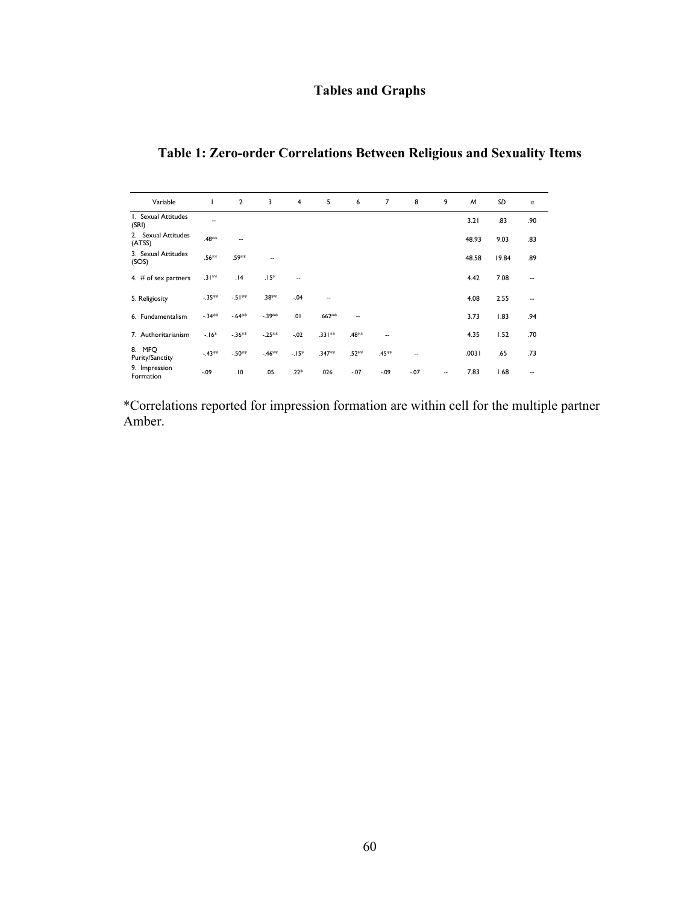# Tables and Graphs

## Table 1: Zero-order Correlations Between Religious and Sexuality Items

| Variable | 1 | 2 | 3 | 4 | 5 | 6 | 7 | 8 | 9 | *M* | *SD* | α |
|---|---|---|---|---|---|---|---|---|---|---|---|---|
| 1. Sexual Attitudes (SRI) | -- | | | | | | | | | 3.21 | .83 | .90 |
| 2. Sexual Attitudes (ATSS) | .48** | -- | | | | | | | | 48.93 | 9.03 | .83 |
| 3. Sexual Attitudes (SOS) | .56** | .59** | -- | | | | | | | 48.58 | 19.84 | .89 |
| 4. # of sex partners | .31** | .14 | .15* | -- | | | | | | 4.42 | 7.08 | -- |
| 5. Religiosity | -.35** | -.51** | .38** | -.04 | -- | | | | | 4.08 | 2.55 | -- |
| 6. Fundamentalism | -.34** | -.64** | -.39** | .01 | .662** | -- | | | | 3.73 | 1.83 | .94 |
| 7. Authoritarianism | -.16* | -.36** | -.25** | -.02 | .331** | .48** | -- | | | 4.35 | 1.52 | .70 |
| 8. MFQ Purity/Sanctity | -.43** | -.50** | -.46** | -.15* | .347** | .52** | .45** | -- | | .0031 | .65 | .73 |
| 9. Impression Formation | -.09 | .10 | .05 | .22* | .026 | -.07 | -.09 | -.07 | -- | 7.83 | 1.68 | -- |

*Correlations reported for impression formation are within cell for the multiple partner Amber.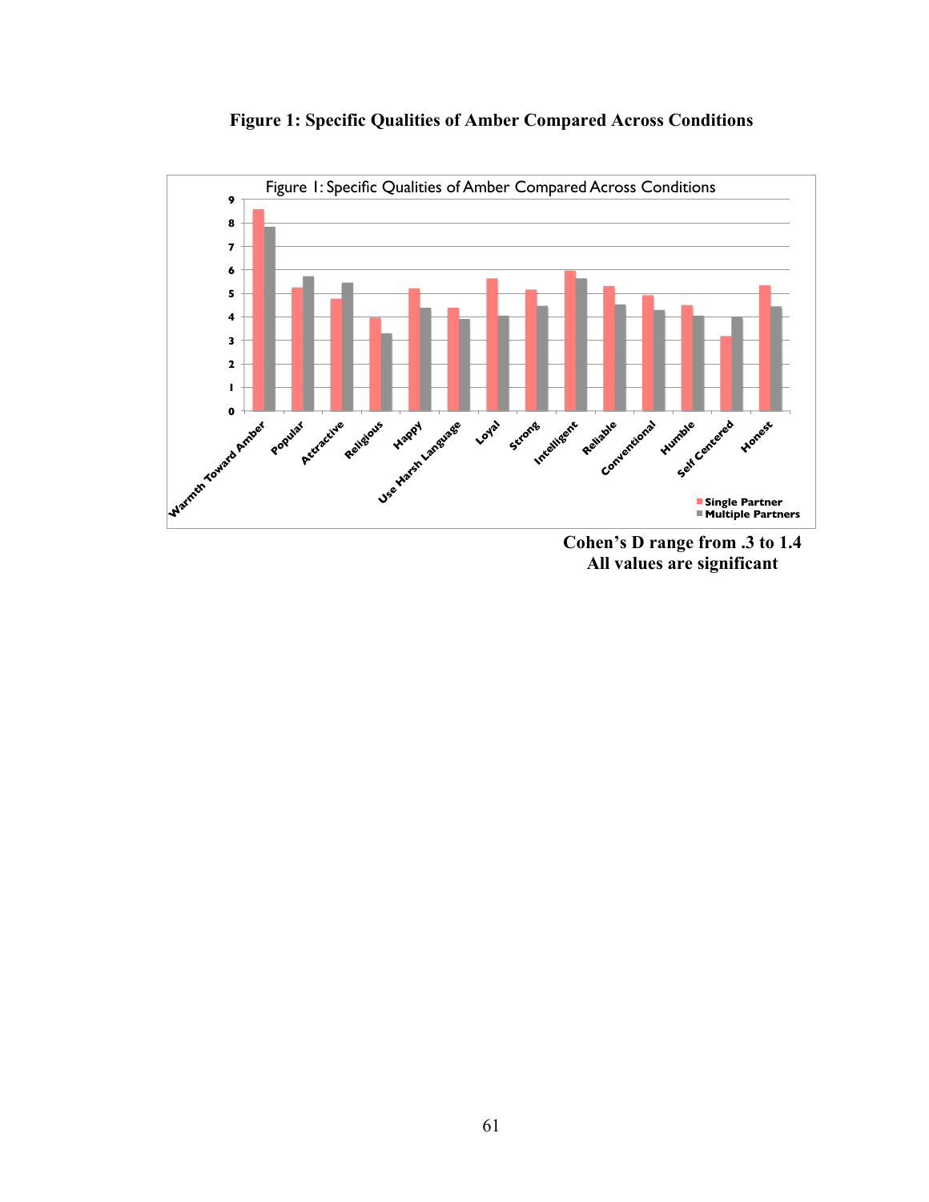**Figure 1: Specific Qualities of Amber Compared Across Conditions**

**Cohen's D range from .3 to 1.4**
**All values are significant**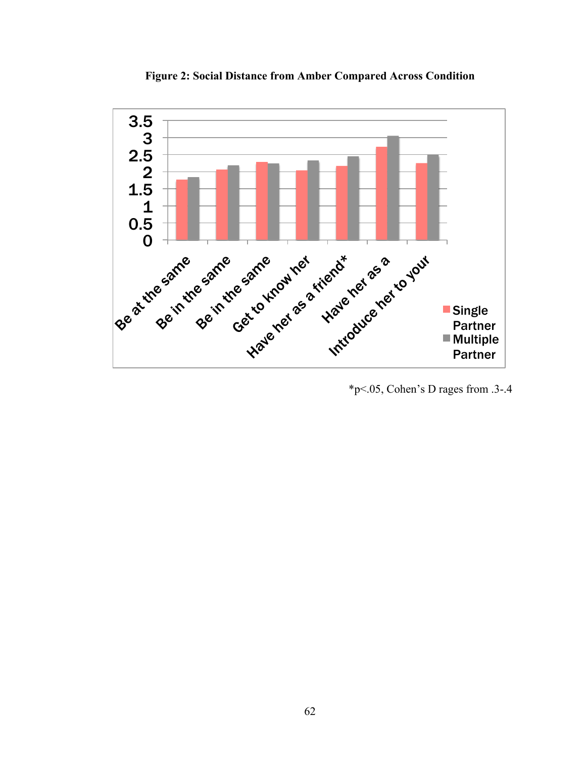**Figure 2: Social Distance from Amber Compared Across Condition**

*p<.05, Cohen's D rages from .3-.4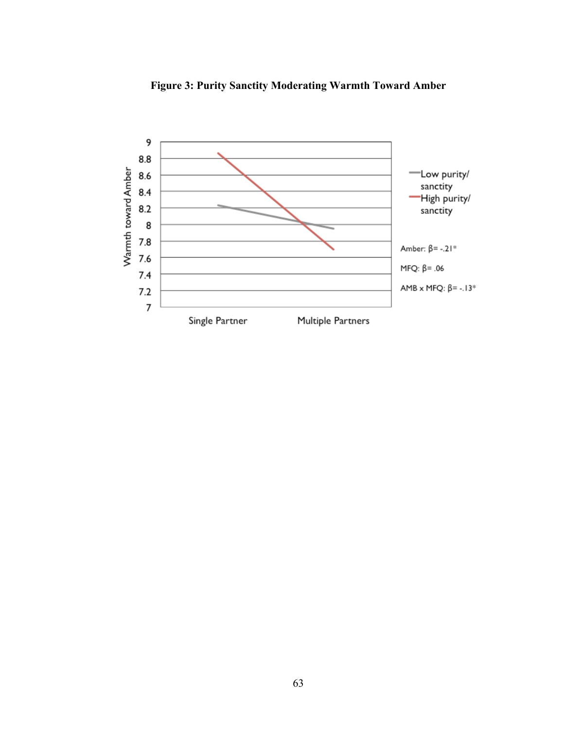**Figure 3: Purity Sanctity Moderating Warmth Toward Amber**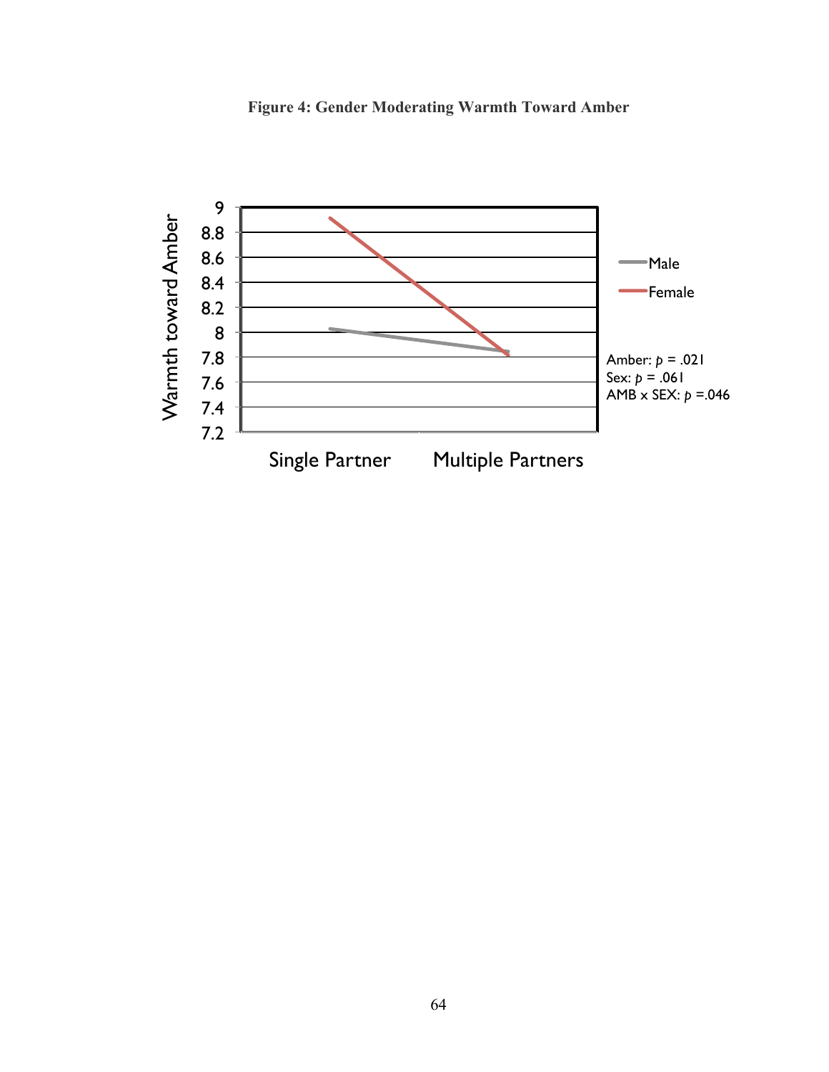**Figure 4: Gender Moderating Warmth Toward Amber**

Warmth toward Amber

9
8.8
8.6
8.4
8.2
8
7.8
7.6
7.4
7.2

Single Partner Multiple Partners

Male
Female

Amber: $p$ = .021
Sex: $p$ = .061
AMB x SEX: $p$ =.046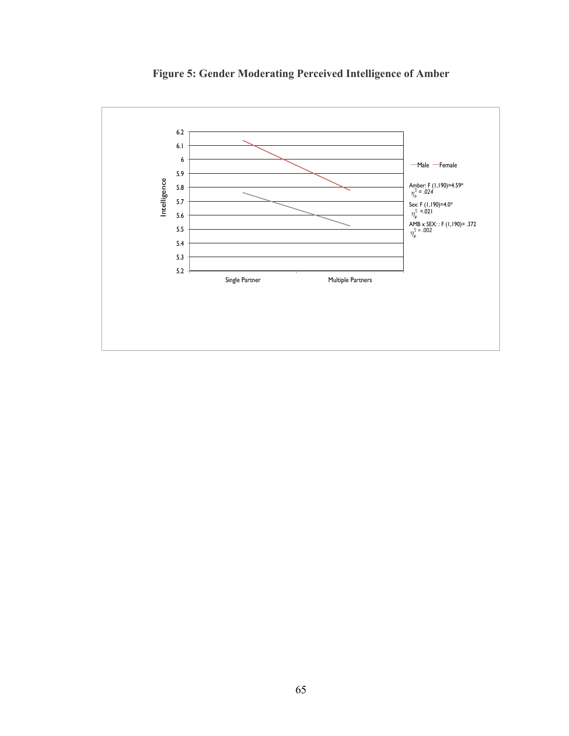**Figure 5: Gender Moderating Perceived Intelligence of Amber**

Intelligence

6.2
6.1
6
5.9
5.8
5.7
5.6
5.5
5.4
5.3
5.2

Single Partner | Multiple Partners

—Male —Female

Amber: F (1,190)=4.59* $\eta_p^2$ = .024

Sex: F (1,190)=4.0* $\eta_p^2$ =.021

AMB x SEX: : F (1,190)= .372 $\eta_p^2$ = .002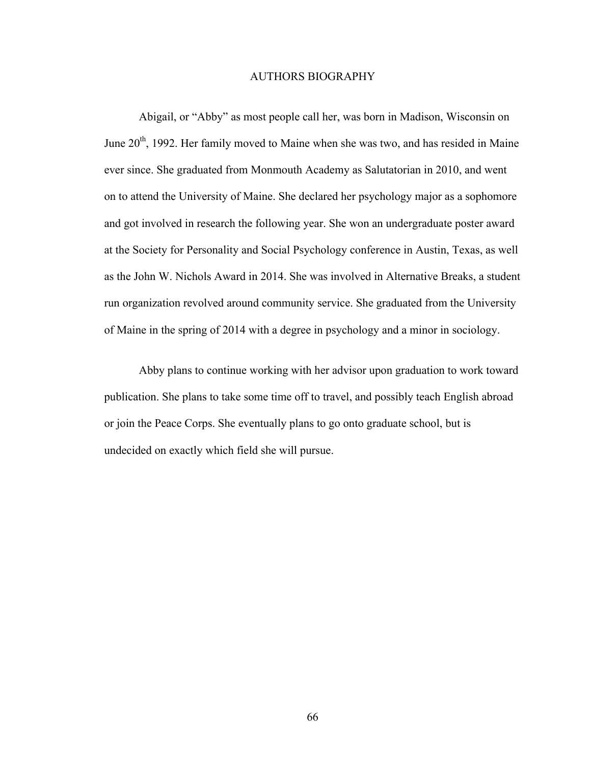# AUTHORS BIOGRAPHY

Abigail, or "Abby" as most people call her, was born in Madison, Wisconsin on June 20th, 1992. Her family moved to Maine when she was two, and has resided in Maine ever since. She graduated from Monmouth Academy as Salutatorian in 2010, and went on to attend the University of Maine. She declared her psychology major as a sophomore and got involved in research the following year. She won an undergraduate poster award at the Society for Personality and Social Psychology conference in Austin, Texas, as well as the John W. Nichols Award in 2014. She was involved in Alternative Breaks, a student run organization revolved around community service. She graduated from the University of Maine in the spring of 2014 with a degree in psychology and a minor in sociology.

Abby plans to continue working with her advisor upon graduation to work toward publication. She plans to take some time off to travel, and possibly teach English abroad or join the Peace Corps. She eventually plans to go onto graduate school, but is undecided on exactly which field she will pursue.